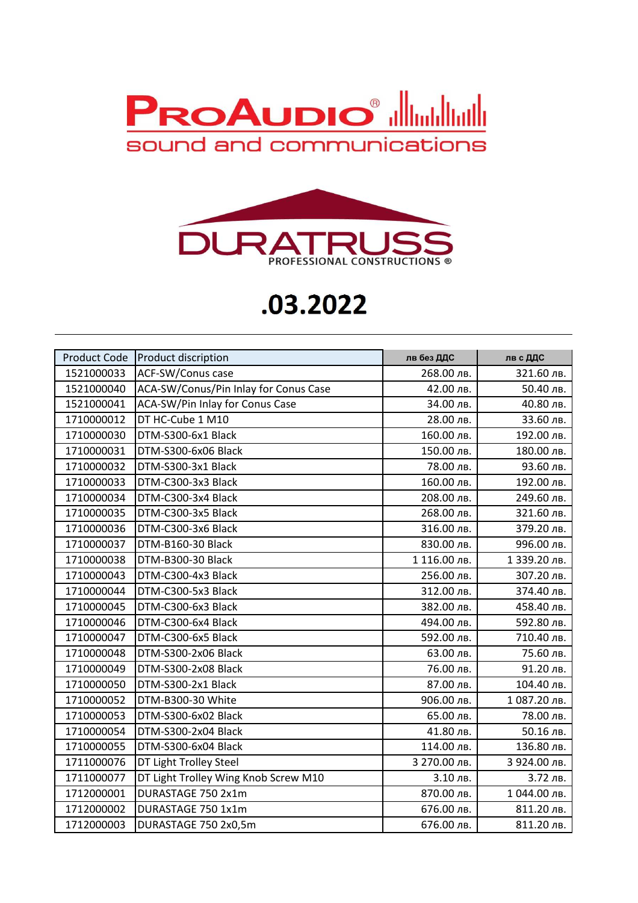# .03.2022

| Product Code | Product discription | лв без ДДС | лв с ДДС |
|---|---|---|---|
| 1521000033 | ACF-SW/Conus case | 268.00 лв. | 321.60 лв. |
| 1521000040 | ACA-SW/Conus/Pin Inlay for Conus Case | 42.00 лв. | 50.40 лв. |
| 1521000041 | ACA-SW/Pin Inlay for Conus Case | 34.00 лв. | 40.80 лв. |
| 1710000012 | DT HC-Cube 1 M10 | 28.00 лв. | 33.60 лв. |
| 1710000030 | DTM-S300-6x1 Black | 160.00 лв. | 192.00 лв. |
| 1710000031 | DTM-S300-6x06 Black | 150.00 лв. | 180.00 лв. |
| 1710000032 | DTM-S300-3x1 Black | 78.00 лв. | 93.60 лв. |
| 1710000033 | DTM-C300-3x3 Black | 160.00 лв. | 192.00 лв. |
| 1710000034 | DTM-C300-3x4 Black | 208.00 лв. | 249.60 лв. |
| 1710000035 | DTM-C300-3x5 Black | 268.00 лв. | 321.60 лв. |
| 1710000036 | DTM-C300-3x6 Black | 316.00 лв. | 379.20 лв. |
| 1710000037 | DTM-B160-30 Black | 830.00 лв. | 996.00 лв. |
| 1710000038 | DTM-B300-30 Black | 1 116.00 лв. | 1 339.20 лв. |
| 1710000043 | DTM-C300-4x3 Black | 256.00 лв. | 307.20 лв. |
| 1710000044 | DTM-C300-5x3 Black | 312.00 лв. | 374.40 лв. |
| 1710000045 | DTM-C300-6x3 Black | 382.00 лв. | 458.40 лв. |
| 1710000046 | DTM-C300-6x4 Black | 494.00 лв. | 592.80 лв. |
| 1710000047 | DTM-C300-6x5 Black | 592.00 лв. | 710.40 лв. |
| 1710000048 | DTM-S300-2x06 Black | 63.00 лв. | 75.60 лв. |
| 1710000049 | DTM-S300-2x08 Black | 76.00 лв. | 91.20 лв. |
| 1710000050 | DTM-S300-2x1 Black | 87.00 лв. | 104.40 лв. |
| 1710000052 | DTM-B300-30 White | 906.00 лв. | 1 087.20 лв. |
| 1710000053 | DTM-S300-6x02 Black | 65.00 лв. | 78.00 лв. |
| 1710000054 | DTM-S300-2x04 Black | 41.80 лв. | 50.16 лв. |
| 1710000055 | DTM-S300-6x04 Black | 114.00 лв. | 136.80 лв. |
| 1711000076 | DT Light Trolley Steel | 3 270.00 лв. | 3 924.00 лв. |
| 1711000077 | DT Light Trolley Wing Knob Screw M10 | 3.10 лв. | 3.72 лв. |
| 1712000001 | DURASTAGE 750 2x1m | 870.00 лв. | 1 044.00 лв. |
| 1712000002 | DURASTAGE 750 1x1m | 676.00 лв. | 811.20 лв. |
| 1712000003 | DURASTAGE 750 2x0,5m | 676.00 лв. | 811.20 лв. |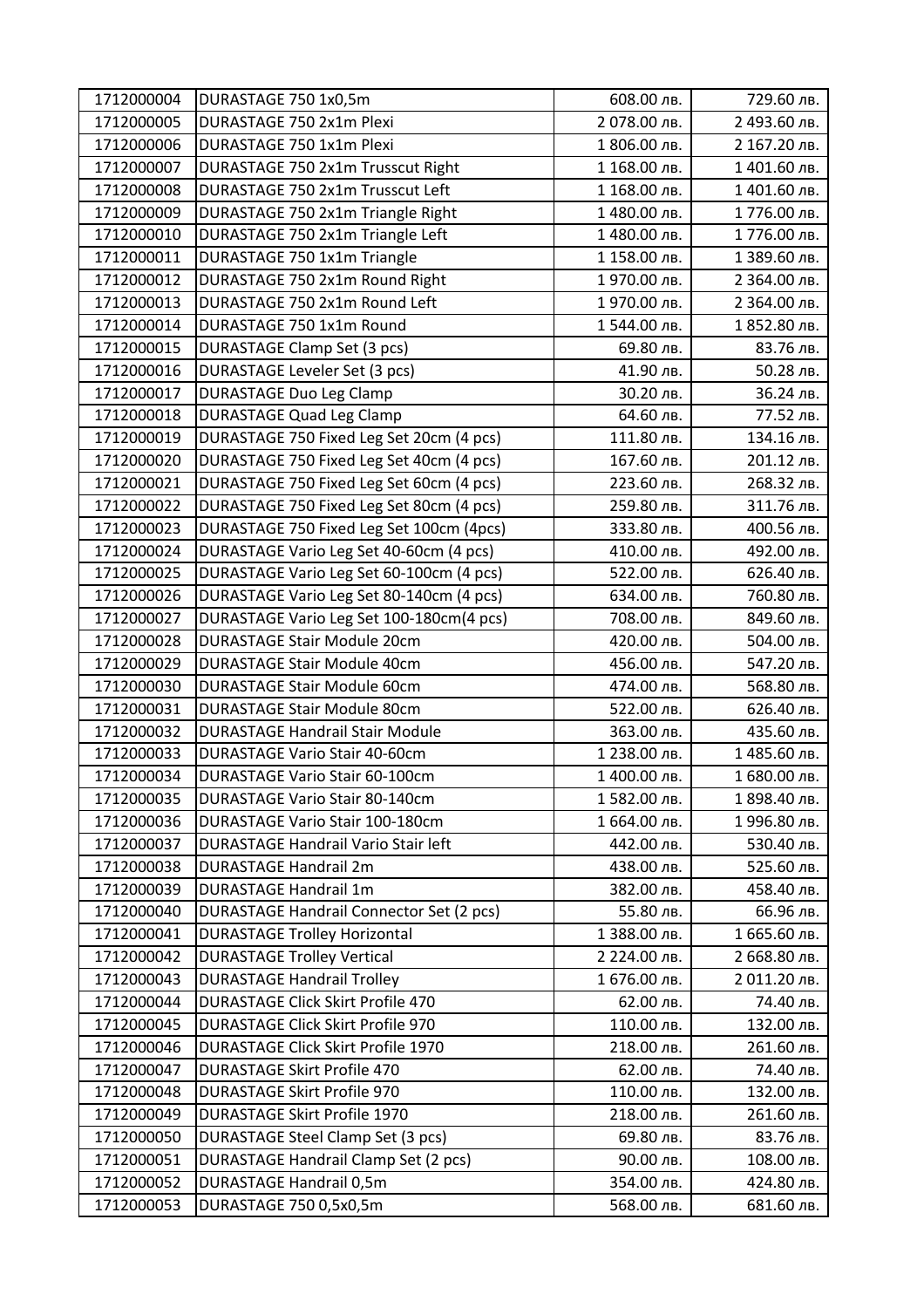| 1712000004 | DURASTAGE 750 1x0,5m | 608.00 лв. | 729.60 лв. |
|---|---|---|---|
| 1712000005 | DURASTAGE 750 2x1m Plexi | 2 078.00 лв. | 2 493.60 лв. |
| 1712000006 | DURASTAGE 750 1x1m Plexi | 1 806.00 лв. | 2 167.20 лв. |
| 1712000007 | DURASTAGE 750 2x1m Trusscut Right | 1 168.00 лв. | 1 401.60 лв. |
| 1712000008 | DURASTAGE 750 2x1m Trusscut Left | 1 168.00 лв. | 1 401.60 лв. |
| 1712000009 | DURASTAGE 750 2x1m Triangle Right | 1 480.00 лв. | 1 776.00 лв. |
| 1712000010 | DURASTAGE 750 2x1m Triangle Left | 1 480.00 лв. | 1 776.00 лв. |
| 1712000011 | DURASTAGE 750 1x1m Triangle | 1 158.00 лв. | 1 389.60 лв. |
| 1712000012 | DURASTAGE 750 2x1m Round Right | 1 970.00 лв. | 2 364.00 лв. |
| 1712000013 | DURASTAGE 750 2x1m Round Left | 1 970.00 лв. | 2 364.00 лв. |
| 1712000014 | DURASTAGE 750 1x1m Round | 1 544.00 лв. | 1 852.80 лв. |
| 1712000015 | DURASTAGE Clamp Set (3 pcs) | 69.80 лв. | 83.76 лв. |
| 1712000016 | DURASTAGE Leveler Set (3 pcs) | 41.90 лв. | 50.28 лв. |
| 1712000017 | DURASTAGE Duo Leg Clamp | 30.20 лв. | 36.24 лв. |
| 1712000018 | DURASTAGE Quad Leg Clamp | 64.60 лв. | 77.52 лв. |
| 1712000019 | DURASTAGE 750 Fixed Leg Set 20cm (4 pcs) | 111.80 лв. | 134.16 лв. |
| 1712000020 | DURASTAGE 750 Fixed Leg Set 40cm (4 pcs) | 167.60 лв. | 201.12 лв. |
| 1712000021 | DURASTAGE 750 Fixed Leg Set 60cm (4 pcs) | 223.60 лв. | 268.32 лв. |
| 1712000022 | DURASTAGE 750 Fixed Leg Set 80cm (4 pcs) | 259.80 лв. | 311.76 лв. |
| 1712000023 | DURASTAGE 750 Fixed Leg Set 100cm (4pcs) | 333.80 лв. | 400.56 лв. |
| 1712000024 | DURASTAGE Vario Leg Set 40-60cm (4 pcs) | 410.00 лв. | 492.00 лв. |
| 1712000025 | DURASTAGE Vario Leg Set 60-100cm (4 pcs) | 522.00 лв. | 626.40 лв. |
| 1712000026 | DURASTAGE Vario Leg Set 80-140cm (4 pcs) | 634.00 лв. | 760.80 лв. |
| 1712000027 | DURASTAGE Vario Leg Set 100-180cm(4 pcs) | 708.00 лв. | 849.60 лв. |
| 1712000028 | DURASTAGE Stair Module 20cm | 420.00 лв. | 504.00 лв. |
| 1712000029 | DURASTAGE Stair Module 40cm | 456.00 лв. | 547.20 лв. |
| 1712000030 | DURASTAGE Stair Module 60cm | 474.00 лв. | 568.80 лв. |
| 1712000031 | DURASTAGE Stair Module 80cm | 522.00 лв. | 626.40 лв. |
| 1712000032 | DURASTAGE Handrail Stair Module | 363.00 лв. | 435.60 лв. |
| 1712000033 | DURASTAGE Vario Stair 40-60cm | 1 238.00 лв. | 1 485.60 лв. |
| 1712000034 | DURASTAGE Vario Stair 60-100cm | 1 400.00 лв. | 1 680.00 лв. |
| 1712000035 | DURASTAGE Vario Stair 80-140cm | 1 582.00 лв. | 1 898.40 лв. |
| 1712000036 | DURASTAGE Vario Stair 100-180cm | 1 664.00 лв. | 1 996.80 лв. |
| 1712000037 | DURASTAGE Handrail Vario Stair left | 442.00 лв. | 530.40 лв. |
| 1712000038 | DURASTAGE Handrail 2m | 438.00 лв. | 525.60 лв. |
| 1712000039 | DURASTAGE Handrail 1m | 382.00 лв. | 458.40 лв. |
| 1712000040 | DURASTAGE Handrail Connector Set (2 pcs) | 55.80 лв. | 66.96 лв. |
| 1712000041 | DURASTAGE Trolley Horizontal | 1 388.00 лв. | 1 665.60 лв. |
| 1712000042 | DURASTAGE Trolley Vertical | 2 224.00 лв. | 2 668.80 лв. |
| 1712000043 | DURASTAGE Handrail Trolley | 1 676.00 лв. | 2 011.20 лв. |
| 1712000044 | DURASTAGE Click Skirt Profile 470 | 62.00 лв. | 74.40 лв. |
| 1712000045 | DURASTAGE Click Skirt Profile 970 | 110.00 лв. | 132.00 лв. |
| 1712000046 | DURASTAGE Click Skirt Profile 1970 | 218.00 лв. | 261.60 лв. |
| 1712000047 | DURASTAGE Skirt Profile 470 | 62.00 лв. | 74.40 лв. |
| 1712000048 | DURASTAGE Skirt Profile 970 | 110.00 лв. | 132.00 лв. |
| 1712000049 | DURASTAGE Skirt Profile 1970 | 218.00 лв. | 261.60 лв. |
| 1712000050 | DURASTAGE Steel Clamp Set (3 pcs) | 69.80 лв. | 83.76 лв. |
| 1712000051 | DURASTAGE Handrail Clamp Set (2 pcs) | 90.00 лв. | 108.00 лв. |
| 1712000052 | DURASTAGE Handrail 0,5m | 354.00 лв. | 424.80 лв. |
| 1712000053 | DURASTAGE 750 0,5x0,5m | 568.00 лв. | 681.60 лв. |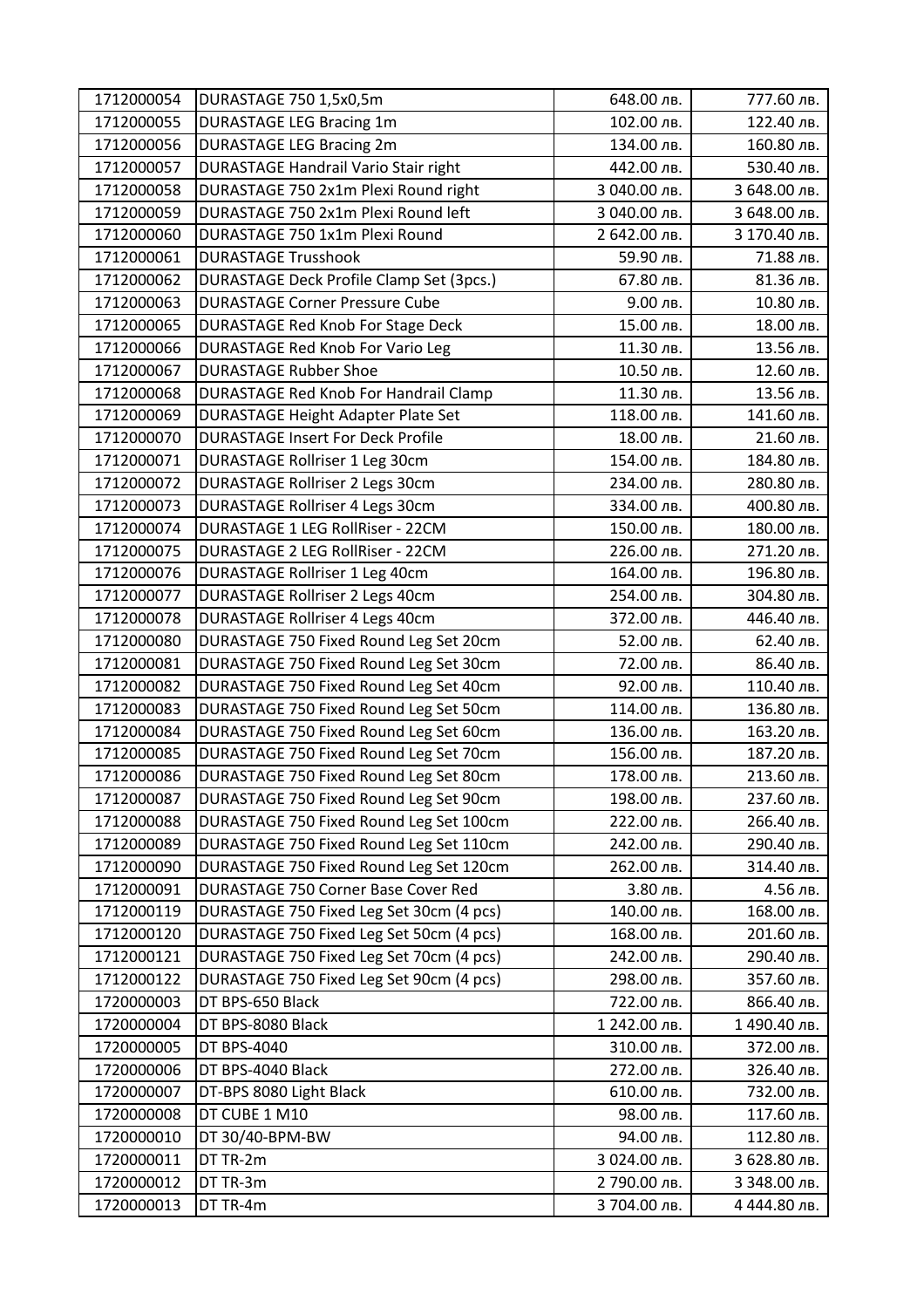| | | | |
|---|---|---|---|
| 1712000054 | DURASTAGE 750 1,5x0,5m | 648.00 лв. | 777.60 лв. |
| 1712000055 | DURASTAGE LEG Bracing 1m | 102.00 лв. | 122.40 лв. |
| 1712000056 | DURASTAGE LEG Bracing 2m | 134.00 лв. | 160.80 лв. |
| 1712000057 | DURASTAGE Handrail Vario Stair right | 442.00 лв. | 530.40 лв. |
| 1712000058 | DURASTAGE 750 2x1m Plexi Round right | 3 040.00 лв. | 3 648.00 лв. |
| 1712000059 | DURASTAGE 750 2x1m Plexi Round left | 3 040.00 лв. | 3 648.00 лв. |
| 1712000060 | DURASTAGE 750 1x1m Plexi Round | 2 642.00 лв. | 3 170.40 лв. |
| 1712000061 | DURASTAGE Trusshook | 59.90 лв. | 71.88 лв. |
| 1712000062 | DURASTAGE Deck Profile Clamp Set (3pcs.) | 67.80 лв. | 81.36 лв. |
| 1712000063 | DURASTAGE Corner Pressure Cube | 9.00 лв. | 10.80 лв. |
| 1712000065 | DURASTAGE Red Knob For Stage Deck | 15.00 лв. | 18.00 лв. |
| 1712000066 | DURASTAGE Red Knob For Vario Leg | 11.30 лв. | 13.56 лв. |
| 1712000067 | DURASTAGE Rubber Shoe | 10.50 лв. | 12.60 лв. |
| 1712000068 | DURASTAGE Red Knob For Handrail Clamp | 11.30 лв. | 13.56 лв. |
| 1712000069 | DURASTAGE Height Adapter Plate Set | 118.00 лв. | 141.60 лв. |
| 1712000070 | DURASTAGE Insert For Deck Profile | 18.00 лв. | 21.60 лв. |
| 1712000071 | DURASTAGE Rollriser 1 Leg 30cm | 154.00 лв. | 184.80 лв. |
| 1712000072 | DURASTAGE Rollriser 2 Legs 30cm | 234.00 лв. | 280.80 лв. |
| 1712000073 | DURASTAGE Rollriser 4 Legs 30cm | 334.00 лв. | 400.80 лв. |
| 1712000074 | DURASTAGE 1 LEG RollRiser - 22CM | 150.00 лв. | 180.00 лв. |
| 1712000075 | DURASTAGE 2 LEG RollRiser - 22CM | 226.00 лв. | 271.20 лв. |
| 1712000076 | DURASTAGE Rollriser 1 Leg 40cm | 164.00 лв. | 196.80 лв. |
| 1712000077 | DURASTAGE Rollriser 2 Legs 40cm | 254.00 лв. | 304.80 лв. |
| 1712000078 | DURASTAGE Rollriser 4 Legs 40cm | 372.00 лв. | 446.40 лв. |
| 1712000080 | DURASTAGE 750 Fixed Round Leg Set 20cm | 52.00 лв. | 62.40 лв. |
| 1712000081 | DURASTAGE 750 Fixed Round Leg Set 30cm | 72.00 лв. | 86.40 лв. |
| 1712000082 | DURASTAGE 750 Fixed Round Leg Set 40cm | 92.00 лв. | 110.40 лв. |
| 1712000083 | DURASTAGE 750 Fixed Round Leg Set 50cm | 114.00 лв. | 136.80 лв. |
| 1712000084 | DURASTAGE 750 Fixed Round Leg Set 60cm | 136.00 лв. | 163.20 лв. |
| 1712000085 | DURASTAGE 750 Fixed Round Leg Set 70cm | 156.00 лв. | 187.20 лв. |
| 1712000086 | DURASTAGE 750 Fixed Round Leg Set 80cm | 178.00 лв. | 213.60 лв. |
| 1712000087 | DURASTAGE 750 Fixed Round Leg Set 90cm | 198.00 лв. | 237.60 лв. |
| 1712000088 | DURASTAGE 750 Fixed Round Leg Set 100cm | 222.00 лв. | 266.40 лв. |
| 1712000089 | DURASTAGE 750 Fixed Round Leg Set 110cm | 242.00 лв. | 290.40 лв. |
| 1712000090 | DURASTAGE 750 Fixed Round Leg Set 120cm | 262.00 лв. | 314.40 лв. |
| 1712000091 | DURASTAGE 750 Corner Base Cover Red | 3.80 лв. | 4.56 лв. |
| 1712000119 | DURASTAGE 750 Fixed Leg Set 30cm (4 pcs) | 140.00 лв. | 168.00 лв. |
| 1712000120 | DURASTAGE 750 Fixed Leg Set 50cm (4 pcs) | 168.00 лв. | 201.60 лв. |
| 1712000121 | DURASTAGE 750 Fixed Leg Set 70cm (4 pcs) | 242.00 лв. | 290.40 лв. |
| 1712000122 | DURASTAGE 750 Fixed Leg Set 90cm (4 pcs) | 298.00 лв. | 357.60 лв. |
| 1720000003 | DT BPS-650 Black | 722.00 лв. | 866.40 лв. |
| 1720000004 | DT BPS-8080 Black | 1 242.00 лв. | 1 490.40 лв. |
| 1720000005 | DT BPS-4040 | 310.00 лв. | 372.00 лв. |
| 1720000006 | DT BPS-4040 Black | 272.00 лв. | 326.40 лв. |
| 1720000007 | DT-BPS 8080 Light Black | 610.00 лв. | 732.00 лв. |
| 1720000008 | DT CUBE 1 M10 | 98.00 лв. | 117.60 лв. |
| 1720000010 | DT 30/40-BPM-BW | 94.00 лв. | 112.80 лв. |
| 1720000011 | DT TR-2m | 3 024.00 лв. | 3 628.80 лв. |
| 1720000012 | DT TR-3m | 2 790.00 лв. | 3 348.00 лв. |
| 1720000013 | DT TR-4m | 3 704.00 лв. | 4 444.80 лв. |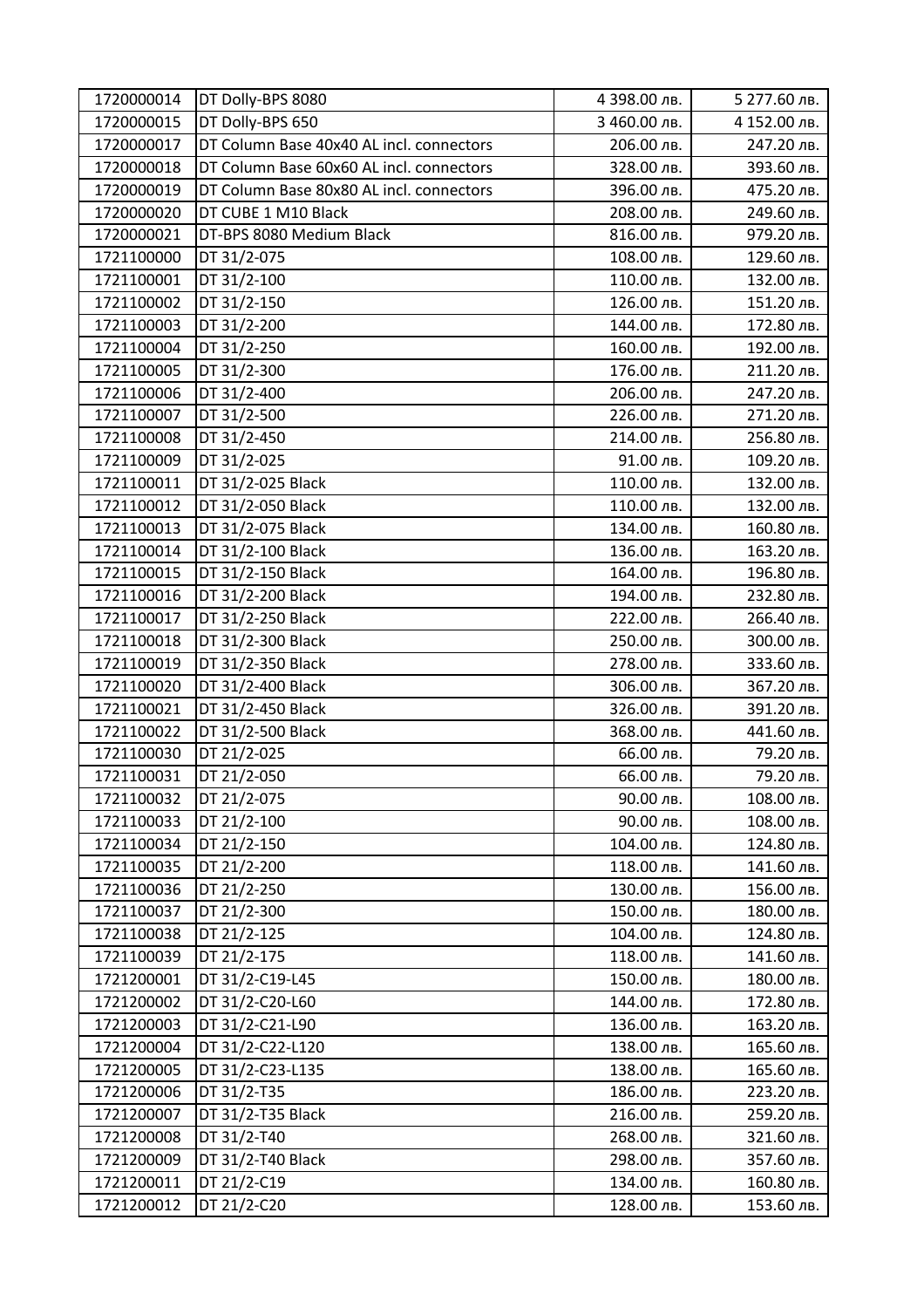| | | | |
|---|---|---|---|
| 1720000014 | DT Dolly-BPS 8080 | 4 398.00 лв. | 5 277.60 лв. |
| 1720000015 | DT Dolly-BPS 650 | 3 460.00 лв. | 4 152.00 лв. |
| 1720000017 | DT Column Base 40x40 AL incl. connectors | 206.00 лв. | 247.20 лв. |
| 1720000018 | DT Column Base 60x60 AL incl. connectors | 328.00 лв. | 393.60 лв. |
| 1720000019 | DT Column Base 80x80 AL incl. connectors | 396.00 лв. | 475.20 лв. |
| 1720000020 | DT CUBE 1 M10 Black | 208.00 лв. | 249.60 лв. |
| 1720000021 | DT-BPS 8080 Medium Black | 816.00 лв. | 979.20 лв. |
| 1721100000 | DT 31/2-075 | 108.00 лв. | 129.60 лв. |
| 1721100001 | DT 31/2-100 | 110.00 лв. | 132.00 лв. |
| 1721100002 | DT 31/2-150 | 126.00 лв. | 151.20 лв. |
| 1721100003 | DT 31/2-200 | 144.00 лв. | 172.80 лв. |
| 1721100004 | DT 31/2-250 | 160.00 лв. | 192.00 лв. |
| 1721100005 | DT 31/2-300 | 176.00 лв. | 211.20 лв. |
| 1721100006 | DT 31/2-400 | 206.00 лв. | 247.20 лв. |
| 1721100007 | DT 31/2-500 | 226.00 лв. | 271.20 лв. |
| 1721100008 | DT 31/2-450 | 214.00 лв. | 256.80 лв. |
| 1721100009 | DT 31/2-025 | 91.00 лв. | 109.20 лв. |
| 1721100011 | DT 31/2-025 Black | 110.00 лв. | 132.00 лв. |
| 1721100012 | DT 31/2-050 Black | 110.00 лв. | 132.00 лв. |
| 1721100013 | DT 31/2-075 Black | 134.00 лв. | 160.80 лв. |
| 1721100014 | DT 31/2-100 Black | 136.00 лв. | 163.20 лв. |
| 1721100015 | DT 31/2-150 Black | 164.00 лв. | 196.80 лв. |
| 1721100016 | DT 31/2-200 Black | 194.00 лв. | 232.80 лв. |
| 1721100017 | DT 31/2-250 Black | 222.00 лв. | 266.40 лв. |
| 1721100018 | DT 31/2-300 Black | 250.00 лв. | 300.00 лв. |
| 1721100019 | DT 31/2-350 Black | 278.00 лв. | 333.60 лв. |
| 1721100020 | DT 31/2-400 Black | 306.00 лв. | 367.20 лв. |
| 1721100021 | DT 31/2-450 Black | 326.00 лв. | 391.20 лв. |
| 1721100022 | DT 31/2-500 Black | 368.00 лв. | 441.60 лв. |
| 1721100030 | DT 21/2-025 | 66.00 лв. | 79.20 лв. |
| 1721100031 | DT 21/2-050 | 66.00 лв. | 79.20 лв. |
| 1721100032 | DT 21/2-075 | 90.00 лв. | 108.00 лв. |
| 1721100033 | DT 21/2-100 | 90.00 лв. | 108.00 лв. |
| 1721100034 | DT 21/2-150 | 104.00 лв. | 124.80 лв. |
| 1721100035 | DT 21/2-200 | 118.00 лв. | 141.60 лв. |
| 1721100036 | DT 21/2-250 | 130.00 лв. | 156.00 лв. |
| 1721100037 | DT 21/2-300 | 150.00 лв. | 180.00 лв. |
| 1721100038 | DT 21/2-125 | 104.00 лв. | 124.80 лв. |
| 1721100039 | DT 21/2-175 | 118.00 лв. | 141.60 лв. |
| 1721200001 | DT 31/2-C19-L45 | 150.00 лв. | 180.00 лв. |
| 1721200002 | DT 31/2-C20-L60 | 144.00 лв. | 172.80 лв. |
| 1721200003 | DT 31/2-C21-L90 | 136.00 лв. | 163.20 лв. |
| 1721200004 | DT 31/2-C22-L120 | 138.00 лв. | 165.60 лв. |
| 1721200005 | DT 31/2-C23-L135 | 138.00 лв. | 165.60 лв. |
| 1721200006 | DT 31/2-T35 | 186.00 лв. | 223.20 лв. |
| 1721200007 | DT 31/2-T35 Black | 216.00 лв. | 259.20 лв. |
| 1721200008 | DT 31/2-T40 | 268.00 лв. | 321.60 лв. |
| 1721200009 | DT 31/2-T40 Black | 298.00 лв. | 357.60 лв. |
| 1721200011 | DT 21/2-C19 | 134.00 лв. | 160.80 лв. |
| 1721200012 | DT 21/2-C20 | 128.00 лв. | 153.60 лв. |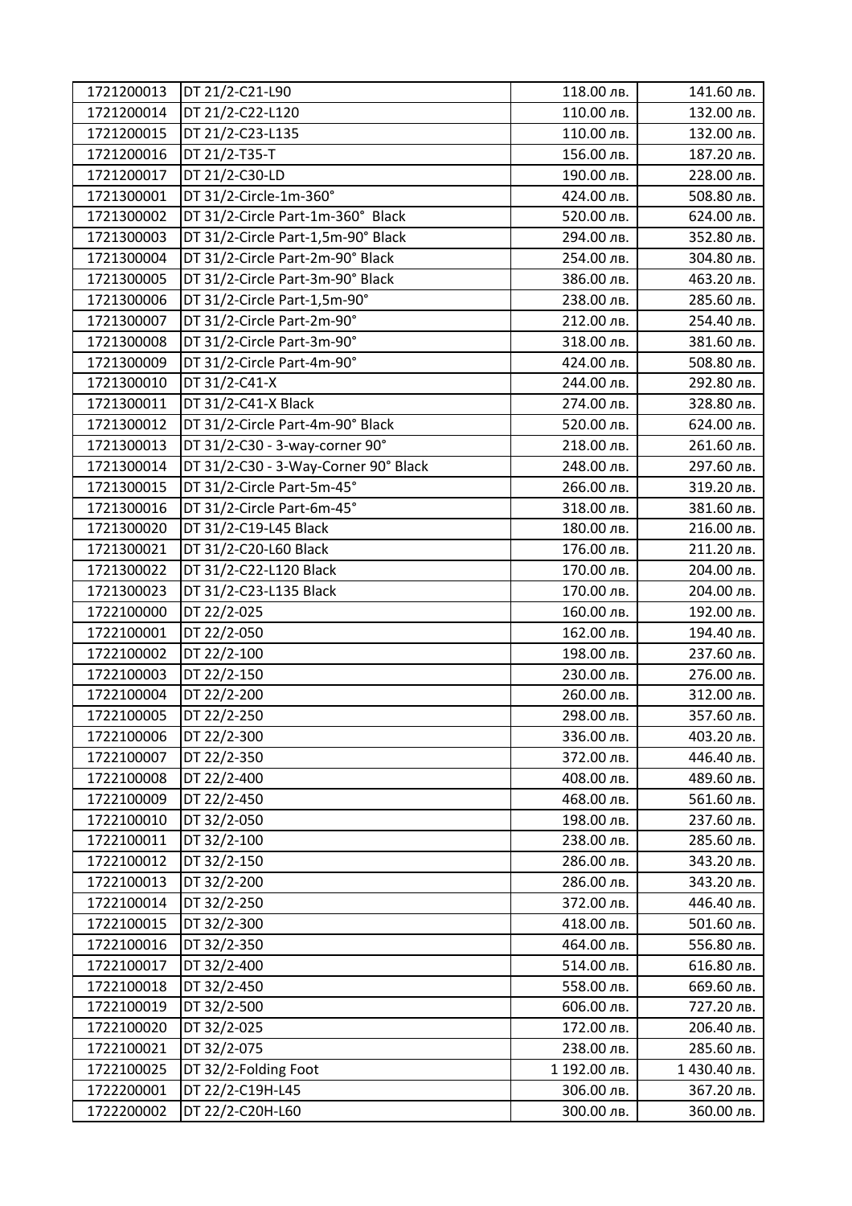| | | | |
|---|---|---|---|
| 1721200013 | DT 21/2-C21-L90 | 118.00 лв. | 141.60 лв. |
| 1721200014 | DT 21/2-C22-L120 | 110.00 лв. | 132.00 лв. |
| 1721200015 | DT 21/2-C23-L135 | 110.00 лв. | 132.00 лв. |
| 1721200016 | DT 21/2-T35-T | 156.00 лв. | 187.20 лв. |
| 1721200017 | DT 21/2-C30-LD | 190.00 лв. | 228.00 лв. |
| 1721300001 | DT 31/2-Circle-1m-360° | 424.00 лв. | 508.80 лв. |
| 1721300002 | DT 31/2-Circle Part-1m-360° Black | 520.00 лв. | 624.00 лв. |
| 1721300003 | DT 31/2-Circle Part-1,5m-90° Black | 294.00 лв. | 352.80 лв. |
| 1721300004 | DT 31/2-Circle Part-2m-90° Black | 254.00 лв. | 304.80 лв. |
| 1721300005 | DT 31/2-Circle Part-3m-90° Black | 386.00 лв. | 463.20 лв. |
| 1721300006 | DT 31/2-Circle Part-1,5m-90° | 238.00 лв. | 285.60 лв. |
| 1721300007 | DT 31/2-Circle Part-2m-90° | 212.00 лв. | 254.40 лв. |
| 1721300008 | DT 31/2-Circle Part-3m-90° | 318.00 лв. | 381.60 лв. |
| 1721300009 | DT 31/2-Circle Part-4m-90° | 424.00 лв. | 508.80 лв. |
| 1721300010 | DT 31/2-C41-X | 244.00 лв. | 292.80 лв. |
| 1721300011 | DT 31/2-C41-X Black | 274.00 лв. | 328.80 лв. |
| 1721300012 | DT 31/2-Circle Part-4m-90° Black | 520.00 лв. | 624.00 лв. |
| 1721300013 | DT 31/2-C30 - 3-way-corner 90° | 218.00 лв. | 261.60 лв. |
| 1721300014 | DT 31/2-C30 - 3-Way-Corner 90° Black | 248.00 лв. | 297.60 лв. |
| 1721300015 | DT 31/2-Circle Part-5m-45° | 266.00 лв. | 319.20 лв. |
| 1721300016 | DT 31/2-Circle Part-6m-45° | 318.00 лв. | 381.60 лв. |
| 1721300020 | DT 31/2-C19-L45 Black | 180.00 лв. | 216.00 лв. |
| 1721300021 | DT 31/2-C20-L60 Black | 176.00 лв. | 211.20 лв. |
| 1721300022 | DT 31/2-C22-L120 Black | 170.00 лв. | 204.00 лв. |
| 1721300023 | DT 31/2-C23-L135 Black | 170.00 лв. | 204.00 лв. |
| 1722100000 | DT 22/2-025 | 160.00 лв. | 192.00 лв. |
| 1722100001 | DT 22/2-050 | 162.00 лв. | 194.40 лв. |
| 1722100002 | DT 22/2-100 | 198.00 лв. | 237.60 лв. |
| 1722100003 | DT 22/2-150 | 230.00 лв. | 276.00 лв. |
| 1722100004 | DT 22/2-200 | 260.00 лв. | 312.00 лв. |
| 1722100005 | DT 22/2-250 | 298.00 лв. | 357.60 лв. |
| 1722100006 | DT 22/2-300 | 336.00 лв. | 403.20 лв. |
| 1722100007 | DT 22/2-350 | 372.00 лв. | 446.40 лв. |
| 1722100008 | DT 22/2-400 | 408.00 лв. | 489.60 лв. |
| 1722100009 | DT 22/2-450 | 468.00 лв. | 561.60 лв. |
| 1722100010 | DT 32/2-050 | 198.00 лв. | 237.60 лв. |
| 1722100011 | DT 32/2-100 | 238.00 лв. | 285.60 лв. |
| 1722100012 | DT 32/2-150 | 286.00 лв. | 343.20 лв. |
| 1722100013 | DT 32/2-200 | 286.00 лв. | 343.20 лв. |
| 1722100014 | DT 32/2-250 | 372.00 лв. | 446.40 лв. |
| 1722100015 | DT 32/2-300 | 418.00 лв. | 501.60 лв. |
| 1722100016 | DT 32/2-350 | 464.00 лв. | 556.80 лв. |
| 1722100017 | DT 32/2-400 | 514.00 лв. | 616.80 лв. |
| 1722100018 | DT 32/2-450 | 558.00 лв. | 669.60 лв. |
| 1722100019 | DT 32/2-500 | 606.00 лв. | 727.20 лв. |
| 1722100020 | DT 32/2-025 | 172.00 лв. | 206.40 лв. |
| 1722100021 | DT 32/2-075 | 238.00 лв. | 285.60 лв. |
| 1722100025 | DT 32/2-Folding Foot | 1 192.00 лв. | 1 430.40 лв. |
| 1722200001 | DT 22/2-C19H-L45 | 306.00 лв. | 367.20 лв. |
| 1722200002 | DT 22/2-C20H-L60 | 300.00 лв. | 360.00 лв. |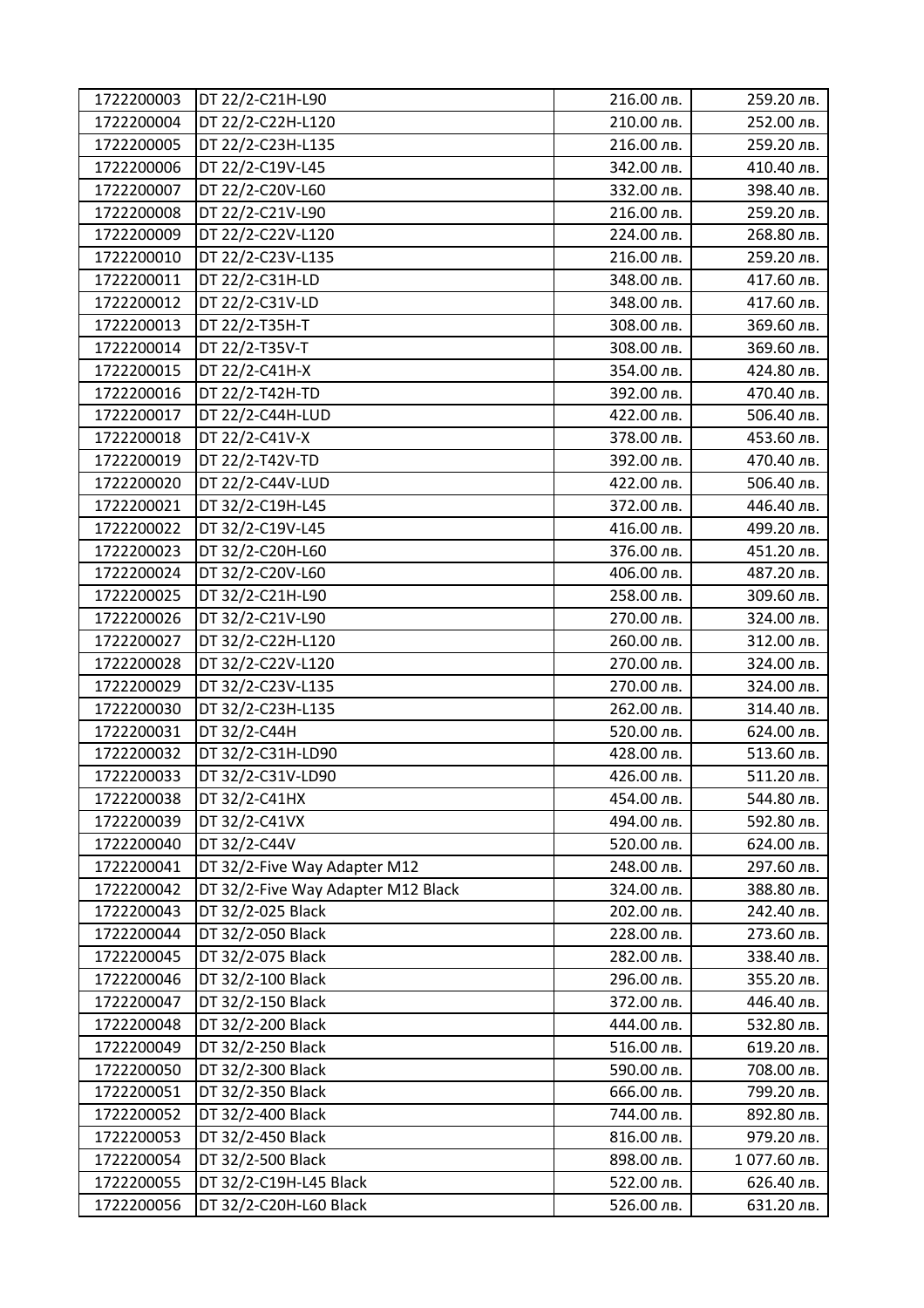| | | | |
|---|---|---|---|
| 1722200003 | DT 22/2-C21H-L90 | 216.00 лв. | 259.20 лв. |
| 1722200004 | DT 22/2-C22H-L120 | 210.00 лв. | 252.00 лв. |
| 1722200005 | DT 22/2-C23H-L135 | 216.00 лв. | 259.20 лв. |
| 1722200006 | DT 22/2-C19V-L45 | 342.00 лв. | 410.40 лв. |
| 1722200007 | DT 22/2-C20V-L60 | 332.00 лв. | 398.40 лв. |
| 1722200008 | DT 22/2-C21V-L90 | 216.00 лв. | 259.20 лв. |
| 1722200009 | DT 22/2-C22V-L120 | 224.00 лв. | 268.80 лв. |
| 1722200010 | DT 22/2-C23V-L135 | 216.00 лв. | 259.20 лв. |
| 1722200011 | DT 22/2-C31H-LD | 348.00 лв. | 417.60 лв. |
| 1722200012 | DT 22/2-C31V-LD | 348.00 лв. | 417.60 лв. |
| 1722200013 | DT 22/2-T35H-T | 308.00 лв. | 369.60 лв. |
| 1722200014 | DT 22/2-T35V-T | 308.00 лв. | 369.60 лв. |
| 1722200015 | DT 22/2-C41H-X | 354.00 лв. | 424.80 лв. |
| 1722200016 | DT 22/2-T42H-TD | 392.00 лв. | 470.40 лв. |
| 1722200017 | DT 22/2-C44H-LUD | 422.00 лв. | 506.40 лв. |
| 1722200018 | DT 22/2-C41V-X | 378.00 лв. | 453.60 лв. |
| 1722200019 | DT 22/2-T42V-TD | 392.00 лв. | 470.40 лв. |
| 1722200020 | DT 22/2-C44V-LUD | 422.00 лв. | 506.40 лв. |
| 1722200021 | DT 32/2-C19H-L45 | 372.00 лв. | 446.40 лв. |
| 1722200022 | DT 32/2-C19V-L45 | 416.00 лв. | 499.20 лв. |
| 1722200023 | DT 32/2-C20H-L60 | 376.00 лв. | 451.20 лв. |
| 1722200024 | DT 32/2-C20V-L60 | 406.00 лв. | 487.20 лв. |
| 1722200025 | DT 32/2-C21H-L90 | 258.00 лв. | 309.60 лв. |
| 1722200026 | DT 32/2-C21V-L90 | 270.00 лв. | 324.00 лв. |
| 1722200027 | DT 32/2-C22H-L120 | 260.00 лв. | 312.00 лв. |
| 1722200028 | DT 32/2-C22V-L120 | 270.00 лв. | 324.00 лв. |
| 1722200029 | DT 32/2-C23V-L135 | 270.00 лв. | 324.00 лв. |
| 1722200030 | DT 32/2-C23H-L135 | 262.00 лв. | 314.40 лв. |
| 1722200031 | DT 32/2-C44H | 520.00 лв. | 624.00 лв. |
| 1722200032 | DT 32/2-C31H-LD90 | 428.00 лв. | 513.60 лв. |
| 1722200033 | DT 32/2-C31V-LD90 | 426.00 лв. | 511.20 лв. |
| 1722200038 | DT 32/2-C41HX | 454.00 лв. | 544.80 лв. |
| 1722200039 | DT 32/2-C41VX | 494.00 лв. | 592.80 лв. |
| 1722200040 | DT 32/2-C44V | 520.00 лв. | 624.00 лв. |
| 1722200041 | DT 32/2-Five Way Adapter M12 | 248.00 лв. | 297.60 лв. |
| 1722200042 | DT 32/2-Five Way Adapter M12 Black | 324.00 лв. | 388.80 лв. |
| 1722200043 | DT 32/2-025 Black | 202.00 лв. | 242.40 лв. |
| 1722200044 | DT 32/2-050 Black | 228.00 лв. | 273.60 лв. |
| 1722200045 | DT 32/2-075 Black | 282.00 лв. | 338.40 лв. |
| 1722200046 | DT 32/2-100 Black | 296.00 лв. | 355.20 лв. |
| 1722200047 | DT 32/2-150 Black | 372.00 лв. | 446.40 лв. |
| 1722200048 | DT 32/2-200 Black | 444.00 лв. | 532.80 лв. |
| 1722200049 | DT 32/2-250 Black | 516.00 лв. | 619.20 лв. |
| 1722200050 | DT 32/2-300 Black | 590.00 лв. | 708.00 лв. |
| 1722200051 | DT 32/2-350 Black | 666.00 лв. | 799.20 лв. |
| 1722200052 | DT 32/2-400 Black | 744.00 лв. | 892.80 лв. |
| 1722200053 | DT 32/2-450 Black | 816.00 лв. | 979.20 лв. |
| 1722200054 | DT 32/2-500 Black | 898.00 лв. | 1 077.60 лв. |
| 1722200055 | DT 32/2-C19H-L45 Black | 522.00 лв. | 626.40 лв. |
| 1722200056 | DT 32/2-C20H-L60 Black | 526.00 лв. | 631.20 лв. |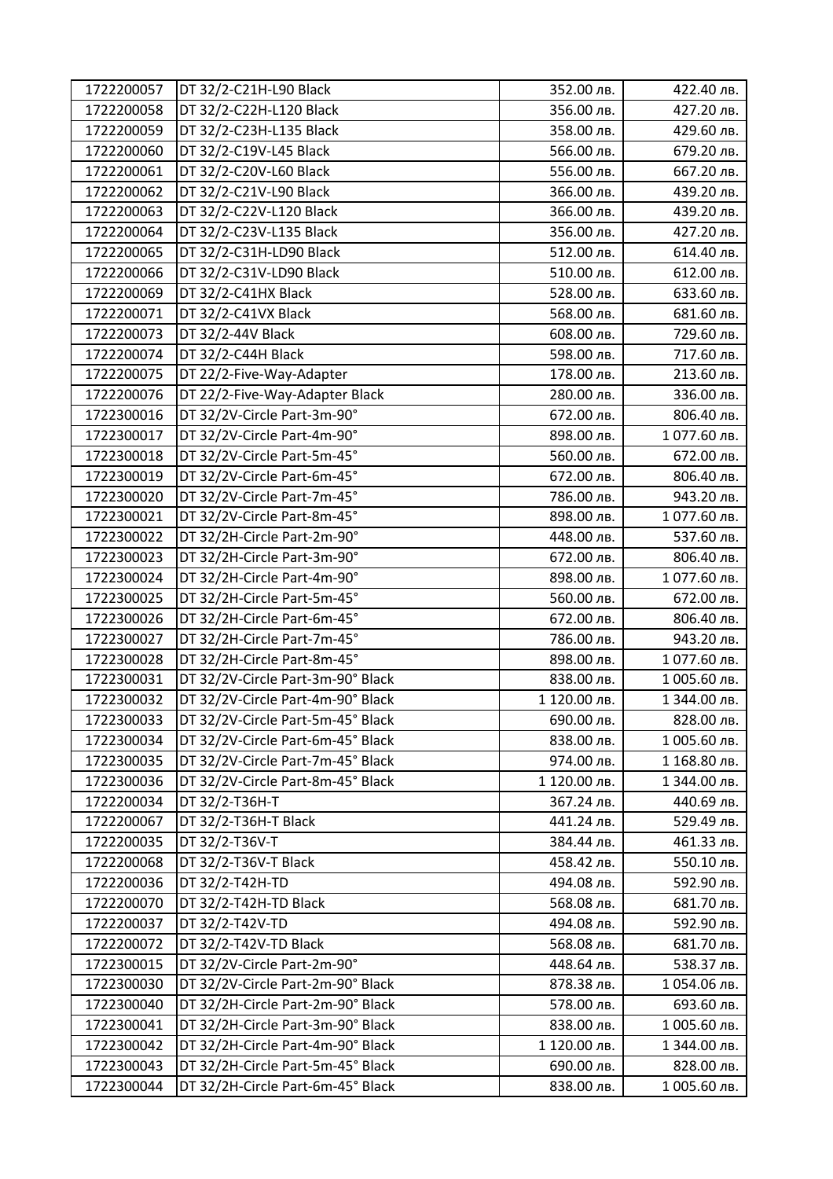| | | | |
|---|---|---|---|
| 1722200057 | DT 32/2-C21H-L90 Black | 352.00 лв. | 422.40 лв. |
| 1722200058 | DT 32/2-C22H-L120 Black | 356.00 лв. | 427.20 лв. |
| 1722200059 | DT 32/2-C23H-L135 Black | 358.00 лв. | 429.60 лв. |
| 1722200060 | DT 32/2-C19V-L45 Black | 566.00 лв. | 679.20 лв. |
| 1722200061 | DT 32/2-C20V-L60 Black | 556.00 лв. | 667.20 лв. |
| 1722200062 | DT 32/2-C21V-L90 Black | 366.00 лв. | 439.20 лв. |
| 1722200063 | DT 32/2-C22V-L120 Black | 366.00 лв. | 439.20 лв. |
| 1722200064 | DT 32/2-C23V-L135 Black | 356.00 лв. | 427.20 лв. |
| 1722200065 | DT 32/2-C31H-LD90 Black | 512.00 лв. | 614.40 лв. |
| 1722200066 | DT 32/2-C31V-LD90 Black | 510.00 лв. | 612.00 лв. |
| 1722200069 | DT 32/2-C41HX Black | 528.00 лв. | 633.60 лв. |
| 1722200071 | DT 32/2-C41VX Black | 568.00 лв. | 681.60 лв. |
| 1722200073 | DT 32/2-44V Black | 608.00 лв. | 729.60 лв. |
| 1722200074 | DT 32/2-C44H Black | 598.00 лв. | 717.60 лв. |
| 1722200075 | DT 22/2-Five-Way-Adapter | 178.00 лв. | 213.60 лв. |
| 1722200076 | DT 22/2-Five-Way-Adapter Black | 280.00 лв. | 336.00 лв. |
| 1722300016 | DT 32/2V-Circle Part-3m-90° | 672.00 лв. | 806.40 лв. |
| 1722300017 | DT 32/2V-Circle Part-4m-90° | 898.00 лв. | 1 077.60 лв. |
| 1722300018 | DT 32/2V-Circle Part-5m-45° | 560.00 лв. | 672.00 лв. |
| 1722300019 | DT 32/2V-Circle Part-6m-45° | 672.00 лв. | 806.40 лв. |
| 1722300020 | DT 32/2V-Circle Part-7m-45° | 786.00 лв. | 943.20 лв. |
| 1722300021 | DT 32/2V-Circle Part-8m-45° | 898.00 лв. | 1 077.60 лв. |
| 1722300022 | DT 32/2H-Circle Part-2m-90° | 448.00 лв. | 537.60 лв. |
| 1722300023 | DT 32/2H-Circle Part-3m-90° | 672.00 лв. | 806.40 лв. |
| 1722300024 | DT 32/2H-Circle Part-4m-90° | 898.00 лв. | 1 077.60 лв. |
| 1722300025 | DT 32/2H-Circle Part-5m-45° | 560.00 лв. | 672.00 лв. |
| 1722300026 | DT 32/2H-Circle Part-6m-45° | 672.00 лв. | 806.40 лв. |
| 1722300027 | DT 32/2H-Circle Part-7m-45° | 786.00 лв. | 943.20 лв. |
| 1722300028 | DT 32/2H-Circle Part-8m-45° | 898.00 лв. | 1 077.60 лв. |
| 1722300031 | DT 32/2V-Circle Part-3m-90° Black | 838.00 лв. | 1 005.60 лв. |
| 1722300032 | DT 32/2V-Circle Part-4m-90° Black | 1 120.00 лв. | 1 344.00 лв. |
| 1722300033 | DT 32/2V-Circle Part-5m-45° Black | 690.00 лв. | 828.00 лв. |
| 1722300034 | DT 32/2V-Circle Part-6m-45° Black | 838.00 лв. | 1 005.60 лв. |
| 1722300035 | DT 32/2V-Circle Part-7m-45° Black | 974.00 лв. | 1 168.80 лв. |
| 1722300036 | DT 32/2V-Circle Part-8m-45° Black | 1 120.00 лв. | 1 344.00 лв. |
| 1722200034 | DT 32/2-T36H-T | 367.24 лв. | 440.69 лв. |
| 1722200067 | DT 32/2-T36H-T Black | 441.24 лв. | 529.49 лв. |
| 1722200035 | DT 32/2-T36V-T | 384.44 лв. | 461.33 лв. |
| 1722200068 | DT 32/2-T36V-T Black | 458.42 лв. | 550.10 лв. |
| 1722200036 | DT 32/2-T42H-TD | 494.08 лв. | 592.90 лв. |
| 1722200070 | DT 32/2-T42H-TD Black | 568.08 лв. | 681.70 лв. |
| 1722200037 | DT 32/2-T42V-TD | 494.08 лв. | 592.90 лв. |
| 1722200072 | DT 32/2-T42V-TD Black | 568.08 лв. | 681.70 лв. |
| 1722300015 | DT 32/2V-Circle Part-2m-90° | 448.64 лв. | 538.37 лв. |
| 1722300030 | DT 32/2V-Circle Part-2m-90° Black | 878.38 лв. | 1 054.06 лв. |
| 1722300040 | DT 32/2H-Circle Part-2m-90° Black | 578.00 лв. | 693.60 лв. |
| 1722300041 | DT 32/2H-Circle Part-3m-90° Black | 838.00 лв. | 1 005.60 лв. |
| 1722300042 | DT 32/2H-Circle Part-4m-90° Black | 1 120.00 лв. | 1 344.00 лв. |
| 1722300043 | DT 32/2H-Circle Part-5m-45° Black | 690.00 лв. | 828.00 лв. |
| 1722300044 | DT 32/2H-Circle Part-6m-45° Black | 838.00 лв. | 1 005.60 лв. |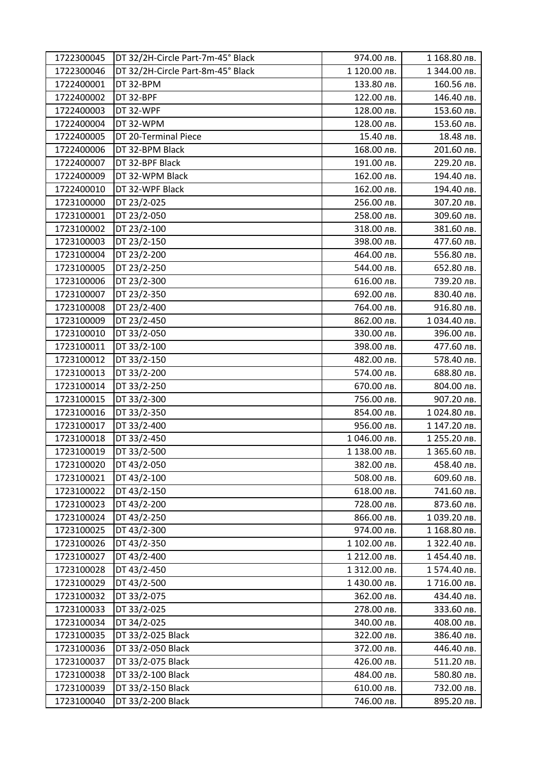| | | | |
|---|---|---|---|
| 1722300045 | DT 32/2H-Circle Part-7m-45° Black | 974.00 лв. | 1 168.80 лв. |
| 1722300046 | DT 32/2H-Circle Part-8m-45° Black | 1 120.00 лв. | 1 344.00 лв. |
| 1722400001 | DT 32-BPM | 133.80 лв. | 160.56 лв. |
| 1722400002 | DT 32-BPF | 122.00 лв. | 146.40 лв. |
| 1722400003 | DT 32-WPF | 128.00 лв. | 153.60 лв. |
| 1722400004 | DT 32-WPM | 128.00 лв. | 153.60 лв. |
| 1722400005 | DT 20-Terminal Piece | 15.40 лв. | 18.48 лв. |
| 1722400006 | DT 32-BPM Black | 168.00 лв. | 201.60 лв. |
| 1722400007 | DT 32-BPF Black | 191.00 лв. | 229.20 лв. |
| 1722400009 | DT 32-WPM Black | 162.00 лв. | 194.40 лв. |
| 1722400010 | DT 32-WPF Black | 162.00 лв. | 194.40 лв. |
| 1723100000 | DT 23/2-025 | 256.00 лв. | 307.20 лв. |
| 1723100001 | DT 23/2-050 | 258.00 лв. | 309.60 лв. |
| 1723100002 | DT 23/2-100 | 318.00 лв. | 381.60 лв. |
| 1723100003 | DT 23/2-150 | 398.00 лв. | 477.60 лв. |
| 1723100004 | DT 23/2-200 | 464.00 лв. | 556.80 лв. |
| 1723100005 | DT 23/2-250 | 544.00 лв. | 652.80 лв. |
| 1723100006 | DT 23/2-300 | 616.00 лв. | 739.20 лв. |
| 1723100007 | DT 23/2-350 | 692.00 лв. | 830.40 лв. |
| 1723100008 | DT 23/2-400 | 764.00 лв. | 916.80 лв. |
| 1723100009 | DT 23/2-450 | 862.00 лв. | 1 034.40 лв. |
| 1723100010 | DT 33/2-050 | 330.00 лв. | 396.00 лв. |
| 1723100011 | DT 33/2-100 | 398.00 лв. | 477.60 лв. |
| 1723100012 | DT 33/2-150 | 482.00 лв. | 578.40 лв. |
| 1723100013 | DT 33/2-200 | 574.00 лв. | 688.80 лв. |
| 1723100014 | DT 33/2-250 | 670.00 лв. | 804.00 лв. |
| 1723100015 | DT 33/2-300 | 756.00 лв. | 907.20 лв. |
| 1723100016 | DT 33/2-350 | 854.00 лв. | 1 024.80 лв. |
| 1723100017 | DT 33/2-400 | 956.00 лв. | 1 147.20 лв. |
| 1723100018 | DT 33/2-450 | 1 046.00 лв. | 1 255.20 лв. |
| 1723100019 | DT 33/2-500 | 1 138.00 лв. | 1 365.60 лв. |
| 1723100020 | DT 43/2-050 | 382.00 лв. | 458.40 лв. |
| 1723100021 | DT 43/2-100 | 508.00 лв. | 609.60 лв. |
| 1723100022 | DT 43/2-150 | 618.00 лв. | 741.60 лв. |
| 1723100023 | DT 43/2-200 | 728.00 лв. | 873.60 лв. |
| 1723100024 | DT 43/2-250 | 866.00 лв. | 1 039.20 лв. |
| 1723100025 | DT 43/2-300 | 974.00 лв. | 1 168.80 лв. |
| 1723100026 | DT 43/2-350 | 1 102.00 лв. | 1 322.40 лв. |
| 1723100027 | DT 43/2-400 | 1 212.00 лв. | 1 454.40 лв. |
| 1723100028 | DT 43/2-450 | 1 312.00 лв. | 1 574.40 лв. |
| 1723100029 | DT 43/2-500 | 1 430.00 лв. | 1 716.00 лв. |
| 1723100032 | DT 33/2-075 | 362.00 лв. | 434.40 лв. |
| 1723100033 | DT 33/2-025 | 278.00 лв. | 333.60 лв. |
| 1723100034 | DT 34/2-025 | 340.00 лв. | 408.00 лв. |
| 1723100035 | DT 33/2-025 Black | 322.00 лв. | 386.40 лв. |
| 1723100036 | DT 33/2-050 Black | 372.00 лв. | 446.40 лв. |
| 1723100037 | DT 33/2-075 Black | 426.00 лв. | 511.20 лв. |
| 1723100038 | DT 33/2-100 Black | 484.00 лв. | 580.80 лв. |
| 1723100039 | DT 33/2-150 Black | 610.00 лв. | 732.00 лв. |
| 1723100040 | DT 33/2-200 Black | 746.00 лв. | 895.20 лв. |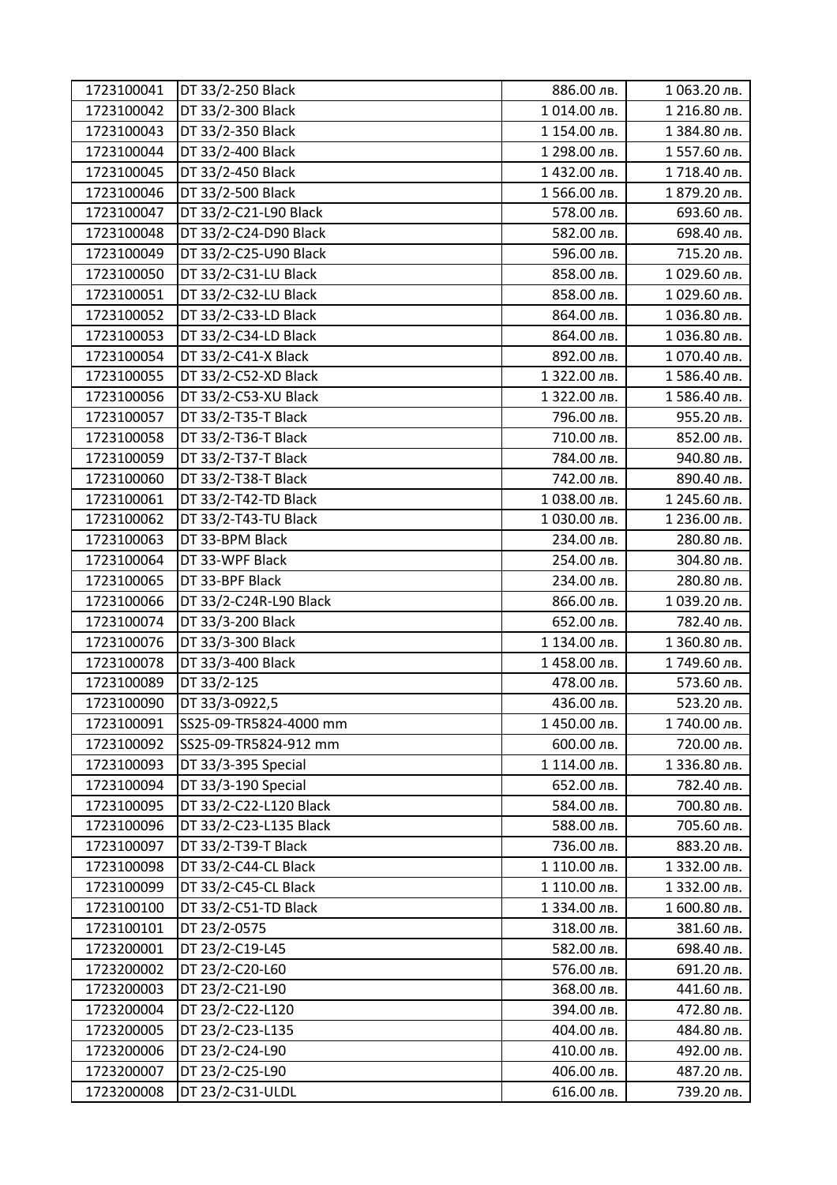| | | | |
|---|---|---|---|
| 1723100041 | DT 33/2-250 Black | 886.00 лв. | 1 063.20 лв. |
| 1723100042 | DT 33/2-300 Black | 1 014.00 лв. | 1 216.80 лв. |
| 1723100043 | DT 33/2-350 Black | 1 154.00 лв. | 1 384.80 лв. |
| 1723100044 | DT 33/2-400 Black | 1 298.00 лв. | 1 557.60 лв. |
| 1723100045 | DT 33/2-450 Black | 1 432.00 лв. | 1 718.40 лв. |
| 1723100046 | DT 33/2-500 Black | 1 566.00 лв. | 1 879.20 лв. |
| 1723100047 | DT 33/2-C21-L90 Black | 578.00 лв. | 693.60 лв. |
| 1723100048 | DT 33/2-C24-D90 Black | 582.00 лв. | 698.40 лв. |
| 1723100049 | DT 33/2-C25-U90 Black | 596.00 лв. | 715.20 лв. |
| 1723100050 | DT 33/2-C31-LU Black | 858.00 лв. | 1 029.60 лв. |
| 1723100051 | DT 33/2-C32-LU Black | 858.00 лв. | 1 029.60 лв. |
| 1723100052 | DT 33/2-C33-LD Black | 864.00 лв. | 1 036.80 лв. |
| 1723100053 | DT 33/2-C34-LD Black | 864.00 лв. | 1 036.80 лв. |
| 1723100054 | DT 33/2-C41-X Black | 892.00 лв. | 1 070.40 лв. |
| 1723100055 | DT 33/2-C52-XD Black | 1 322.00 лв. | 1 586.40 лв. |
| 1723100056 | DT 33/2-C53-XU Black | 1 322.00 лв. | 1 586.40 лв. |
| 1723100057 | DT 33/2-T35-T Black | 796.00 лв. | 955.20 лв. |
| 1723100058 | DT 33/2-T36-T Black | 710.00 лв. | 852.00 лв. |
| 1723100059 | DT 33/2-T37-T Black | 784.00 лв. | 940.80 лв. |
| 1723100060 | DT 33/2-T38-T Black | 742.00 лв. | 890.40 лв. |
| 1723100061 | DT 33/2-T42-TD Black | 1 038.00 лв. | 1 245.60 лв. |
| 1723100062 | DT 33/2-T43-TU Black | 1 030.00 лв. | 1 236.00 лв. |
| 1723100063 | DT 33-BPM Black | 234.00 лв. | 280.80 лв. |
| 1723100064 | DT 33-WPF Black | 254.00 лв. | 304.80 лв. |
| 1723100065 | DT 33-BPF Black | 234.00 лв. | 280.80 лв. |
| 1723100066 | DT 33/2-C24R-L90 Black | 866.00 лв. | 1 039.20 лв. |
| 1723100074 | DT 33/3-200 Black | 652.00 лв. | 782.40 лв. |
| 1723100076 | DT 33/3-300 Black | 1 134.00 лв. | 1 360.80 лв. |
| 1723100078 | DT 33/3-400 Black | 1 458.00 лв. | 1 749.60 лв. |
| 1723100089 | DT 33/2-125 | 478.00 лв. | 573.60 лв. |
| 1723100090 | DT 33/3-0922,5 | 436.00 лв. | 523.20 лв. |
| 1723100091 | SS25-09-TR5824-4000 mm | 1 450.00 лв. | 1 740.00 лв. |
| 1723100092 | SS25-09-TR5824-912 mm | 600.00 лв. | 720.00 лв. |
| 1723100093 | DT 33/3-395 Special | 1 114.00 лв. | 1 336.80 лв. |
| 1723100094 | DT 33/3-190 Special | 652.00 лв. | 782.40 лв. |
| 1723100095 | DT 33/2-C22-L120 Black | 584.00 лв. | 700.80 лв. |
| 1723100096 | DT 33/2-C23-L135 Black | 588.00 лв. | 705.60 лв. |
| 1723100097 | DT 33/2-T39-T Black | 736.00 лв. | 883.20 лв. |
| 1723100098 | DT 33/2-C44-CL Black | 1 110.00 лв. | 1 332.00 лв. |
| 1723100099 | DT 33/2-C45-CL Black | 1 110.00 лв. | 1 332.00 лв. |
| 1723100100 | DT 33/2-C51-TD Black | 1 334.00 лв. | 1 600.80 лв. |
| 1723100101 | DT 23/2-0575 | 318.00 лв. | 381.60 лв. |
| 1723200001 | DT 23/2-C19-L45 | 582.00 лв. | 698.40 лв. |
| 1723200002 | DT 23/2-C20-L60 | 576.00 лв. | 691.20 лв. |
| 1723200003 | DT 23/2-C21-L90 | 368.00 лв. | 441.60 лв. |
| 1723200004 | DT 23/2-C22-L120 | 394.00 лв. | 472.80 лв. |
| 1723200005 | DT 23/2-C23-L135 | 404.00 лв. | 484.80 лв. |
| 1723200006 | DT 23/2-C24-L90 | 410.00 лв. | 492.00 лв. |
| 1723200007 | DT 23/2-C25-L90 | 406.00 лв. | 487.20 лв. |
| 1723200008 | DT 23/2-C31-ULDL | 616.00 лв. | 739.20 лв. |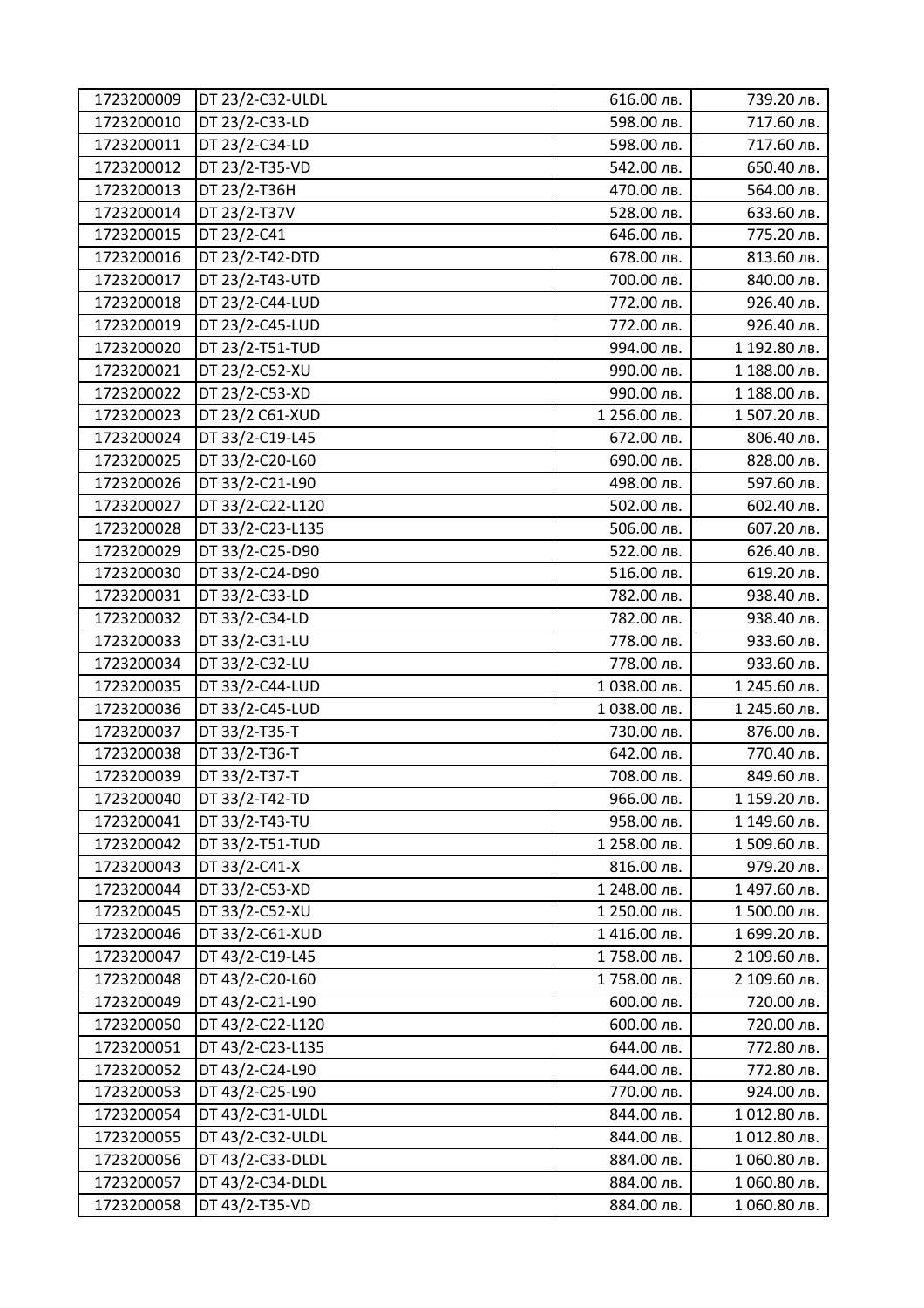| 1723200009 | DT 23/2-C32-ULDL | 616.00 лв. | 739.20 лв. |
|---|---|---|---|
| 1723200010 | DT 23/2-C33-LD | 598.00 лв. | 717.60 лв. |
| 1723200011 | DT 23/2-C34-LD | 598.00 лв. | 717.60 лв. |
| 1723200012 | DT 23/2-T35-VD | 542.00 лв. | 650.40 лв. |
| 1723200013 | DT 23/2-T36H | 470.00 лв. | 564.00 лв. |
| 1723200014 | DT 23/2-T37V | 528.00 лв. | 633.60 лв. |
| 1723200015 | DT 23/2-C41 | 646.00 лв. | 775.20 лв. |
| 1723200016 | DT 23/2-T42-DTD | 678.00 лв. | 813.60 лв. |
| 1723200017 | DT 23/2-T43-UTD | 700.00 лв. | 840.00 лв. |
| 1723200018 | DT 23/2-C44-LUD | 772.00 лв. | 926.40 лв. |
| 1723200019 | DT 23/2-C45-LUD | 772.00 лв. | 926.40 лв. |
| 1723200020 | DT 23/2-T51-TUD | 994.00 лв. | 1 192.80 лв. |
| 1723200021 | DT 23/2-C52-XU | 990.00 лв. | 1 188.00 лв. |
| 1723200022 | DT 23/2-C53-XD | 990.00 лв. | 1 188.00 лв. |
| 1723200023 | DT 23/2 C61-XUD | 1 256.00 лв. | 1 507.20 лв. |
| 1723200024 | DT 33/2-C19-L45 | 672.00 лв. | 806.40 лв. |
| 1723200025 | DT 33/2-C20-L60 | 690.00 лв. | 828.00 лв. |
| 1723200026 | DT 33/2-C21-L90 | 498.00 лв. | 597.60 лв. |
| 1723200027 | DT 33/2-C22-L120 | 502.00 лв. | 602.40 лв. |
| 1723200028 | DT 33/2-C23-L135 | 506.00 лв. | 607.20 лв. |
| 1723200029 | DT 33/2-C25-D90 | 522.00 лв. | 626.40 лв. |
| 1723200030 | DT 33/2-C24-D90 | 516.00 лв. | 619.20 лв. |
| 1723200031 | DT 33/2-C33-LD | 782.00 лв. | 938.40 лв. |
| 1723200032 | DT 33/2-C34-LD | 782.00 лв. | 938.40 лв. |
| 1723200033 | DT 33/2-C31-LU | 778.00 лв. | 933.60 лв. |
| 1723200034 | DT 33/2-C32-LU | 778.00 лв. | 933.60 лв. |
| 1723200035 | DT 33/2-C44-LUD | 1 038.00 лв. | 1 245.60 лв. |
| 1723200036 | DT 33/2-C45-LUD | 1 038.00 лв. | 1 245.60 лв. |
| 1723200037 | DT 33/2-T35-T | 730.00 лв. | 876.00 лв. |
| 1723200038 | DT 33/2-T36-T | 642.00 лв. | 770.40 лв. |
| 1723200039 | DT 33/2-T37-T | 708.00 лв. | 849.60 лв. |
| 1723200040 | DT 33/2-T42-TD | 966.00 лв. | 1 159.20 лв. |
| 1723200041 | DT 33/2-T43-TU | 958.00 лв. | 1 149.60 лв. |
| 1723200042 | DT 33/2-T51-TUD | 1 258.00 лв. | 1 509.60 лв. |
| 1723200043 | DT 33/2-C41-X | 816.00 лв. | 979.20 лв. |
| 1723200044 | DT 33/2-C53-XD | 1 248.00 лв. | 1 497.60 лв. |
| 1723200045 | DT 33/2-C52-XU | 1 250.00 лв. | 1 500.00 лв. |
| 1723200046 | DT 33/2-C61-XUD | 1 416.00 лв. | 1 699.20 лв. |
| 1723200047 | DT 43/2-C19-L45 | 1 758.00 лв. | 2 109.60 лв. |
| 1723200048 | DT 43/2-C20-L60 | 1 758.00 лв. | 2 109.60 лв. |
| 1723200049 | DT 43/2-C21-L90 | 600.00 лв. | 720.00 лв. |
| 1723200050 | DT 43/2-C22-L120 | 600.00 лв. | 720.00 лв. |
| 1723200051 | DT 43/2-C23-L135 | 644.00 лв. | 772.80 лв. |
| 1723200052 | DT 43/2-C24-L90 | 644.00 лв. | 772.80 лв. |
| 1723200053 | DT 43/2-C25-L90 | 770.00 лв. | 924.00 лв. |
| 1723200054 | DT 43/2-C31-ULDL | 844.00 лв. | 1 012.80 лв. |
| 1723200055 | DT 43/2-C32-ULDL | 844.00 лв. | 1 012.80 лв. |
| 1723200056 | DT 43/2-C33-DLDL | 884.00 лв. | 1 060.80 лв. |
| 1723200057 | DT 43/2-C34-DLDL | 884.00 лв. | 1 060.80 лв. |
| 1723200058 | DT 43/2-T35-VD | 884.00 лв. | 1 060.80 лв. |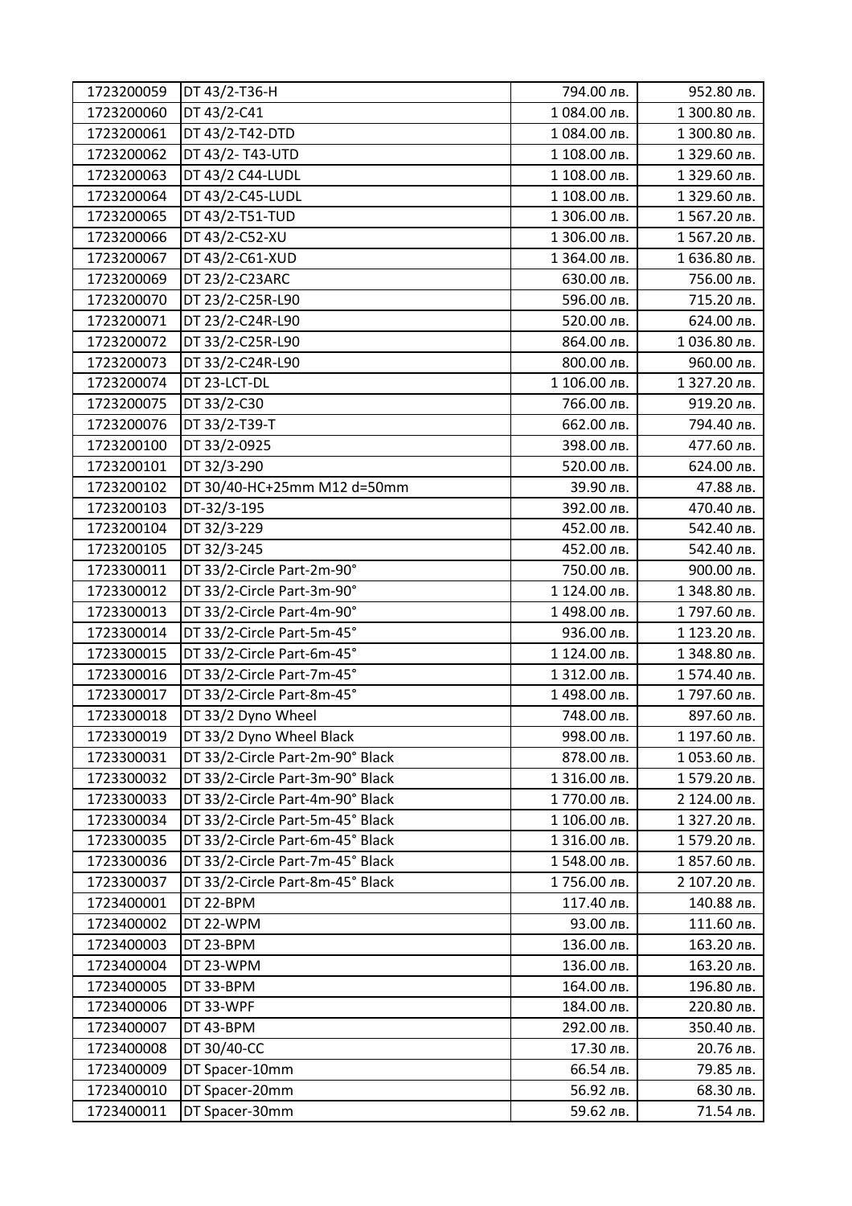| 1723200059 | DT 43/2-T36-H | 794.00 лв. | 952.80 лв. |
|---|---|---|---|
| 1723200060 | DT 43/2-C41 | 1 084.00 лв. | 1 300.80 лв. |
| 1723200061 | DT 43/2-T42-DTD | 1 084.00 лв. | 1 300.80 лв. |
| 1723200062 | DT 43/2- T43-UTD | 1 108.00 лв. | 1 329.60 лв. |
| 1723200063 | DT 43/2 C44-LUDL | 1 108.00 лв. | 1 329.60 лв. |
| 1723200064 | DT 43/2-C45-LUDL | 1 108.00 лв. | 1 329.60 лв. |
| 1723200065 | DT 43/2-T51-TUD | 1 306.00 лв. | 1 567.20 лв. |
| 1723200066 | DT 43/2-C52-XU | 1 306.00 лв. | 1 567.20 лв. |
| 1723200067 | DT 43/2-C61-XUD | 1 364.00 лв. | 1 636.80 лв. |
| 1723200069 | DT 23/2-C23ARC | 630.00 лв. | 756.00 лв. |
| 1723200070 | DT 23/2-C25R-L90 | 596.00 лв. | 715.20 лв. |
| 1723200071 | DT 23/2-C24R-L90 | 520.00 лв. | 624.00 лв. |
| 1723200072 | DT 33/2-C25R-L90 | 864.00 лв. | 1 036.80 лв. |
| 1723200073 | DT 33/2-C24R-L90 | 800.00 лв. | 960.00 лв. |
| 1723200074 | DT 23-LCT-DL | 1 106.00 лв. | 1 327.20 лв. |
| 1723200075 | DT 33/2-C30 | 766.00 лв. | 919.20 лв. |
| 1723200076 | DT 33/2-T39-T | 662.00 лв. | 794.40 лв. |
| 1723200100 | DT 33/2-0925 | 398.00 лв. | 477.60 лв. |
| 1723200101 | DT 32/3-290 | 520.00 лв. | 624.00 лв. |
| 1723200102 | DT 30/40-HC+25mm M12 d=50mm | 39.90 лв. | 47.88 лв. |
| 1723200103 | DT-32/3-195 | 392.00 лв. | 470.40 лв. |
| 1723200104 | DT 32/3-229 | 452.00 лв. | 542.40 лв. |
| 1723200105 | DT 32/3-245 | 452.00 лв. | 542.40 лв. |
| 1723300011 | DT 33/2-Circle Part-2m-90° | 750.00 лв. | 900.00 лв. |
| 1723300012 | DT 33/2-Circle Part-3m-90° | 1 124.00 лв. | 1 348.80 лв. |
| 1723300013 | DT 33/2-Circle Part-4m-90° | 1 498.00 лв. | 1 797.60 лв. |
| 1723300014 | DT 33/2-Circle Part-5m-45° | 936.00 лв. | 1 123.20 лв. |
| 1723300015 | DT 33/2-Circle Part-6m-45° | 1 124.00 лв. | 1 348.80 лв. |
| 1723300016 | DT 33/2-Circle Part-7m-45° | 1 312.00 лв. | 1 574.40 лв. |
| 1723300017 | DT 33/2-Circle Part-8m-45° | 1 498.00 лв. | 1 797.60 лв. |
| 1723300018 | DT 33/2 Dyno Wheel | 748.00 лв. | 897.60 лв. |
| 1723300019 | DT 33/2 Dyno Wheel Black | 998.00 лв. | 1 197.60 лв. |
| 1723300031 | DT 33/2-Circle Part-2m-90° Black | 878.00 лв. | 1 053.60 лв. |
| 1723300032 | DT 33/2-Circle Part-3m-90° Black | 1 316.00 лв. | 1 579.20 лв. |
| 1723300033 | DT 33/2-Circle Part-4m-90° Black | 1 770.00 лв. | 2 124.00 лв. |
| 1723300034 | DT 33/2-Circle Part-5m-45° Black | 1 106.00 лв. | 1 327.20 лв. |
| 1723300035 | DT 33/2-Circle Part-6m-45° Black | 1 316.00 лв. | 1 579.20 лв. |
| 1723300036 | DT 33/2-Circle Part-7m-45° Black | 1 548.00 лв. | 1 857.60 лв. |
| 1723300037 | DT 33/2-Circle Part-8m-45° Black | 1 756.00 лв. | 2 107.20 лв. |
| 1723400001 | DT 22-BPM | 117.40 лв. | 140.88 лв. |
| 1723400002 | DT 22-WPM | 93.00 лв. | 111.60 лв. |
| 1723400003 | DT 23-BPM | 136.00 лв. | 163.20 лв. |
| 1723400004 | DT 23-WPM | 136.00 лв. | 163.20 лв. |
| 1723400005 | DT 33-BPM | 164.00 лв. | 196.80 лв. |
| 1723400006 | DT 33-WPF | 184.00 лв. | 220.80 лв. |
| 1723400007 | DT 43-BPM | 292.00 лв. | 350.40 лв. |
| 1723400008 | DT 30/40-CC | 17.30 лв. | 20.76 лв. |
| 1723400009 | DT Spacer-10mm | 66.54 лв. | 79.85 лв. |
| 1723400010 | DT Spacer-20mm | 56.92 лв. | 68.30 лв. |
| 1723400011 | DT Spacer-30mm | 59.62 лв. | 71.54 лв. |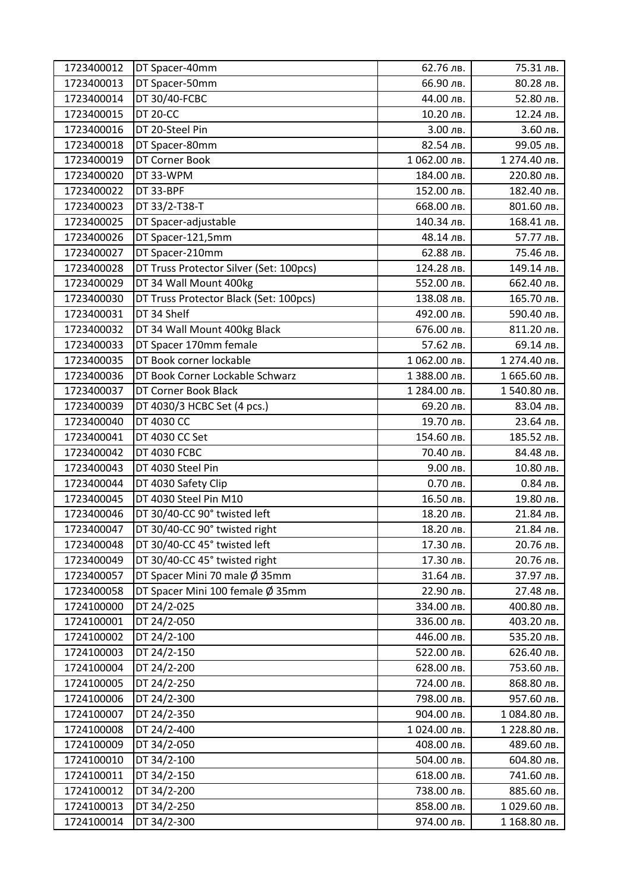| | | | |
|---|---|---|---|
| 1723400012 | DT Spacer-40mm | 62.76 лв. | 75.31 лв. |
| 1723400013 | DT Spacer-50mm | 66.90 лв. | 80.28 лв. |
| 1723400014 | DT 30/40-FCBC | 44.00 лв. | 52.80 лв. |
| 1723400015 | DT 20-CC | 10.20 лв. | 12.24 лв. |
| 1723400016 | DT 20-Steel Pin | 3.00 лв. | 3.60 лв. |
| 1723400018 | DT Spacer-80mm | 82.54 лв. | 99.05 лв. |
| 1723400019 | DT Corner Book | 1 062.00 лв. | 1 274.40 лв. |
| 1723400020 | DT 33-WPM | 184.00 лв. | 220.80 лв. |
| 1723400022 | DT 33-BPF | 152.00 лв. | 182.40 лв. |
| 1723400023 | DT 33/2-T38-T | 668.00 лв. | 801.60 лв. |
| 1723400025 | DT Spacer-adjustable | 140.34 лв. | 168.41 лв. |
| 1723400026 | DT Spacer-121,5mm | 48.14 лв. | 57.77 лв. |
| 1723400027 | DT Spacer-210mm | 62.88 лв. | 75.46 лв. |
| 1723400028 | DT Truss Protector Silver (Set: 100pcs) | 124.28 лв. | 149.14 лв. |
| 1723400029 | DT 34 Wall Mount 400kg | 552.00 лв. | 662.40 лв. |
| 1723400030 | DT Truss Protector Black (Set: 100pcs) | 138.08 лв. | 165.70 лв. |
| 1723400031 | DT 34 Shelf | 492.00 лв. | 590.40 лв. |
| 1723400032 | DT 34 Wall Mount 400kg Black | 676.00 лв. | 811.20 лв. |
| 1723400033 | DT Spacer 170mm female | 57.62 лв. | 69.14 лв. |
| 1723400035 | DT Book corner lockable | 1 062.00 лв. | 1 274.40 лв. |
| 1723400036 | DT Book Corner Lockable Schwarz | 1 388.00 лв. | 1 665.60 лв. |
| 1723400037 | DT Corner Book Black | 1 284.00 лв. | 1 540.80 лв. |
| 1723400039 | DT 4030/3 HCBC Set (4 pcs.) | 69.20 лв. | 83.04 лв. |
| 1723400040 | DT 4030 CC | 19.70 лв. | 23.64 лв. |
| 1723400041 | DT 4030 CC Set | 154.60 лв. | 185.52 лв. |
| 1723400042 | DT 4030 FCBC | 70.40 лв. | 84.48 лв. |
| 1723400043 | DT 4030 Steel Pin | 9.00 лв. | 10.80 лв. |
| 1723400044 | DT 4030 Safety Clip | 0.70 лв. | 0.84 лв. |
| 1723400045 | DT 4030 Steel Pin M10 | 16.50 лв. | 19.80 лв. |
| 1723400046 | DT 30/40-CC 90° twisted left | 18.20 лв. | 21.84 лв. |
| 1723400047 | DT 30/40-CC 90° twisted right | 18.20 лв. | 21.84 лв. |
| 1723400048 | DT 30/40-CC 45° twisted left | 17.30 лв. | 20.76 лв. |
| 1723400049 | DT 30/40-CC 45° twisted right | 17.30 лв. | 20.76 лв. |
| 1723400057 | DT Spacer Mini 70 male Ø 35mm | 31.64 лв. | 37.97 лв. |
| 1723400058 | DT Spacer Mini 100 female Ø 35mm | 22.90 лв. | 27.48 лв. |
| 1724100000 | DT 24/2-025 | 334.00 лв. | 400.80 лв. |
| 1724100001 | DT 24/2-050 | 336.00 лв. | 403.20 лв. |
| 1724100002 | DT 24/2-100 | 446.00 лв. | 535.20 лв. |
| 1724100003 | DT 24/2-150 | 522.00 лв. | 626.40 лв. |
| 1724100004 | DT 24/2-200 | 628.00 лв. | 753.60 лв. |
| 1724100005 | DT 24/2-250 | 724.00 лв. | 868.80 лв. |
| 1724100006 | DT 24/2-300 | 798.00 лв. | 957.60 лв. |
| 1724100007 | DT 24/2-350 | 904.00 лв. | 1 084.80 лв. |
| 1724100008 | DT 24/2-400 | 1 024.00 лв. | 1 228.80 лв. |
| 1724100009 | DT 34/2-050 | 408.00 лв. | 489.60 лв. |
| 1724100010 | DT 34/2-100 | 504.00 лв. | 604.80 лв. |
| 1724100011 | DT 34/2-150 | 618.00 лв. | 741.60 лв. |
| 1724100012 | DT 34/2-200 | 738.00 лв. | 885.60 лв. |
| 1724100013 | DT 34/2-250 | 858.00 лв. | 1 029.60 лв. |
| 1724100014 | DT 34/2-300 | 974.00 лв. | 1 168.80 лв. |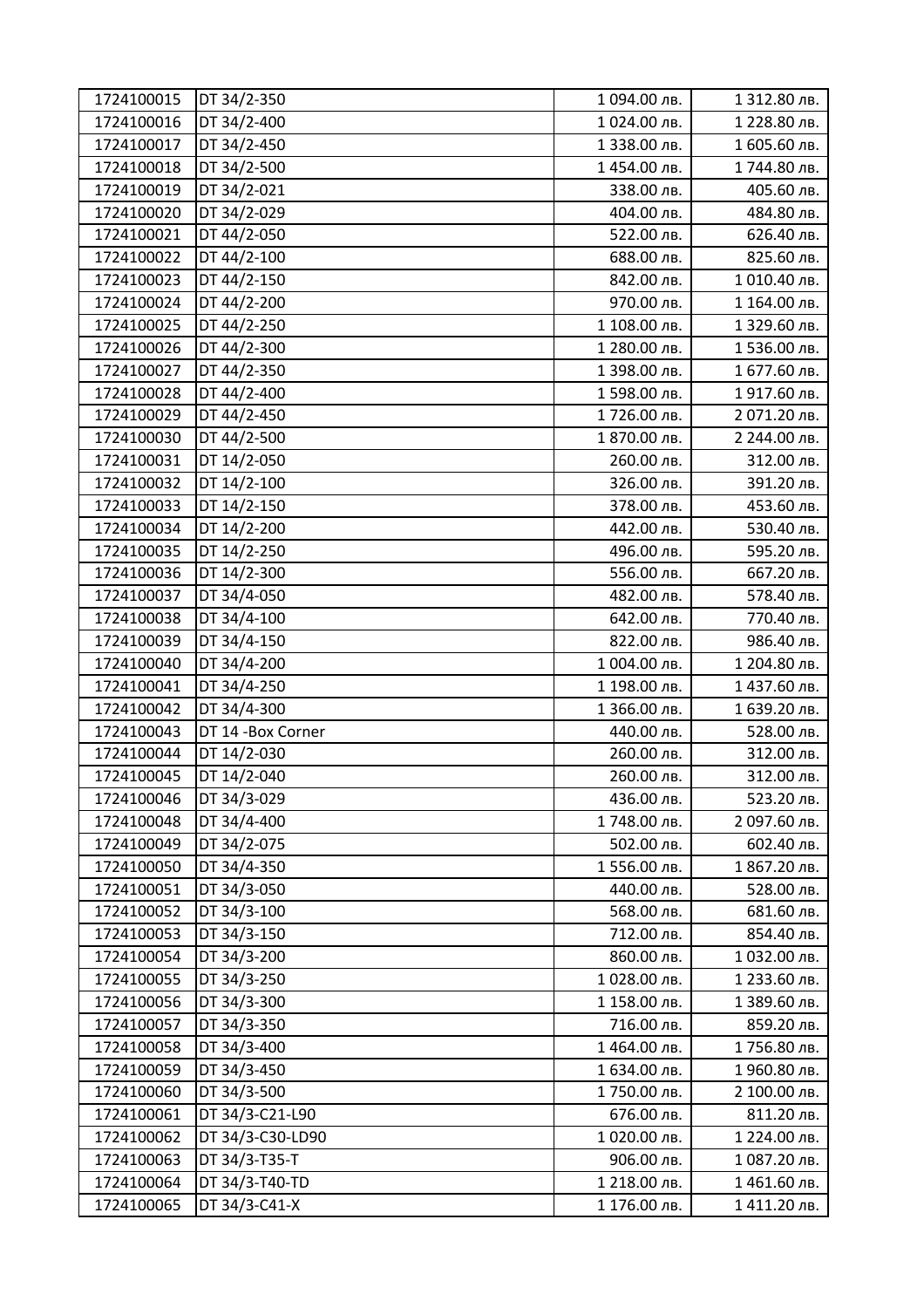| 1724100015 | DT 34/2-350 | 1 094.00 лв. | 1 312.80 лв. |
|---|---|---|---|
| 1724100016 | DT 34/2-400 | 1 024.00 лв. | 1 228.80 лв. |
| 1724100017 | DT 34/2-450 | 1 338.00 лв. | 1 605.60 лв. |
| 1724100018 | DT 34/2-500 | 1 454.00 лв. | 1 744.80 лв. |
| 1724100019 | DT 34/2-021 | 338.00 лв. | 405.60 лв. |
| 1724100020 | DT 34/2-029 | 404.00 лв. | 484.80 лв. |
| 1724100021 | DT 44/2-050 | 522.00 лв. | 626.40 лв. |
| 1724100022 | DT 44/2-100 | 688.00 лв. | 825.60 лв. |
| 1724100023 | DT 44/2-150 | 842.00 лв. | 1 010.40 лв. |
| 1724100024 | DT 44/2-200 | 970.00 лв. | 1 164.00 лв. |
| 1724100025 | DT 44/2-250 | 1 108.00 лв. | 1 329.60 лв. |
| 1724100026 | DT 44/2-300 | 1 280.00 лв. | 1 536.00 лв. |
| 1724100027 | DT 44/2-350 | 1 398.00 лв. | 1 677.60 лв. |
| 1724100028 | DT 44/2-400 | 1 598.00 лв. | 1 917.60 лв. |
| 1724100029 | DT 44/2-450 | 1 726.00 лв. | 2 071.20 лв. |
| 1724100030 | DT 44/2-500 | 1 870.00 лв. | 2 244.00 лв. |
| 1724100031 | DT 14/2-050 | 260.00 лв. | 312.00 лв. |
| 1724100032 | DT 14/2-100 | 326.00 лв. | 391.20 лв. |
| 1724100033 | DT 14/2-150 | 378.00 лв. | 453.60 лв. |
| 1724100034 | DT 14/2-200 | 442.00 лв. | 530.40 лв. |
| 1724100035 | DT 14/2-250 | 496.00 лв. | 595.20 лв. |
| 1724100036 | DT 14/2-300 | 556.00 лв. | 667.20 лв. |
| 1724100037 | DT 34/4-050 | 482.00 лв. | 578.40 лв. |
| 1724100038 | DT 34/4-100 | 642.00 лв. | 770.40 лв. |
| 1724100039 | DT 34/4-150 | 822.00 лв. | 986.40 лв. |
| 1724100040 | DT 34/4-200 | 1 004.00 лв. | 1 204.80 лв. |
| 1724100041 | DT 34/4-250 | 1 198.00 лв. | 1 437.60 лв. |
| 1724100042 | DT 34/4-300 | 1 366.00 лв. | 1 639.20 лв. |
| 1724100043 | DT 14 -Box Corner | 440.00 лв. | 528.00 лв. |
| 1724100044 | DT 14/2-030 | 260.00 лв. | 312.00 лв. |
| 1724100045 | DT 14/2-040 | 260.00 лв. | 312.00 лв. |
| 1724100046 | DT 34/3-029 | 436.00 лв. | 523.20 лв. |
| 1724100048 | DT 34/4-400 | 1 748.00 лв. | 2 097.60 лв. |
| 1724100049 | DT 34/2-075 | 502.00 лв. | 602.40 лв. |
| 1724100050 | DT 34/4-350 | 1 556.00 лв. | 1 867.20 лв. |
| 1724100051 | DT 34/3-050 | 440.00 лв. | 528.00 лв. |
| 1724100052 | DT 34/3-100 | 568.00 лв. | 681.60 лв. |
| 1724100053 | DT 34/3-150 | 712.00 лв. | 854.40 лв. |
| 1724100054 | DT 34/3-200 | 860.00 лв. | 1 032.00 лв. |
| 1724100055 | DT 34/3-250 | 1 028.00 лв. | 1 233.60 лв. |
| 1724100056 | DT 34/3-300 | 1 158.00 лв. | 1 389.60 лв. |
| 1724100057 | DT 34/3-350 | 716.00 лв. | 859.20 лв. |
| 1724100058 | DT 34/3-400 | 1 464.00 лв. | 1 756.80 лв. |
| 1724100059 | DT 34/3-450 | 1 634.00 лв. | 1 960.80 лв. |
| 1724100060 | DT 34/3-500 | 1 750.00 лв. | 2 100.00 лв. |
| 1724100061 | DT 34/3-C21-L90 | 676.00 лв. | 811.20 лв. |
| 1724100062 | DT 34/3-C30-LD90 | 1 020.00 лв. | 1 224.00 лв. |
| 1724100063 | DT 34/3-T35-T | 906.00 лв. | 1 087.20 лв. |
| 1724100064 | DT 34/3-T40-TD | 1 218.00 лв. | 1 461.60 лв. |
| 1724100065 | DT 34/3-C41-X | 1 176.00 лв. | 1 411.20 лв. |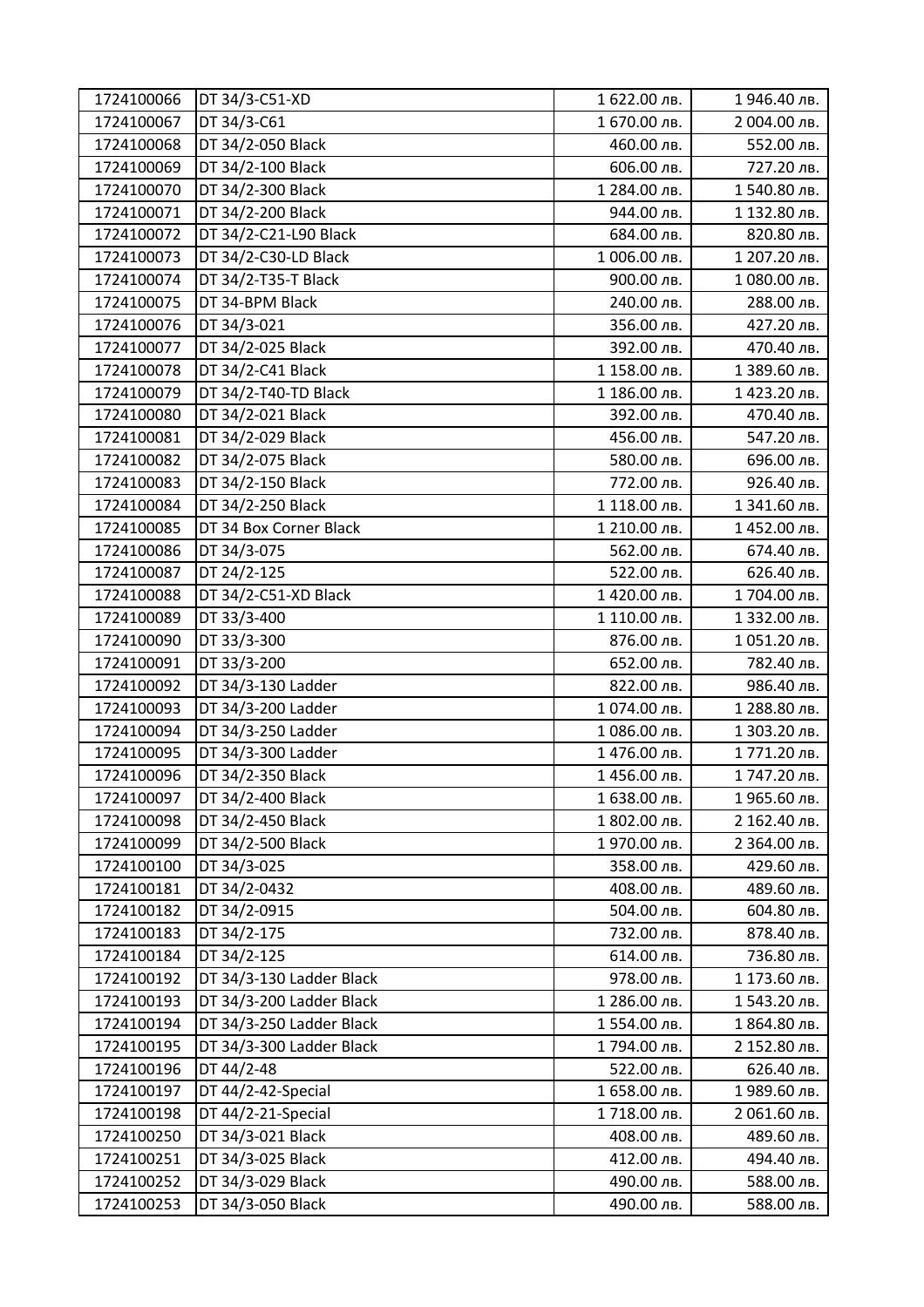| 1724100066 | DT 34/3-C51-XD | 1 622.00 лв. | 1 946.40 лв. |
|---|---|---|---|
| 1724100067 | DT 34/3-C61 | 1 670.00 лв. | 2 004.00 лв. |
| 1724100068 | DT 34/2-050 Black | 460.00 лв. | 552.00 лв. |
| 1724100069 | DT 34/2-100 Black | 606.00 лв. | 727.20 лв. |
| 1724100070 | DT 34/2-300 Black | 1 284.00 лв. | 1 540.80 лв. |
| 1724100071 | DT 34/2-200 Black | 944.00 лв. | 1 132.80 лв. |
| 1724100072 | DT 34/2-C21-L90 Black | 684.00 лв. | 820.80 лв. |
| 1724100073 | DT 34/2-C30-LD Black | 1 006.00 лв. | 1 207.20 лв. |
| 1724100074 | DT 34/2-T35-T Black | 900.00 лв. | 1 080.00 лв. |
| 1724100075 | DT 34-BPM Black | 240.00 лв. | 288.00 лв. |
| 1724100076 | DT 34/3-021 | 356.00 лв. | 427.20 лв. |
| 1724100077 | DT 34/2-025 Black | 392.00 лв. | 470.40 лв. |
| 1724100078 | DT 34/2-C41 Black | 1 158.00 лв. | 1 389.60 лв. |
| 1724100079 | DT 34/2-T40-TD Black | 1 186.00 лв. | 1 423.20 лв. |
| 1724100080 | DT 34/2-021 Black | 392.00 лв. | 470.40 лв. |
| 1724100081 | DT 34/2-029 Black | 456.00 лв. | 547.20 лв. |
| 1724100082 | DT 34/2-075 Black | 580.00 лв. | 696.00 лв. |
| 1724100083 | DT 34/2-150 Black | 772.00 лв. | 926.40 лв. |
| 1724100084 | DT 34/2-250 Black | 1 118.00 лв. | 1 341.60 лв. |
| 1724100085 | DT 34 Box Corner Black | 1 210.00 лв. | 1 452.00 лв. |
| 1724100086 | DT 34/3-075 | 562.00 лв. | 674.40 лв. |
| 1724100087 | DT 24/2-125 | 522.00 лв. | 626.40 лв. |
| 1724100088 | DT 34/2-C51-XD Black | 1 420.00 лв. | 1 704.00 лв. |
| 1724100089 | DT 33/3-400 | 1 110.00 лв. | 1 332.00 лв. |
| 1724100090 | DT 33/3-300 | 876.00 лв. | 1 051.20 лв. |
| 1724100091 | DT 33/3-200 | 652.00 лв. | 782.40 лв. |
| 1724100092 | DT 34/3-130 Ladder | 822.00 лв. | 986.40 лв. |
| 1724100093 | DT 34/3-200 Ladder | 1 074.00 лв. | 1 288.80 лв. |
| 1724100094 | DT 34/3-250 Ladder | 1 086.00 лв. | 1 303.20 лв. |
| 1724100095 | DT 34/3-300 Ladder | 1 476.00 лв. | 1 771.20 лв. |
| 1724100096 | DT 34/2-350 Black | 1 456.00 лв. | 1 747.20 лв. |
| 1724100097 | DT 34/2-400 Black | 1 638.00 лв. | 1 965.60 лв. |
| 1724100098 | DT 34/2-450 Black | 1 802.00 лв. | 2 162.40 лв. |
| 1724100099 | DT 34/2-500 Black | 1 970.00 лв. | 2 364.00 лв. |
| 1724100100 | DT 34/3-025 | 358.00 лв. | 429.60 лв. |
| 1724100181 | DT 34/2-0432 | 408.00 лв. | 489.60 лв. |
| 1724100182 | DT 34/2-0915 | 504.00 лв. | 604.80 лв. |
| 1724100183 | DT 34/2-175 | 732.00 лв. | 878.40 лв. |
| 1724100184 | DT 34/2-125 | 614.00 лв. | 736.80 лв. |
| 1724100192 | DT 34/3-130 Ladder Black | 978.00 лв. | 1 173.60 лв. |
| 1724100193 | DT 34/3-200 Ladder Black | 1 286.00 лв. | 1 543.20 лв. |
| 1724100194 | DT 34/3-250 Ladder Black | 1 554.00 лв. | 1 864.80 лв. |
| 1724100195 | DT 34/3-300 Ladder Black | 1 794.00 лв. | 2 152.80 лв. |
| 1724100196 | DT 44/2-48 | 522.00 лв. | 626.40 лв. |
| 1724100197 | DT 44/2-42-Special | 1 658.00 лв. | 1 989.60 лв. |
| 1724100198 | DT 44/2-21-Special | 1 718.00 лв. | 2 061.60 лв. |
| 1724100250 | DT 34/3-021 Black | 408.00 лв. | 489.60 лв. |
| 1724100251 | DT 34/3-025 Black | 412.00 лв. | 494.40 лв. |
| 1724100252 | DT 34/3-029 Black | 490.00 лв. | 588.00 лв. |
| 1724100253 | DT 34/3-050 Black | 490.00 лв. | 588.00 лв. |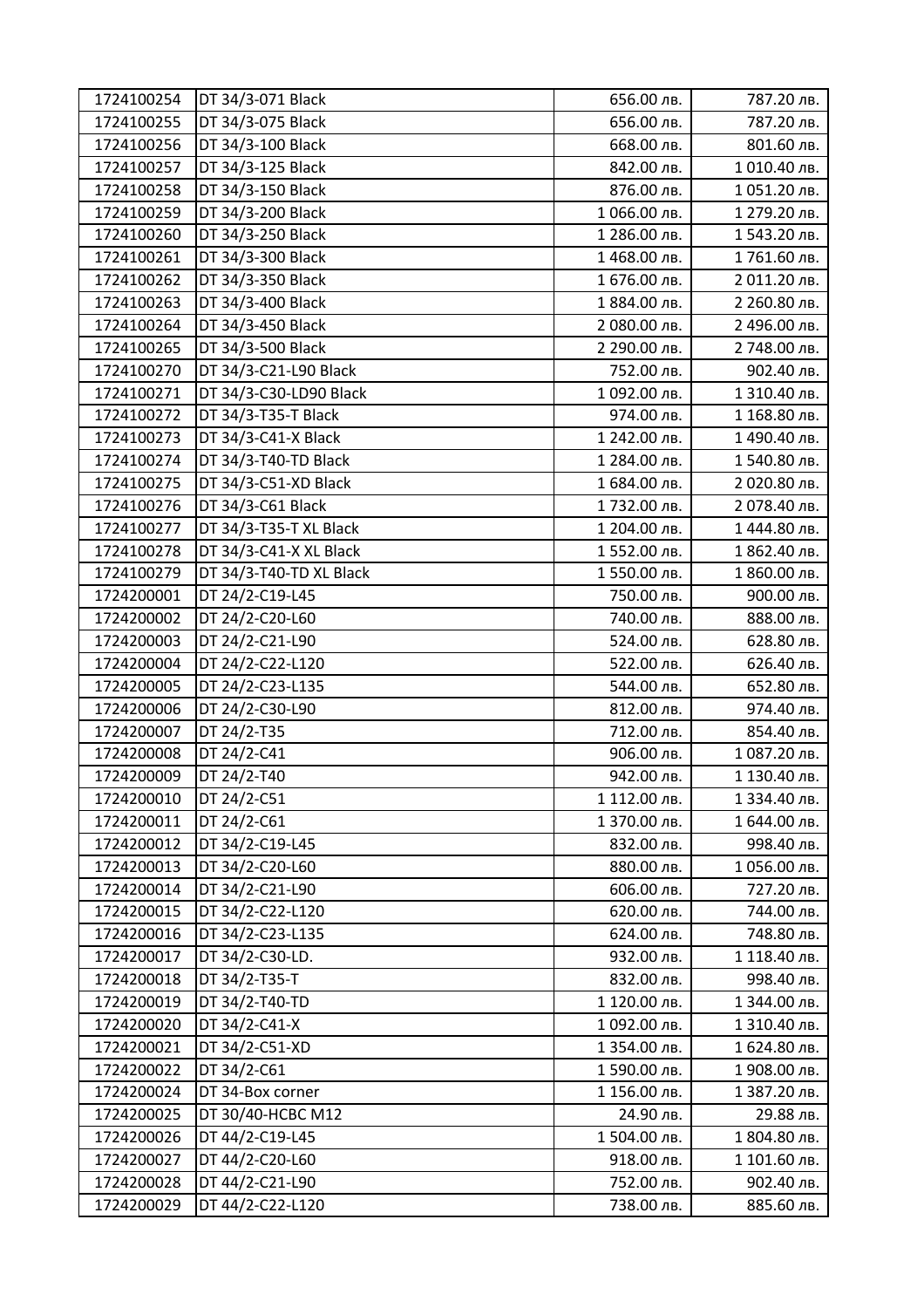| 1724100254 | DT 34/3-071 Black | 656.00 лв. | 787.20 лв. |
|---|---|---|---|
| 1724100255 | DT 34/3-075 Black | 656.00 лв. | 787.20 лв. |
| 1724100256 | DT 34/3-100 Black | 668.00 лв. | 801.60 лв. |
| 1724100257 | DT 34/3-125 Black | 842.00 лв. | 1 010.40 лв. |
| 1724100258 | DT 34/3-150 Black | 876.00 лв. | 1 051.20 лв. |
| 1724100259 | DT 34/3-200 Black | 1 066.00 лв. | 1 279.20 лв. |
| 1724100260 | DT 34/3-250 Black | 1 286.00 лв. | 1 543.20 лв. |
| 1724100261 | DT 34/3-300 Black | 1 468.00 лв. | 1 761.60 лв. |
| 1724100262 | DT 34/3-350 Black | 1 676.00 лв. | 2 011.20 лв. |
| 1724100263 | DT 34/3-400 Black | 1 884.00 лв. | 2 260.80 лв. |
| 1724100264 | DT 34/3-450 Black | 2 080.00 лв. | 2 496.00 лв. |
| 1724100265 | DT 34/3-500 Black | 2 290.00 лв. | 2 748.00 лв. |
| 1724100270 | DT 34/3-C21-L90 Black | 752.00 лв. | 902.40 лв. |
| 1724100271 | DT 34/3-C30-LD90 Black | 1 092.00 лв. | 1 310.40 лв. |
| 1724100272 | DT 34/3-T35-T Black | 974.00 лв. | 1 168.80 лв. |
| 1724100273 | DT 34/3-C41-X Black | 1 242.00 лв. | 1 490.40 лв. |
| 1724100274 | DT 34/3-T40-TD Black | 1 284.00 лв. | 1 540.80 лв. |
| 1724100275 | DT 34/3-C51-XD Black | 1 684.00 лв. | 2 020.80 лв. |
| 1724100276 | DT 34/3-C61 Black | 1 732.00 лв. | 2 078.40 лв. |
| 1724100277 | DT 34/3-T35-T XL Black | 1 204.00 лв. | 1 444.80 лв. |
| 1724100278 | DT 34/3-C41-X XL Black | 1 552.00 лв. | 1 862.40 лв. |
| 1724100279 | DT 34/3-T40-TD XL Black | 1 550.00 лв. | 1 860.00 лв. |
| 1724200001 | DT 24/2-C19-L45 | 750.00 лв. | 900.00 лв. |
| 1724200002 | DT 24/2-C20-L60 | 740.00 лв. | 888.00 лв. |
| 1724200003 | DT 24/2-C21-L90 | 524.00 лв. | 628.80 лв. |
| 1724200004 | DT 24/2-C22-L120 | 522.00 лв. | 626.40 лв. |
| 1724200005 | DT 24/2-C23-L135 | 544.00 лв. | 652.80 лв. |
| 1724200006 | DT 24/2-C30-L90 | 812.00 лв. | 974.40 лв. |
| 1724200007 | DT 24/2-T35 | 712.00 лв. | 854.40 лв. |
| 1724200008 | DT 24/2-C41 | 906.00 лв. | 1 087.20 лв. |
| 1724200009 | DT 24/2-T40 | 942.00 лв. | 1 130.40 лв. |
| 1724200010 | DT 24/2-C51 | 1 112.00 лв. | 1 334.40 лв. |
| 1724200011 | DT 24/2-C61 | 1 370.00 лв. | 1 644.00 лв. |
| 1724200012 | DT 34/2-C19-L45 | 832.00 лв. | 998.40 лв. |
| 1724200013 | DT 34/2-C20-L60 | 880.00 лв. | 1 056.00 лв. |
| 1724200014 | DT 34/2-C21-L90 | 606.00 лв. | 727.20 лв. |
| 1724200015 | DT 34/2-C22-L120 | 620.00 лв. | 744.00 лв. |
| 1724200016 | DT 34/2-C23-L135 | 624.00 лв. | 748.80 лв. |
| 1724200017 | DT 34/2-C30-LD. | 932.00 лв. | 1 118.40 лв. |
| 1724200018 | DT 34/2-T35-T | 832.00 лв. | 998.40 лв. |
| 1724200019 | DT 34/2-T40-TD | 1 120.00 лв. | 1 344.00 лв. |
| 1724200020 | DT 34/2-C41-X | 1 092.00 лв. | 1 310.40 лв. |
| 1724200021 | DT 34/2-C51-XD | 1 354.00 лв. | 1 624.80 лв. |
| 1724200022 | DT 34/2-C61 | 1 590.00 лв. | 1 908.00 лв. |
| 1724200024 | DT 34-Box corner | 1 156.00 лв. | 1 387.20 лв. |
| 1724200025 | DT 30/40-HCBC M12 | 24.90 лв. | 29.88 лв. |
| 1724200026 | DT 44/2-C19-L45 | 1 504.00 лв. | 1 804.80 лв. |
| 1724200027 | DT 44/2-C20-L60 | 918.00 лв. | 1 101.60 лв. |
| 1724200028 | DT 44/2-C21-L90 | 752.00 лв. | 902.40 лв. |
| 1724200029 | DT 44/2-C22-L120 | 738.00 лв. | 885.60 лв. |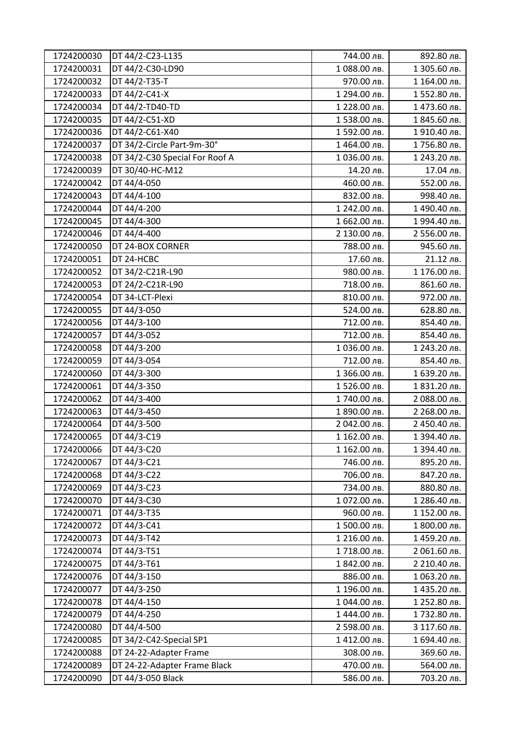| | | | |
|---|---|---|---|
| 1724200030 | DT 44/2-C23-L135 | 744.00 лв. | 892.80 лв. |
| 1724200031 | DT 44/2-C30-LD90 | 1 088.00 лв. | 1 305.60 лв. |
| 1724200032 | DT 44/2-T35-T | 970.00 лв. | 1 164.00 лв. |
| 1724200033 | DT 44/2-C41-X | 1 294.00 лв. | 1 552.80 лв. |
| 1724200034 | DT 44/2-TD40-TD | 1 228.00 лв. | 1 473.60 лв. |
| 1724200035 | DT 44/2-C51-XD | 1 538.00 лв. | 1 845.60 лв. |
| 1724200036 | DT 44/2-C61-X40 | 1 592.00 лв. | 1 910.40 лв. |
| 1724200037 | DT 34/2-Circle Part-9m-30° | 1 464.00 лв. | 1 756.80 лв. |
| 1724200038 | DT 34/2-C30 Special For Roof A | 1 036.00 лв. | 1 243.20 лв. |
| 1724200039 | DT 30/40-HC-M12 | 14.20 лв. | 17.04 лв. |
| 1724200042 | DT 44/4-050 | 460.00 лв. | 552.00 лв. |
| 1724200043 | DT 44/4-100 | 832.00 лв. | 998.40 лв. |
| 1724200044 | DT 44/4-200 | 1 242.00 лв. | 1 490.40 лв. |
| 1724200045 | DT 44/4-300 | 1 662.00 лв. | 1 994.40 лв. |
| 1724200046 | DT 44/4-400 | 2 130.00 лв. | 2 556.00 лв. |
| 1724200050 | DT 24-BOX CORNER | 788.00 лв. | 945.60 лв. |
| 1724200051 | DT 24-HCBC | 17.60 лв. | 21.12 лв. |
| 1724200052 | DT 34/2-C21R-L90 | 980.00 лв. | 1 176.00 лв. |
| 1724200053 | DT 24/2-C21R-L90 | 718.00 лв. | 861.60 лв. |
| 1724200054 | DT 34-LCT-Plexi | 810.00 лв. | 972.00 лв. |
| 1724200055 | DT 44/3-050 | 524.00 лв. | 628.80 лв. |
| 1724200056 | DT 44/3-100 | 712.00 лв. | 854.40 лв. |
| 1724200057 | DT 44/3-052 | 712.00 лв. | 854.40 лв. |
| 1724200058 | DT 44/3-200 | 1 036.00 лв. | 1 243.20 лв. |
| 1724200059 | DT 44/3-054 | 712.00 лв. | 854.40 лв. |
| 1724200060 | DT 44/3-300 | 1 366.00 лв. | 1 639.20 лв. |
| 1724200061 | DT 44/3-350 | 1 526.00 лв. | 1 831.20 лв. |
| 1724200062 | DT 44/3-400 | 1 740.00 лв. | 2 088.00 лв. |
| 1724200063 | DT 44/3-450 | 1 890.00 лв. | 2 268.00 лв. |
| 1724200064 | DT 44/3-500 | 2 042.00 лв. | 2 450.40 лв. |
| 1724200065 | DT 44/3-C19 | 1 162.00 лв. | 1 394.40 лв. |
| 1724200066 | DT 44/3-C20 | 1 162.00 лв. | 1 394.40 лв. |
| 1724200067 | DT 44/3-C21 | 746.00 лв. | 895.20 лв. |
| 1724200068 | DT 44/3-C22 | 706.00 лв. | 847.20 лв. |
| 1724200069 | DT 44/3-C23 | 734.00 лв. | 880.80 лв. |
| 1724200070 | DT 44/3-C30 | 1 072.00 лв. | 1 286.40 лв. |
| 1724200071 | DT 44/3-T35 | 960.00 лв. | 1 152.00 лв. |
| 1724200072 | DT 44/3-C41 | 1 500.00 лв. | 1 800.00 лв. |
| 1724200073 | DT 44/3-T42 | 1 216.00 лв. | 1 459.20 лв. |
| 1724200074 | DT 44/3-T51 | 1 718.00 лв. | 2 061.60 лв. |
| 1724200075 | DT 44/3-T61 | 1 842.00 лв. | 2 210.40 лв. |
| 1724200076 | DT 44/3-150 | 886.00 лв. | 1 063.20 лв. |
| 1724200077 | DT 44/3-250 | 1 196.00 лв. | 1 435.20 лв. |
| 1724200078 | DT 44/4-150 | 1 044.00 лв. | 1 252.80 лв. |
| 1724200079 | DT 44/4-250 | 1 444.00 лв. | 1 732.80 лв. |
| 1724200080 | DT 44/4-500 | 2 598.00 лв. | 3 117.60 лв. |
| 1724200085 | DT 34/2-C42-Special SP1 | 1 412.00 лв. | 1 694.40 лв. |
| 1724200088 | DT 24-22-Adapter Frame | 308.00 лв. | 369.60 лв. |
| 1724200089 | DT 24-22-Adapter Frame Black | 470.00 лв. | 564.00 лв. |
| 1724200090 | DT 44/3-050 Black | 586.00 лв. | 703.20 лв. |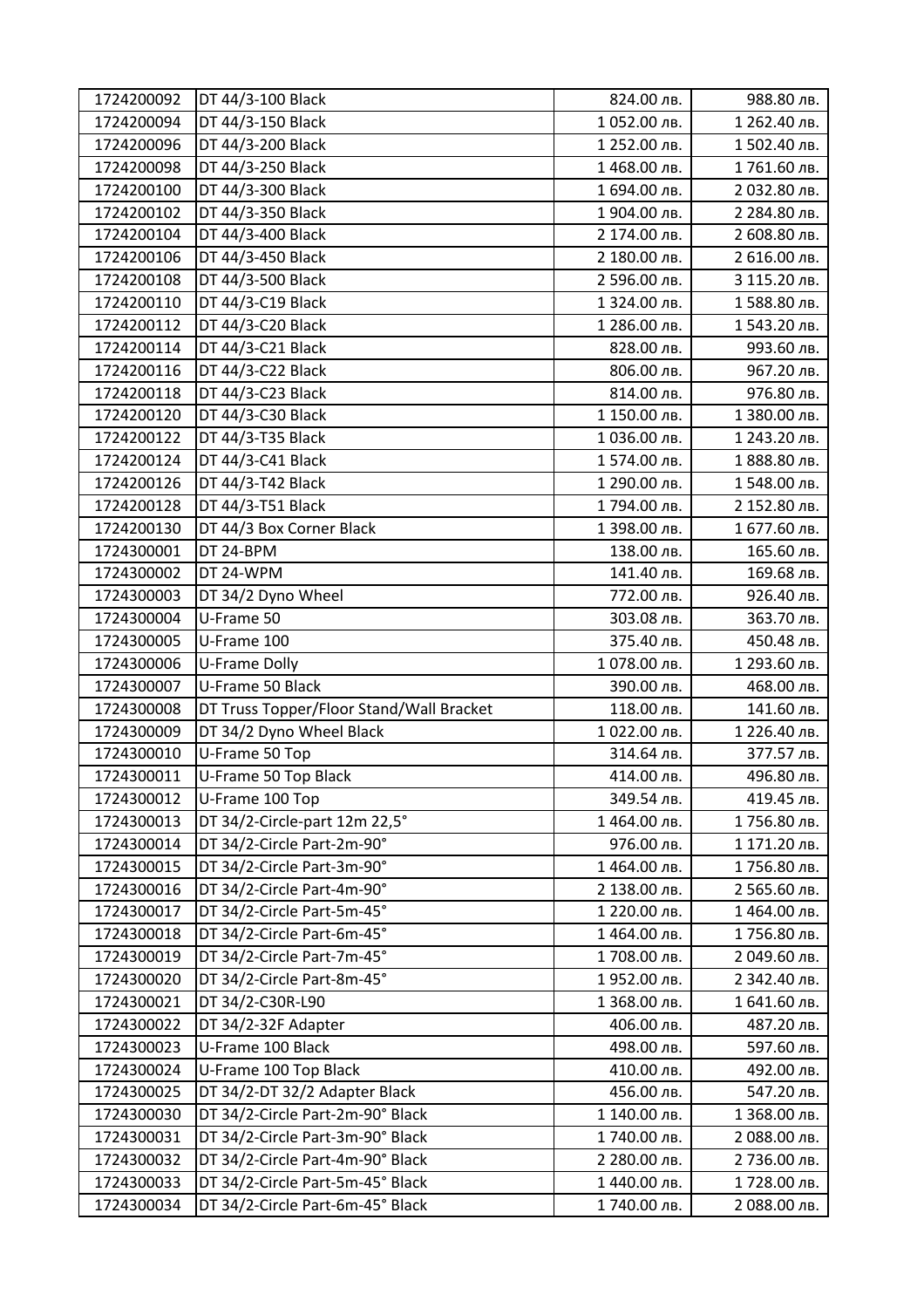| | | | |
|---|---|---|---|
| 1724200092 | DT 44/3-100 Black | 824.00 лв. | 988.80 лв. |
| 1724200094 | DT 44/3-150 Black | 1 052.00 лв. | 1 262.40 лв. |
| 1724200096 | DT 44/3-200 Black | 1 252.00 лв. | 1 502.40 лв. |
| 1724200098 | DT 44/3-250 Black | 1 468.00 лв. | 1 761.60 лв. |
| 1724200100 | DT 44/3-300 Black | 1 694.00 лв. | 2 032.80 лв. |
| 1724200102 | DT 44/3-350 Black | 1 904.00 лв. | 2 284.80 лв. |
| 1724200104 | DT 44/3-400 Black | 2 174.00 лв. | 2 608.80 лв. |
| 1724200106 | DT 44/3-450 Black | 2 180.00 лв. | 2 616.00 лв. |
| 1724200108 | DT 44/3-500 Black | 2 596.00 лв. | 3 115.20 лв. |
| 1724200110 | DT 44/3-C19 Black | 1 324.00 лв. | 1 588.80 лв. |
| 1724200112 | DT 44/3-C20 Black | 1 286.00 лв. | 1 543.20 лв. |
| 1724200114 | DT 44/3-C21 Black | 828.00 лв. | 993.60 лв. |
| 1724200116 | DT 44/3-C22 Black | 806.00 лв. | 967.20 лв. |
| 1724200118 | DT 44/3-C23 Black | 814.00 лв. | 976.80 лв. |
| 1724200120 | DT 44/3-C30 Black | 1 150.00 лв. | 1 380.00 лв. |
| 1724200122 | DT 44/3-T35 Black | 1 036.00 лв. | 1 243.20 лв. |
| 1724200124 | DT 44/3-C41 Black | 1 574.00 лв. | 1 888.80 лв. |
| 1724200126 | DT 44/3-T42 Black | 1 290.00 лв. | 1 548.00 лв. |
| 1724200128 | DT 44/3-T51 Black | 1 794.00 лв. | 2 152.80 лв. |
| 1724200130 | DT 44/3 Box Corner Black | 1 398.00 лв. | 1 677.60 лв. |
| 1724300001 | DT 24-BPM | 138.00 лв. | 165.60 лв. |
| 1724300002 | DT 24-WPM | 141.40 лв. | 169.68 лв. |
| 1724300003 | DT 34/2 Dyno Wheel | 772.00 лв. | 926.40 лв. |
| 1724300004 | U-Frame 50 | 303.08 лв. | 363.70 лв. |
| 1724300005 | U-Frame 100 | 375.40 лв. | 450.48 лв. |
| 1724300006 | U-Frame Dolly | 1 078.00 лв. | 1 293.60 лв. |
| 1724300007 | U-Frame 50 Black | 390.00 лв. | 468.00 лв. |
| 1724300008 | DT Truss Topper/Floor Stand/Wall Bracket | 118.00 лв. | 141.60 лв. |
| 1724300009 | DT 34/2 Dyno Wheel Black | 1 022.00 лв. | 1 226.40 лв. |
| 1724300010 | U-Frame 50 Top | 314.64 лв. | 377.57 лв. |
| 1724300011 | U-Frame 50 Top Black | 414.00 лв. | 496.80 лв. |
| 1724300012 | U-Frame 100 Top | 349.54 лв. | 419.45 лв. |
| 1724300013 | DT 34/2-Circle-part 12m 22,5° | 1 464.00 лв. | 1 756.80 лв. |
| 1724300014 | DT 34/2-Circle Part-2m-90° | 976.00 лв. | 1 171.20 лв. |
| 1724300015 | DT 34/2-Circle Part-3m-90° | 1 464.00 лв. | 1 756.80 лв. |
| 1724300016 | DT 34/2-Circle Part-4m-90° | 2 138.00 лв. | 2 565.60 лв. |
| 1724300017 | DT 34/2-Circle Part-5m-45° | 1 220.00 лв. | 1 464.00 лв. |
| 1724300018 | DT 34/2-Circle Part-6m-45° | 1 464.00 лв. | 1 756.80 лв. |
| 1724300019 | DT 34/2-Circle Part-7m-45° | 1 708.00 лв. | 2 049.60 лв. |
| 1724300020 | DT 34/2-Circle Part-8m-45° | 1 952.00 лв. | 2 342.40 лв. |
| 1724300021 | DT 34/2-C30R-L90 | 1 368.00 лв. | 1 641.60 лв. |
| 1724300022 | DT 34/2-32F Adapter | 406.00 лв. | 487.20 лв. |
| 1724300023 | U-Frame 100 Black | 498.00 лв. | 597.60 лв. |
| 1724300024 | U-Frame 100 Top Black | 410.00 лв. | 492.00 лв. |
| 1724300025 | DT 34/2-DT 32/2 Adapter Black | 456.00 лв. | 547.20 лв. |
| 1724300030 | DT 34/2-Circle Part-2m-90° Black | 1 140.00 лв. | 1 368.00 лв. |
| 1724300031 | DT 34/2-Circle Part-3m-90° Black | 1 740.00 лв. | 2 088.00 лв. |
| 1724300032 | DT 34/2-Circle Part-4m-90° Black | 2 280.00 лв. | 2 736.00 лв. |
| 1724300033 | DT 34/2-Circle Part-5m-45° Black | 1 440.00 лв. | 1 728.00 лв. |
| 1724300034 | DT 34/2-Circle Part-6m-45° Black | 1 740.00 лв. | 2 088.00 лв. |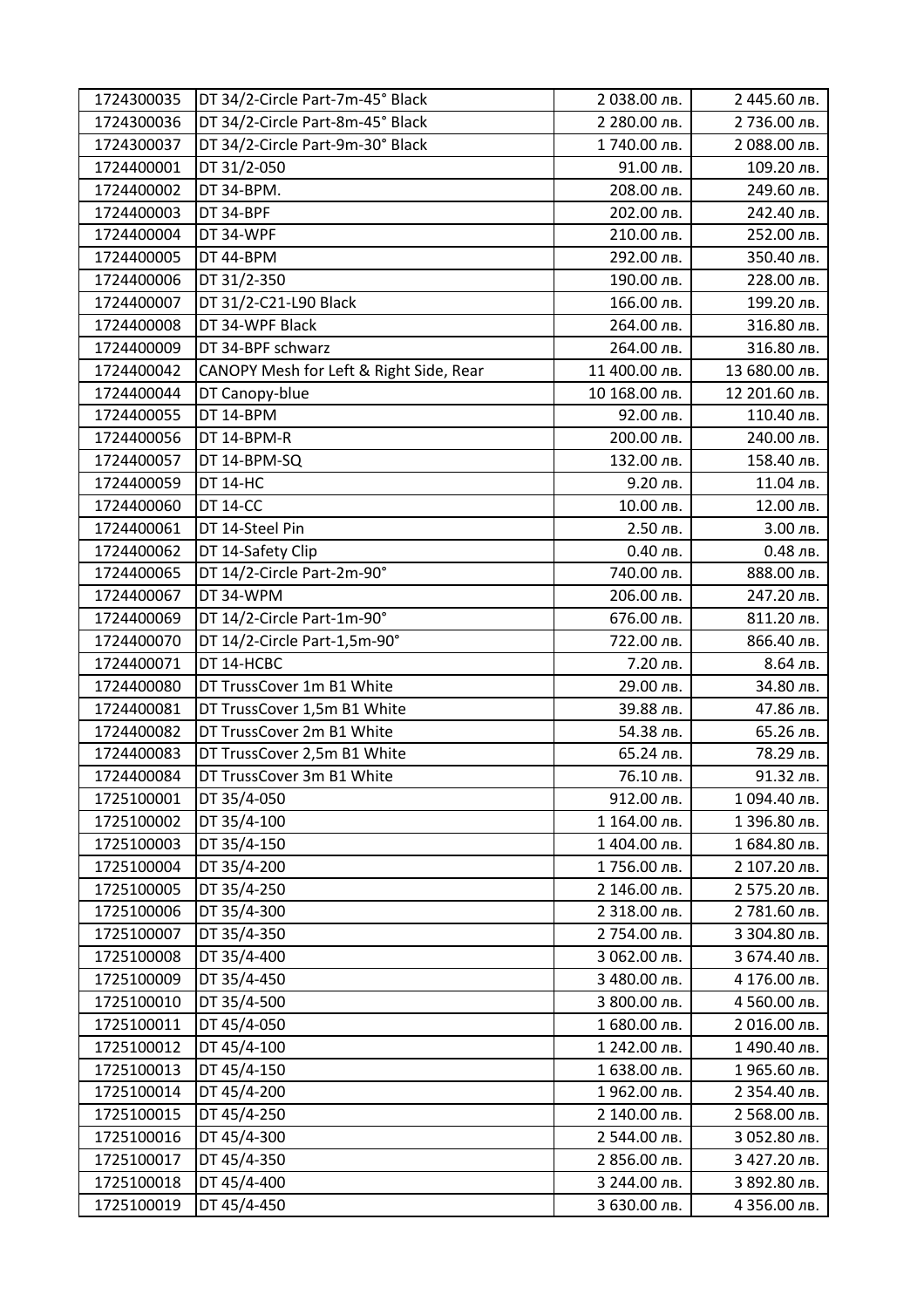| 1724300035 | DT 34/2-Circle Part-7m-45° Black | 2 038.00 лв. | 2 445.60 лв. |
|---|---|---|---|
| 1724300036 | DT 34/2-Circle Part-8m-45° Black | 2 280.00 лв. | 2 736.00 лв. |
| 1724300037 | DT 34/2-Circle Part-9m-30° Black | 1 740.00 лв. | 2 088.00 лв. |
| 1724400001 | DT 31/2-050 | 91.00 лв. | 109.20 лв. |
| 1724400002 | DT 34-BPM. | 208.00 лв. | 249.60 лв. |
| 1724400003 | DT 34-BPF | 202.00 лв. | 242.40 лв. |
| 1724400004 | DT 34-WPF | 210.00 лв. | 252.00 лв. |
| 1724400005 | DT 44-BPM | 292.00 лв. | 350.40 лв. |
| 1724400006 | DT 31/2-350 | 190.00 лв. | 228.00 лв. |
| 1724400007 | DT 31/2-C21-L90 Black | 166.00 лв. | 199.20 лв. |
| 1724400008 | DT 34-WPF Black | 264.00 лв. | 316.80 лв. |
| 1724400009 | DT 34-BPF schwarz | 264.00 лв. | 316.80 лв. |
| 1724400042 | CANOPY Mesh for Left & Right Side, Rear | 11 400.00 лв. | 13 680.00 лв. |
| 1724400044 | DT Canopy-blue | 10 168.00 лв. | 12 201.60 лв. |
| 1724400055 | DT 14-BPM | 92.00 лв. | 110.40 лв. |
| 1724400056 | DT 14-BPM-R | 200.00 лв. | 240.00 лв. |
| 1724400057 | DT 14-BPM-SQ | 132.00 лв. | 158.40 лв. |
| 1724400059 | DT 14-HC | 9.20 лв. | 11.04 лв. |
| 1724400060 | DT 14-CC | 10.00 лв. | 12.00 лв. |
| 1724400061 | DT 14-Steel Pin | 2.50 лв. | 3.00 лв. |
| 1724400062 | DT 14-Safety Clip | 0.40 лв. | 0.48 лв. |
| 1724400065 | DT 14/2-Circle Part-2m-90° | 740.00 лв. | 888.00 лв. |
| 1724400067 | DT 34-WPM | 206.00 лв. | 247.20 лв. |
| 1724400069 | DT 14/2-Circle Part-1m-90° | 676.00 лв. | 811.20 лв. |
| 1724400070 | DT 14/2-Circle Part-1,5m-90° | 722.00 лв. | 866.40 лв. |
| 1724400071 | DT 14-HCBC | 7.20 лв. | 8.64 лв. |
| 1724400080 | DT TrussCover 1m B1 White | 29.00 лв. | 34.80 лв. |
| 1724400081 | DT TrussCover 1,5m B1 White | 39.88 лв. | 47.86 лв. |
| 1724400082 | DT TrussCover 2m B1 White | 54.38 лв. | 65.26 лв. |
| 1724400083 | DT TrussCover 2,5m B1 White | 65.24 лв. | 78.29 лв. |
| 1724400084 | DT TrussCover 3m B1 White | 76.10 лв. | 91.32 лв. |
| 1725100001 | DT 35/4-050 | 912.00 лв. | 1 094.40 лв. |
| 1725100002 | DT 35/4-100 | 1 164.00 лв. | 1 396.80 лв. |
| 1725100003 | DT 35/4-150 | 1 404.00 лв. | 1 684.80 лв. |
| 1725100004 | DT 35/4-200 | 1 756.00 лв. | 2 107.20 лв. |
| 1725100005 | DT 35/4-250 | 2 146.00 лв. | 2 575.20 лв. |
| 1725100006 | DT 35/4-300 | 2 318.00 лв. | 2 781.60 лв. |
| 1725100007 | DT 35/4-350 | 2 754.00 лв. | 3 304.80 лв. |
| 1725100008 | DT 35/4-400 | 3 062.00 лв. | 3 674.40 лв. |
| 1725100009 | DT 35/4-450 | 3 480.00 лв. | 4 176.00 лв. |
| 1725100010 | DT 35/4-500 | 3 800.00 лв. | 4 560.00 лв. |
| 1725100011 | DT 45/4-050 | 1 680.00 лв. | 2 016.00 лв. |
| 1725100012 | DT 45/4-100 | 1 242.00 лв. | 1 490.40 лв. |
| 1725100013 | DT 45/4-150 | 1 638.00 лв. | 1 965.60 лв. |
| 1725100014 | DT 45/4-200 | 1 962.00 лв. | 2 354.40 лв. |
| 1725100015 | DT 45/4-250 | 2 140.00 лв. | 2 568.00 лв. |
| 1725100016 | DT 45/4-300 | 2 544.00 лв. | 3 052.80 лв. |
| 1725100017 | DT 45/4-350 | 2 856.00 лв. | 3 427.20 лв. |
| 1725100018 | DT 45/4-400 | 3 244.00 лв. | 3 892.80 лв. |
| 1725100019 | DT 45/4-450 | 3 630.00 лв. | 4 356.00 лв. |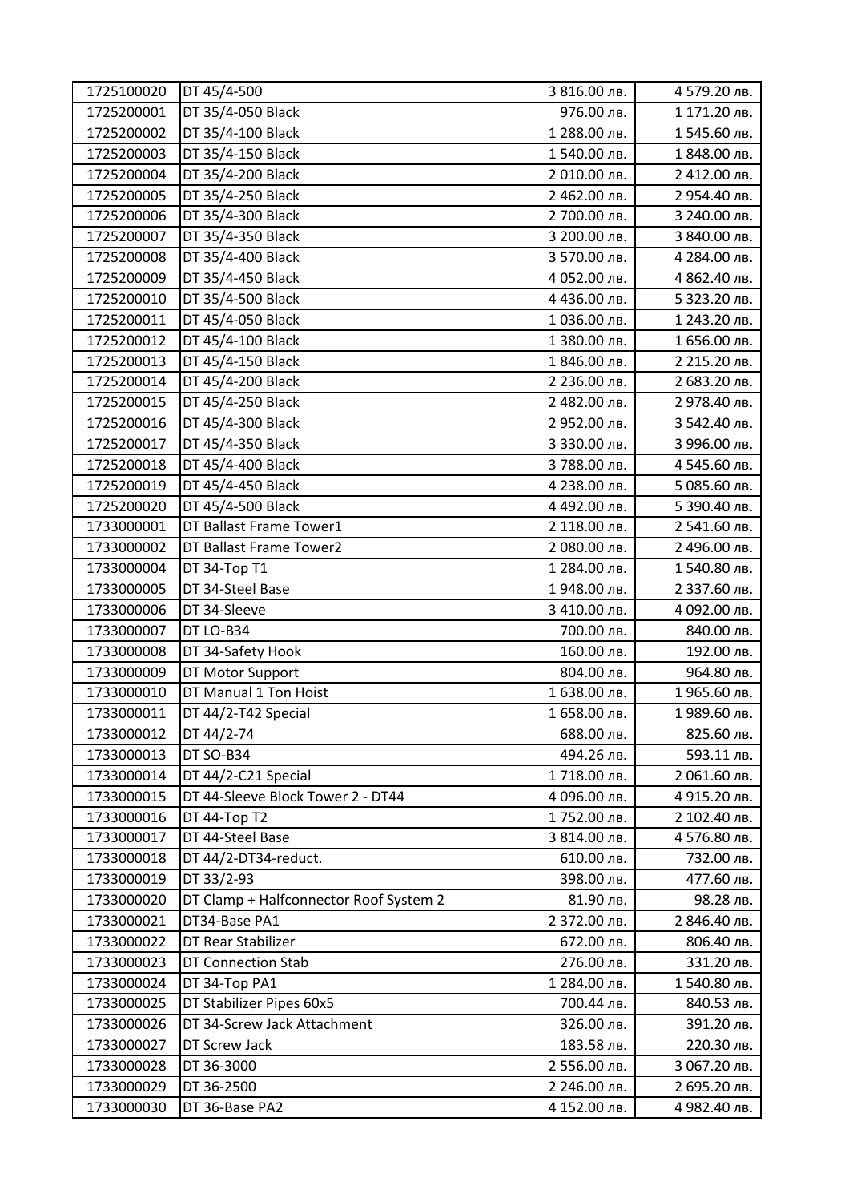| | | | |
|---|---|---|---|
| 1725100020 | DT 45/4-500 | 3 816.00 лв. | 4 579.20 лв. |
| 1725200001 | DT 35/4-050 Black | 976.00 лв. | 1 171.20 лв. |
| 1725200002 | DT 35/4-100 Black | 1 288.00 лв. | 1 545.60 лв. |
| 1725200003 | DT 35/4-150 Black | 1 540.00 лв. | 1 848.00 лв. |
| 1725200004 | DT 35/4-200 Black | 2 010.00 лв. | 2 412.00 лв. |
| 1725200005 | DT 35/4-250 Black | 2 462.00 лв. | 2 954.40 лв. |
| 1725200006 | DT 35/4-300 Black | 2 700.00 лв. | 3 240.00 лв. |
| 1725200007 | DT 35/4-350 Black | 3 200.00 лв. | 3 840.00 лв. |
| 1725200008 | DT 35/4-400 Black | 3 570.00 лв. | 4 284.00 лв. |
| 1725200009 | DT 35/4-450 Black | 4 052.00 лв. | 4 862.40 лв. |
| 1725200010 | DT 35/4-500 Black | 4 436.00 лв. | 5 323.20 лв. |
| 1725200011 | DT 45/4-050 Black | 1 036.00 лв. | 1 243.20 лв. |
| 1725200012 | DT 45/4-100 Black | 1 380.00 лв. | 1 656.00 лв. |
| 1725200013 | DT 45/4-150 Black | 1 846.00 лв. | 2 215.20 лв. |
| 1725200014 | DT 45/4-200 Black | 2 236.00 лв. | 2 683.20 лв. |
| 1725200015 | DT 45/4-250 Black | 2 482.00 лв. | 2 978.40 лв. |
| 1725200016 | DT 45/4-300 Black | 2 952.00 лв. | 3 542.40 лв. |
| 1725200017 | DT 45/4-350 Black | 3 330.00 лв. | 3 996.00 лв. |
| 1725200018 | DT 45/4-400 Black | 3 788.00 лв. | 4 545.60 лв. |
| 1725200019 | DT 45/4-450 Black | 4 238.00 лв. | 5 085.60 лв. |
| 1725200020 | DT 45/4-500 Black | 4 492.00 лв. | 5 390.40 лв. |
| 1733000001 | DT Ballast Frame Tower1 | 2 118.00 лв. | 2 541.60 лв. |
| 1733000002 | DT Ballast Frame Tower2 | 2 080.00 лв. | 2 496.00 лв. |
| 1733000004 | DT 34-Top T1 | 1 284.00 лв. | 1 540.80 лв. |
| 1733000005 | DT 34-Steel Base | 1 948.00 лв. | 2 337.60 лв. |
| 1733000006 | DT 34-Sleeve | 3 410.00 лв. | 4 092.00 лв. |
| 1733000007 | DT LO-B34 | 700.00 лв. | 840.00 лв. |
| 1733000008 | DT 34-Safety Hook | 160.00 лв. | 192.00 лв. |
| 1733000009 | DT Motor Support | 804.00 лв. | 964.80 лв. |
| 1733000010 | DT Manual 1 Ton Hoist | 1 638.00 лв. | 1 965.60 лв. |
| 1733000011 | DT 44/2-T42 Special | 1 658.00 лв. | 1 989.60 лв. |
| 1733000012 | DT 44/2-74 | 688.00 лв. | 825.60 лв. |
| 1733000013 | DT SO-B34 | 494.26 лв. | 593.11 лв. |
| 1733000014 | DT 44/2-C21 Special | 1 718.00 лв. | 2 061.60 лв. |
| 1733000015 | DT 44-Sleeve Block Tower 2 - DT44 | 4 096.00 лв. | 4 915.20 лв. |
| 1733000016 | DT 44-Top T2 | 1 752.00 лв. | 2 102.40 лв. |
| 1733000017 | DT 44-Steel Base | 3 814.00 лв. | 4 576.80 лв. |
| 1733000018 | DT 44/2-DT34-reduct. | 610.00 лв. | 732.00 лв. |
| 1733000019 | DT 33/2-93 | 398.00 лв. | 477.60 лв. |
| 1733000020 | DT Clamp + Halfconnector Roof System 2 | 81.90 лв. | 98.28 лв. |
| 1733000021 | DT34-Base PA1 | 2 372.00 лв. | 2 846.40 лв. |
| 1733000022 | DT Rear Stabilizer | 672.00 лв. | 806.40 лв. |
| 1733000023 | DT Connection Stab | 276.00 лв. | 331.20 лв. |
| 1733000024 | DT 34-Top PA1 | 1 284.00 лв. | 1 540.80 лв. |
| 1733000025 | DT Stabilizer Pipes 60x5 | 700.44 лв. | 840.53 лв. |
| 1733000026 | DT 34-Screw Jack Attachment | 326.00 лв. | 391.20 лв. |
| 1733000027 | DT Screw Jack | 183.58 лв. | 220.30 лв. |
| 1733000028 | DT 36-3000 | 2 556.00 лв. | 3 067.20 лв. |
| 1733000029 | DT 36-2500 | 2 246.00 лв. | 2 695.20 лв. |
| 1733000030 | DT 36-Base PA2 | 4 152.00 лв. | 4 982.40 лв. |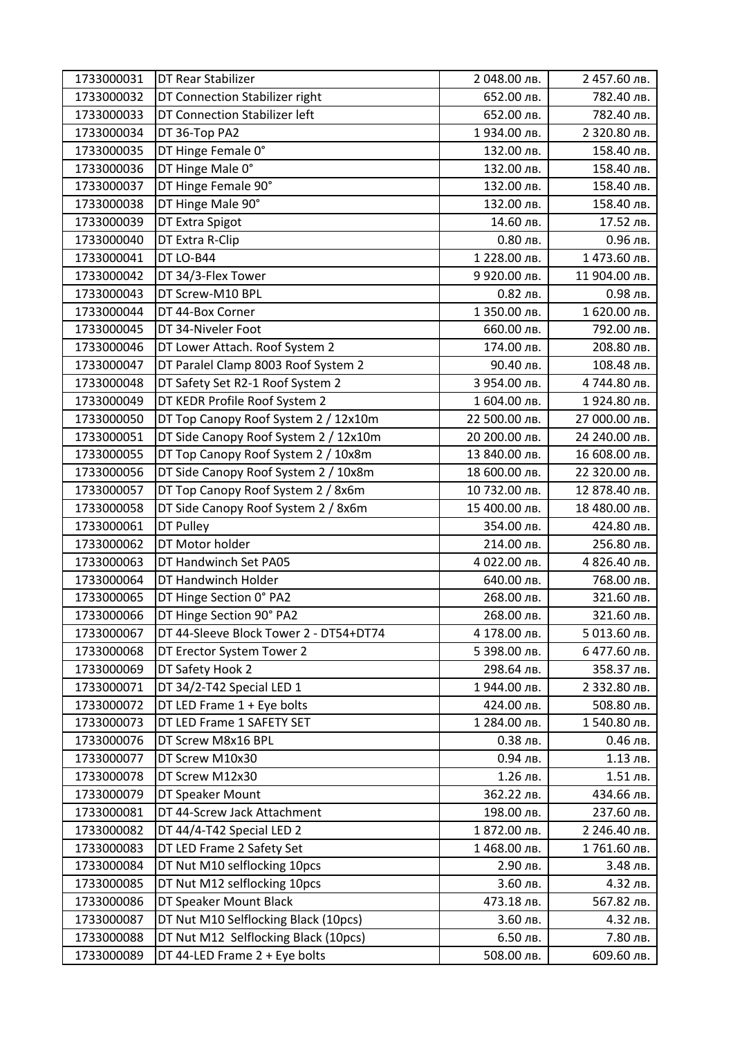| 1733000031 | DT Rear Stabilizer | 2 048.00 лв. | 2 457.60 лв. |
|---|---|---|---|
| 1733000032 | DT Connection Stabilizer right | 652.00 лв. | 782.40 лв. |
| 1733000033 | DT Connection Stabilizer left | 652.00 лв. | 782.40 лв. |
| 1733000034 | DT 36-Top PA2 | 1 934.00 лв. | 2 320.80 лв. |
| 1733000035 | DT Hinge Female 0° | 132.00 лв. | 158.40 лв. |
| 1733000036 | DT Hinge Male 0° | 132.00 лв. | 158.40 лв. |
| 1733000037 | DT Hinge Female 90° | 132.00 лв. | 158.40 лв. |
| 1733000038 | DT Hinge Male 90° | 132.00 лв. | 158.40 лв. |
| 1733000039 | DT Extra Spigot | 14.60 лв. | 17.52 лв. |
| 1733000040 | DT Extra R-Clip | 0.80 лв. | 0.96 лв. |
| 1733000041 | DT LO-B44 | 1 228.00 лв. | 1 473.60 лв. |
| 1733000042 | DT 34/3-Flex Tower | 9 920.00 лв. | 11 904.00 лв. |
| 1733000043 | DT Screw-M10 BPL | 0.82 лв. | 0.98 лв. |
| 1733000044 | DT 44-Box Corner | 1 350.00 лв. | 1 620.00 лв. |
| 1733000045 | DT 34-Niveler Foot | 660.00 лв. | 792.00 лв. |
| 1733000046 | DT Lower Attach. Roof System 2 | 174.00 лв. | 208.80 лв. |
| 1733000047 | DT Paralel Clamp 8003 Roof System 2 | 90.40 лв. | 108.48 лв. |
| 1733000048 | DT Safety Set R2-1 Roof System 2 | 3 954.00 лв. | 4 744.80 лв. |
| 1733000049 | DT KEDR Profile Roof System 2 | 1 604.00 лв. | 1 924.80 лв. |
| 1733000050 | DT Top Canopy Roof System 2 / 12x10m | 22 500.00 лв. | 27 000.00 лв. |
| 1733000051 | DT Side Canopy Roof System 2 / 12x10m | 20 200.00 лв. | 24 240.00 лв. |
| 1733000055 | DT Top Canopy Roof System 2 / 10x8m | 13 840.00 лв. | 16 608.00 лв. |
| 1733000056 | DT Side Canopy Roof System 2 / 10x8m | 18 600.00 лв. | 22 320.00 лв. |
| 1733000057 | DT Top Canopy Roof System 2 / 8x6m | 10 732.00 лв. | 12 878.40 лв. |
| 1733000058 | DT Side Canopy Roof System 2 / 8x6m | 15 400.00 лв. | 18 480.00 лв. |
| 1733000061 | DT Pulley | 354.00 лв. | 424.80 лв. |
| 1733000062 | DT Motor holder | 214.00 лв. | 256.80 лв. |
| 1733000063 | DT Handwinch Set PA05 | 4 022.00 лв. | 4 826.40 лв. |
| 1733000064 | DT Handwinch Holder | 640.00 лв. | 768.00 лв. |
| 1733000065 | DT Hinge Section 0° PA2 | 268.00 лв. | 321.60 лв. |
| 1733000066 | DT Hinge Section 90° PA2 | 268.00 лв. | 321.60 лв. |
| 1733000067 | DT 44-Sleeve Block Tower 2 - DT54+DT74 | 4 178.00 лв. | 5 013.60 лв. |
| 1733000068 | DT Erector System Tower 2 | 5 398.00 лв. | 6 477.60 лв. |
| 1733000069 | DT Safety Hook 2 | 298.64 лв. | 358.37 лв. |
| 1733000071 | DT 34/2-T42 Special LED 1 | 1 944.00 лв. | 2 332.80 лв. |
| 1733000072 | DT LED Frame 1 + Eye bolts | 424.00 лв. | 508.80 лв. |
| 1733000073 | DT LED Frame 1 SAFETY SET | 1 284.00 лв. | 1 540.80 лв. |
| 1733000076 | DT Screw M8x16 BPL | 0.38 лв. | 0.46 лв. |
| 1733000077 | DT Screw M10x30 | 0.94 лв. | 1.13 лв. |
| 1733000078 | DT Screw M12x30 | 1.26 лв. | 1.51 лв. |
| 1733000079 | DT Speaker Mount | 362.22 лв. | 434.66 лв. |
| 1733000081 | DT 44-Screw Jack Attachment | 198.00 лв. | 237.60 лв. |
| 1733000082 | DT 44/4-T42 Special LED 2 | 1 872.00 лв. | 2 246.40 лв. |
| 1733000083 | DT LED Frame 2 Safety Set | 1 468.00 лв. | 1 761.60 лв. |
| 1733000084 | DT Nut M10 selflocking 10pcs | 2.90 лв. | 3.48 лв. |
| 1733000085 | DT Nut M12 selflocking 10pcs | 3.60 лв. | 4.32 лв. |
| 1733000086 | DT Speaker Mount Black | 473.18 лв. | 567.82 лв. |
| 1733000087 | DT Nut M10 Selflocking Black (10pcs) | 3.60 лв. | 4.32 лв. |
| 1733000088 | DT Nut M12 Selflocking Black (10pcs) | 6.50 лв. | 7.80 лв. |
| 1733000089 | DT 44-LED Frame 2 + Eye bolts | 508.00 лв. | 609.60 лв. |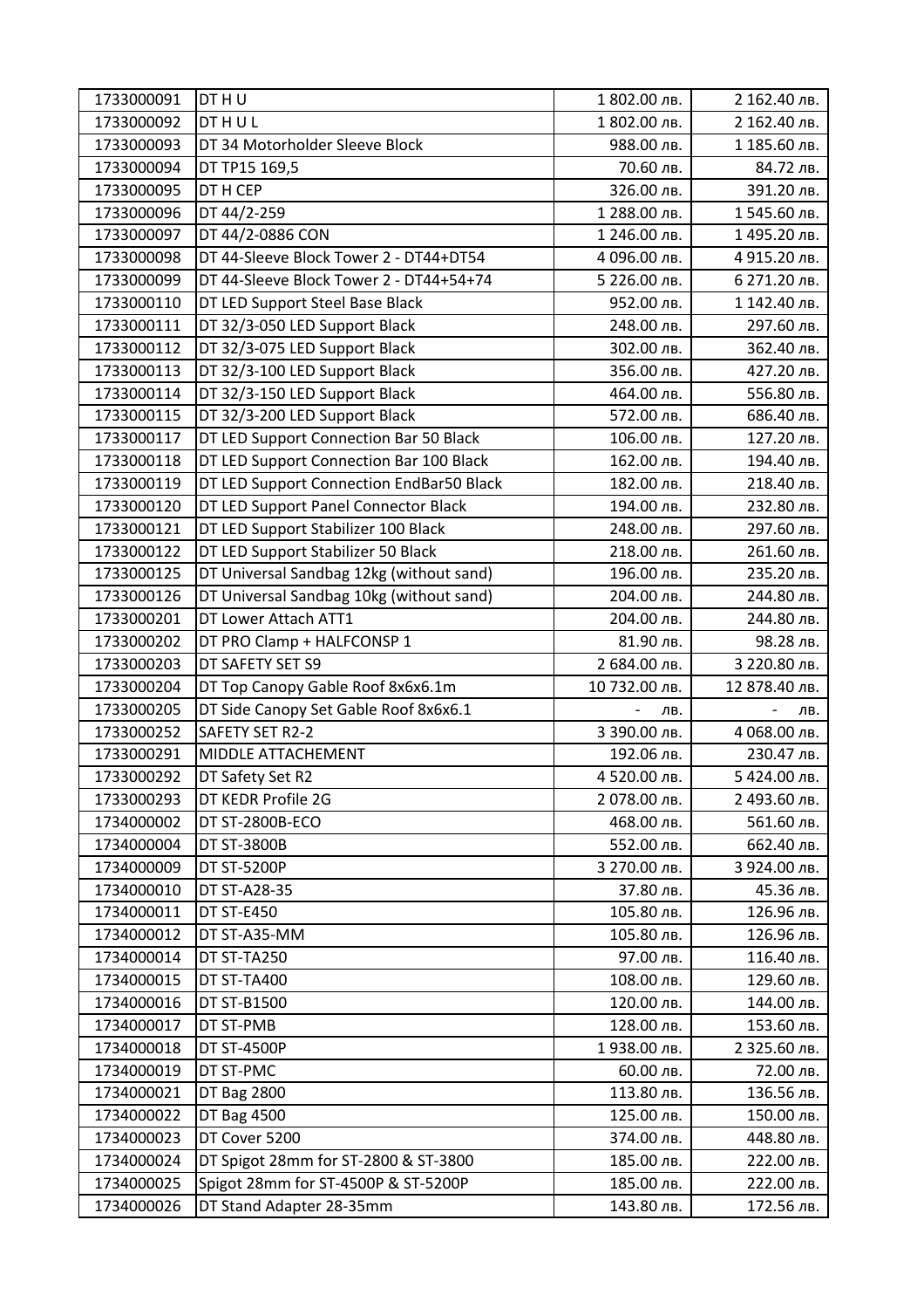| 1733000091 | DT H U | 1 802.00 лв. | 2 162.40 лв. |
|---|---|---|---|
| 1733000092 | DT H U L | 1 802.00 лв. | 2 162.40 лв. |
| 1733000093 | DT 34 Motorholder Sleeve Block | 988.00 лв. | 1 185.60 лв. |
| 1733000094 | DT TP15 169,5 | 70.60 лв. | 84.72 лв. |
| 1733000095 | DT H CEP | 326.00 лв. | 391.20 лв. |
| 1733000096 | DT 44/2-259 | 1 288.00 лв. | 1 545.60 лв. |
| 1733000097 | DT 44/2-0886 CON | 1 246.00 лв. | 1 495.20 лв. |
| 1733000098 | DT 44-Sleeve Block Tower 2 - DT44+DT54 | 4 096.00 лв. | 4 915.20 лв. |
| 1733000099 | DT 44-Sleeve Block Tower 2 - DT44+54+74 | 5 226.00 лв. | 6 271.20 лв. |
| 1733000110 | DT LED Support Steel Base Black | 952.00 лв. | 1 142.40 лв. |
| 1733000111 | DT 32/3-050 LED Support Black | 248.00 лв. | 297.60 лв. |
| 1733000112 | DT 32/3-075 LED Support Black | 302.00 лв. | 362.40 лв. |
| 1733000113 | DT 32/3-100 LED Support Black | 356.00 лв. | 427.20 лв. |
| 1733000114 | DT 32/3-150 LED Support Black | 464.00 лв. | 556.80 лв. |
| 1733000115 | DT 32/3-200 LED Support Black | 572.00 лв. | 686.40 лв. |
| 1733000117 | DT LED Support Connection Bar 50 Black | 106.00 лв. | 127.20 лв. |
| 1733000118 | DT LED Support Connection Bar 100 Black | 162.00 лв. | 194.40 лв. |
| 1733000119 | DT LED Support Connection EndBar50 Black | 182.00 лв. | 218.40 лв. |
| 1733000120 | DT LED Support Panel Connector Black | 194.00 лв. | 232.80 лв. |
| 1733000121 | DT LED Support Stabilizer 100 Black | 248.00 лв. | 297.60 лв. |
| 1733000122 | DT LED Support Stabilizer 50 Black | 218.00 лв. | 261.60 лв. |
| 1733000125 | DT Universal Sandbag 12kg (without sand) | 196.00 лв. | 235.20 лв. |
| 1733000126 | DT Universal Sandbag 10kg (without sand) | 204.00 лв. | 244.80 лв. |
| 1733000201 | DT Lower Attach ATT1 | 204.00 лв. | 244.80 лв. |
| 1733000202 | DT PRO Clamp + HALFCONSP 1 | 81.90 лв. | 98.28 лв. |
| 1733000203 | DT SAFETY SET S9 | 2 684.00 лв. | 3 220.80 лв. |
| 1733000204 | DT Top Canopy Gable Roof 8x6x6.1m | 10 732.00 лв. | 12 878.40 лв. |
| 1733000205 | DT Side Canopy Set Gable Roof 8x6x6.1 | - лв. | - лв. |
| 1733000252 | SAFETY SET R2-2 | 3 390.00 лв. | 4 068.00 лв. |
| 1733000291 | MIDDLE ATTACHEMENT | 192.06 лв. | 230.47 лв. |
| 1733000292 | DT Safety Set R2 | 4 520.00 лв. | 5 424.00 лв. |
| 1733000293 | DT KEDR Profile 2G | 2 078.00 лв. | 2 493.60 лв. |
| 1734000002 | DT ST-2800B-ECO | 468.00 лв. | 561.60 лв. |
| 1734000004 | DT ST-3800B | 552.00 лв. | 662.40 лв. |
| 1734000009 | DT ST-5200P | 3 270.00 лв. | 3 924.00 лв. |
| 1734000010 | DT ST-A28-35 | 37.80 лв. | 45.36 лв. |
| 1734000011 | DT ST-E450 | 105.80 лв. | 126.96 лв. |
| 1734000012 | DT ST-A35-MM | 105.80 лв. | 126.96 лв. |
| 1734000014 | DT ST-TA250 | 97.00 лв. | 116.40 лв. |
| 1734000015 | DT ST-TA400 | 108.00 лв. | 129.60 лв. |
| 1734000016 | DT ST-B1500 | 120.00 лв. | 144.00 лв. |
| 1734000017 | DT ST-PMB | 128.00 лв. | 153.60 лв. |
| 1734000018 | DT ST-4500P | 1 938.00 лв. | 2 325.60 лв. |
| 1734000019 | DT ST-PMC | 60.00 лв. | 72.00 лв. |
| 1734000021 | DT Bag 2800 | 113.80 лв. | 136.56 лв. |
| 1734000022 | DT Bag 4500 | 125.00 лв. | 150.00 лв. |
| 1734000023 | DT Cover 5200 | 374.00 лв. | 448.80 лв. |
| 1734000024 | DT Spigot 28mm for ST-2800 & ST-3800 | 185.00 лв. | 222.00 лв. |
| 1734000025 | Spigot 28mm for ST-4500P & ST-5200P | 185.00 лв. | 222.00 лв. |
| 1734000026 | DT Stand Adapter 28-35mm | 143.80 лв. | 172.56 лв. |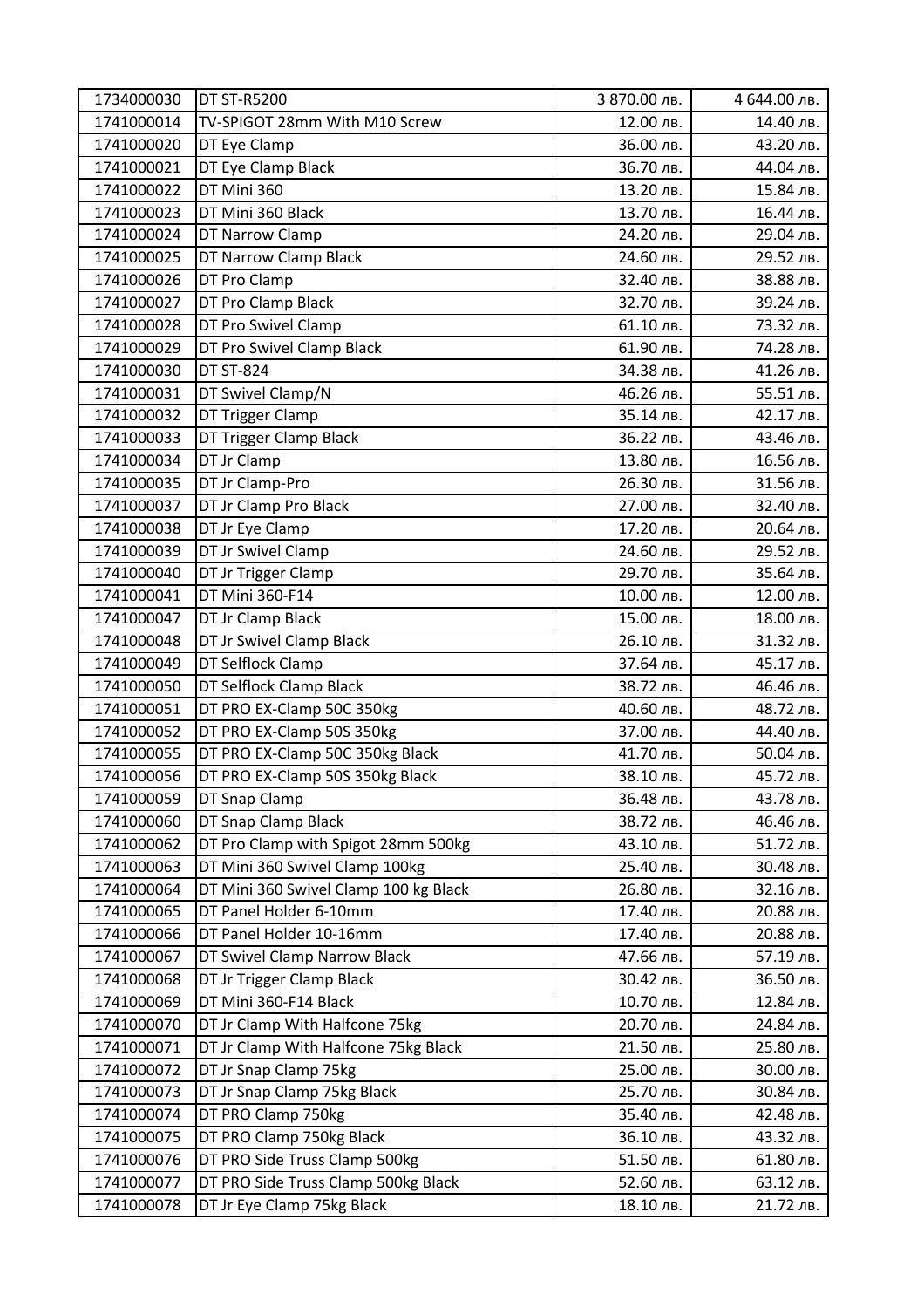| 1734000030 | DT ST-R5200 | 3 870.00 лв. | 4 644.00 лв. |
|---|---|---|---|
| 1741000014 | TV-SPIGOT 28mm With M10 Screw | 12.00 лв. | 14.40 лв. |
| 1741000020 | DT Eye Clamp | 36.00 лв. | 43.20 лв. |
| 1741000021 | DT Eye Clamp Black | 36.70 лв. | 44.04 лв. |
| 1741000022 | DT Mini 360 | 13.20 лв. | 15.84 лв. |
| 1741000023 | DT Mini 360 Black | 13.70 лв. | 16.44 лв. |
| 1741000024 | DT Narrow Clamp | 24.20 лв. | 29.04 лв. |
| 1741000025 | DT Narrow Clamp Black | 24.60 лв. | 29.52 лв. |
| 1741000026 | DT Pro Clamp | 32.40 лв. | 38.88 лв. |
| 1741000027 | DT Pro Clamp Black | 32.70 лв. | 39.24 лв. |
| 1741000028 | DT Pro Swivel Clamp | 61.10 лв. | 73.32 лв. |
| 1741000029 | DT Pro Swivel Clamp Black | 61.90 лв. | 74.28 лв. |
| 1741000030 | DT ST-824 | 34.38 лв. | 41.26 лв. |
| 1741000031 | DT Swivel Clamp/N | 46.26 лв. | 55.51 лв. |
| 1741000032 | DT Trigger Clamp | 35.14 лв. | 42.17 лв. |
| 1741000033 | DT Trigger Clamp Black | 36.22 лв. | 43.46 лв. |
| 1741000034 | DT Jr Clamp | 13.80 лв. | 16.56 лв. |
| 1741000035 | DT Jr Clamp-Pro | 26.30 лв. | 31.56 лв. |
| 1741000037 | DT Jr Clamp Pro Black | 27.00 лв. | 32.40 лв. |
| 1741000038 | DT Jr Eye Clamp | 17.20 лв. | 20.64 лв. |
| 1741000039 | DT Jr Swivel Clamp | 24.60 лв. | 29.52 лв. |
| 1741000040 | DT Jr Trigger Clamp | 29.70 лв. | 35.64 лв. |
| 1741000041 | DT Mini 360-F14 | 10.00 лв. | 12.00 лв. |
| 1741000047 | DT Jr Clamp Black | 15.00 лв. | 18.00 лв. |
| 1741000048 | DT Jr Swivel Clamp Black | 26.10 лв. | 31.32 лв. |
| 1741000049 | DT Selflock Clamp | 37.64 лв. | 45.17 лв. |
| 1741000050 | DT Selflock Clamp Black | 38.72 лв. | 46.46 лв. |
| 1741000051 | DT PRO EX-Clamp 50C 350kg | 40.60 лв. | 48.72 лв. |
| 1741000052 | DT PRO EX-Clamp 50S 350kg | 37.00 лв. | 44.40 лв. |
| 1741000055 | DT PRO EX-Clamp 50C 350kg Black | 41.70 лв. | 50.04 лв. |
| 1741000056 | DT PRO EX-Clamp 50S 350kg Black | 38.10 лв. | 45.72 лв. |
| 1741000059 | DT Snap Clamp | 36.48 лв. | 43.78 лв. |
| 1741000060 | DT Snap Clamp Black | 38.72 лв. | 46.46 лв. |
| 1741000062 | DT Pro Clamp with Spigot 28mm 500kg | 43.10 лв. | 51.72 лв. |
| 1741000063 | DT Mini 360 Swivel Clamp 100kg | 25.40 лв. | 30.48 лв. |
| 1741000064 | DT Mini 360 Swivel Clamp 100 kg Black | 26.80 лв. | 32.16 лв. |
| 1741000065 | DT Panel Holder 6-10mm | 17.40 лв. | 20.88 лв. |
| 1741000066 | DT Panel Holder 10-16mm | 17.40 лв. | 20.88 лв. |
| 1741000067 | DT Swivel Clamp Narrow Black | 47.66 лв. | 57.19 лв. |
| 1741000068 | DT Jr Trigger Clamp Black | 30.42 лв. | 36.50 лв. |
| 1741000069 | DT Mini 360-F14 Black | 10.70 лв. | 12.84 лв. |
| 1741000070 | DT Jr Clamp With Halfcone 75kg | 20.70 лв. | 24.84 лв. |
| 1741000071 | DT Jr Clamp With Halfcone 75kg Black | 21.50 лв. | 25.80 лв. |
| 1741000072 | DT Jr Snap Clamp 75kg | 25.00 лв. | 30.00 лв. |
| 1741000073 | DT Jr Snap Clamp 75kg Black | 25.70 лв. | 30.84 лв. |
| 1741000074 | DT PRO Clamp 750kg | 35.40 лв. | 42.48 лв. |
| 1741000075 | DT PRO Clamp 750kg Black | 36.10 лв. | 43.32 лв. |
| 1741000076 | DT PRO Side Truss Clamp 500kg | 51.50 лв. | 61.80 лв. |
| 1741000077 | DT PRO Side Truss Clamp 500kg Black | 52.60 лв. | 63.12 лв. |
| 1741000078 | DT Jr Eye Clamp 75kg Black | 18.10 лв. | 21.72 лв. |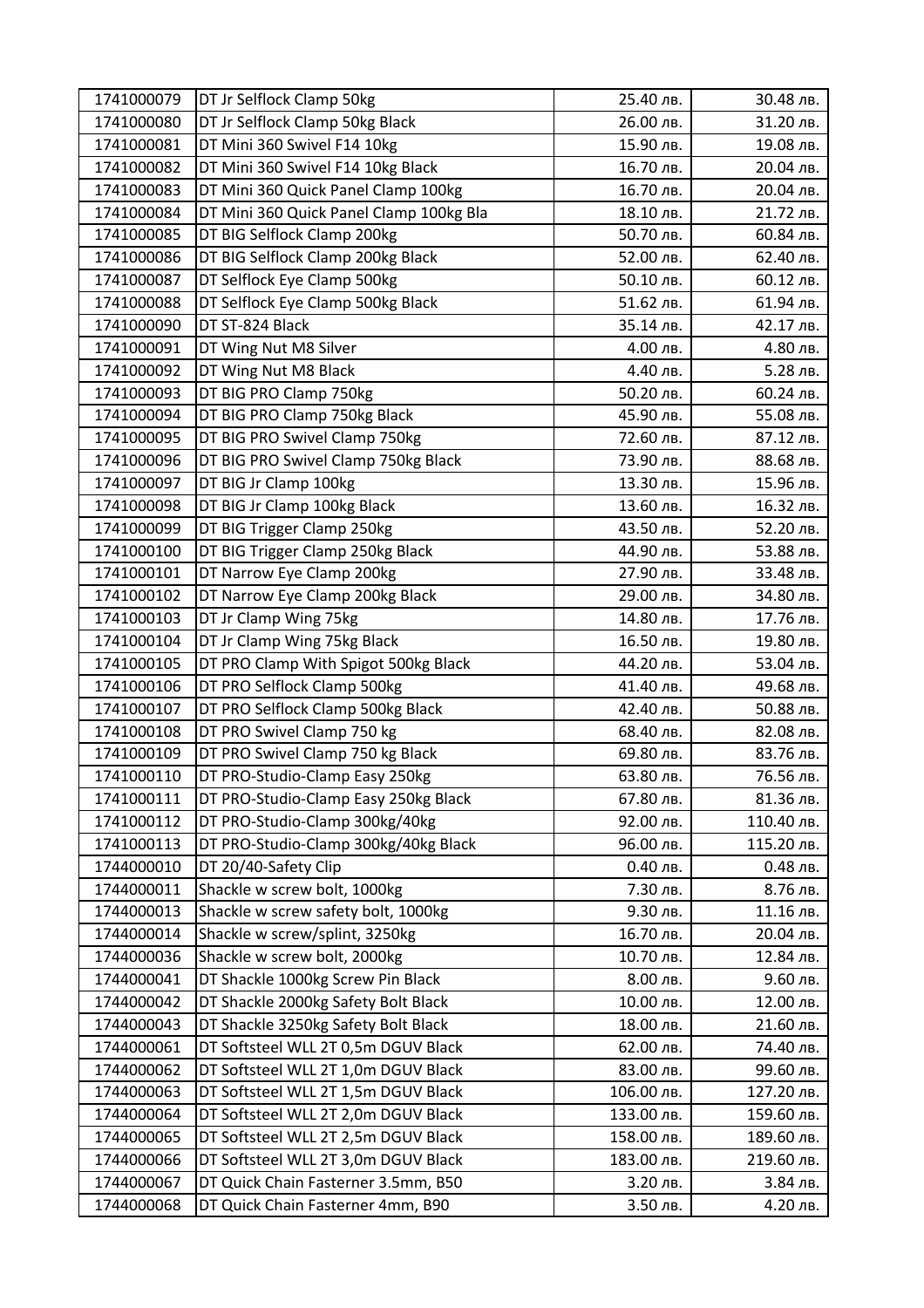| | | | |
|---|---|---|---|
| 1741000079 | DT Jr Selflock Clamp 50kg | 25.40 лв. | 30.48 лв. |
| 1741000080 | DT Jr Selflock Clamp 50kg Black | 26.00 лв. | 31.20 лв. |
| 1741000081 | DT Mini 360 Swivel F14 10kg | 15.90 лв. | 19.08 лв. |
| 1741000082 | DT Mini 360 Swivel F14 10kg Black | 16.70 лв. | 20.04 лв. |
| 1741000083 | DT Mini 360 Quick Panel Clamp 100kg | 16.70 лв. | 20.04 лв. |
| 1741000084 | DT Mini 360 Quick Panel Clamp 100kg Bla | 18.10 лв. | 21.72 лв. |
| 1741000085 | DT BIG Selflock Clamp 200kg | 50.70 лв. | 60.84 лв. |
| 1741000086 | DT BIG Selflock Clamp 200kg Black | 52.00 лв. | 62.40 лв. |
| 1741000087 | DT Selflock Eye Clamp 500kg | 50.10 лв. | 60.12 лв. |
| 1741000088 | DT Selflock Eye Clamp 500kg Black | 51.62 лв. | 61.94 лв. |
| 1741000090 | DT ST-824 Black | 35.14 лв. | 42.17 лв. |
| 1741000091 | DT Wing Nut M8 Silver | 4.00 лв. | 4.80 лв. |
| 1741000092 | DT Wing Nut M8 Black | 4.40 лв. | 5.28 лв. |
| 1741000093 | DT BIG PRO Clamp 750kg | 50.20 лв. | 60.24 лв. |
| 1741000094 | DT BIG PRO Clamp 750kg Black | 45.90 лв. | 55.08 лв. |
| 1741000095 | DT BIG PRO Swivel Clamp 750kg | 72.60 лв. | 87.12 лв. |
| 1741000096 | DT BIG PRO Swivel Clamp 750kg Black | 73.90 лв. | 88.68 лв. |
| 1741000097 | DT BIG Jr Clamp 100kg | 13.30 лв. | 15.96 лв. |
| 1741000098 | DT BIG Jr Clamp 100kg Black | 13.60 лв. | 16.32 лв. |
| 1741000099 | DT BIG Trigger Clamp 250kg | 43.50 лв. | 52.20 лв. |
| 1741000100 | DT BIG Trigger Clamp 250kg Black | 44.90 лв. | 53.88 лв. |
| 1741000101 | DT Narrow Eye Clamp 200kg | 27.90 лв. | 33.48 лв. |
| 1741000102 | DT Narrow Eye Clamp 200kg Black | 29.00 лв. | 34.80 лв. |
| 1741000103 | DT Jr Clamp Wing 75kg | 14.80 лв. | 17.76 лв. |
| 1741000104 | DT Jr Clamp Wing 75kg Black | 16.50 лв. | 19.80 лв. |
| 1741000105 | DT PRO Clamp With Spigot 500kg Black | 44.20 лв. | 53.04 лв. |
| 1741000106 | DT PRO Selflock Clamp 500kg | 41.40 лв. | 49.68 лв. |
| 1741000107 | DT PRO Selflock Clamp 500kg Black | 42.40 лв. | 50.88 лв. |
| 1741000108 | DT PRO Swivel Clamp 750 kg | 68.40 лв. | 82.08 лв. |
| 1741000109 | DT PRO Swivel Clamp 750 kg Black | 69.80 лв. | 83.76 лв. |
| 1741000110 | DT PRO-Studio-Clamp Easy 250kg | 63.80 лв. | 76.56 лв. |
| 1741000111 | DT PRO-Studio-Clamp Easy 250kg Black | 67.80 лв. | 81.36 лв. |
| 1741000112 | DT PRO-Studio-Clamp 300kg/40kg | 92.00 лв. | 110.40 лв. |
| 1741000113 | DT PRO-Studio-Clamp 300kg/40kg Black | 96.00 лв. | 115.20 лв. |
| 1744000010 | DT 20/40-Safety Clip | 0.40 лв. | 0.48 лв. |
| 1744000011 | Shackle w screw bolt, 1000kg | 7.30 лв. | 8.76 лв. |
| 1744000013 | Shackle w screw safety bolt, 1000kg | 9.30 лв. | 11.16 лв. |
| 1744000014 | Shackle w screw/splint, 3250kg | 16.70 лв. | 20.04 лв. |
| 1744000036 | Shackle w screw bolt, 2000kg | 10.70 лв. | 12.84 лв. |
| 1744000041 | DT Shackle 1000kg Screw Pin Black | 8.00 лв. | 9.60 лв. |
| 1744000042 | DT Shackle 2000kg Safety Bolt Black | 10.00 лв. | 12.00 лв. |
| 1744000043 | DT Shackle 3250kg Safety Bolt Black | 18.00 лв. | 21.60 лв. |
| 1744000061 | DT Softsteel WLL 2T 0,5m DGUV Black | 62.00 лв. | 74.40 лв. |
| 1744000062 | DT Softsteel WLL 2T 1,0m DGUV Black | 83.00 лв. | 99.60 лв. |
| 1744000063 | DT Softsteel WLL 2T 1,5m DGUV Black | 106.00 лв. | 127.20 лв. |
| 1744000064 | DT Softsteel WLL 2T 2,0m DGUV Black | 133.00 лв. | 159.60 лв. |
| 1744000065 | DT Softsteel WLL 2T 2,5m DGUV Black | 158.00 лв. | 189.60 лв. |
| 1744000066 | DT Softsteel WLL 2T 3,0m DGUV Black | 183.00 лв. | 219.60 лв. |
| 1744000067 | DT Quick Chain Fasterner 3.5mm, B50 | 3.20 лв. | 3.84 лв. |
| 1744000068 | DT Quick Chain Fasterner 4mm, B90 | 3.50 лв. | 4.20 лв. |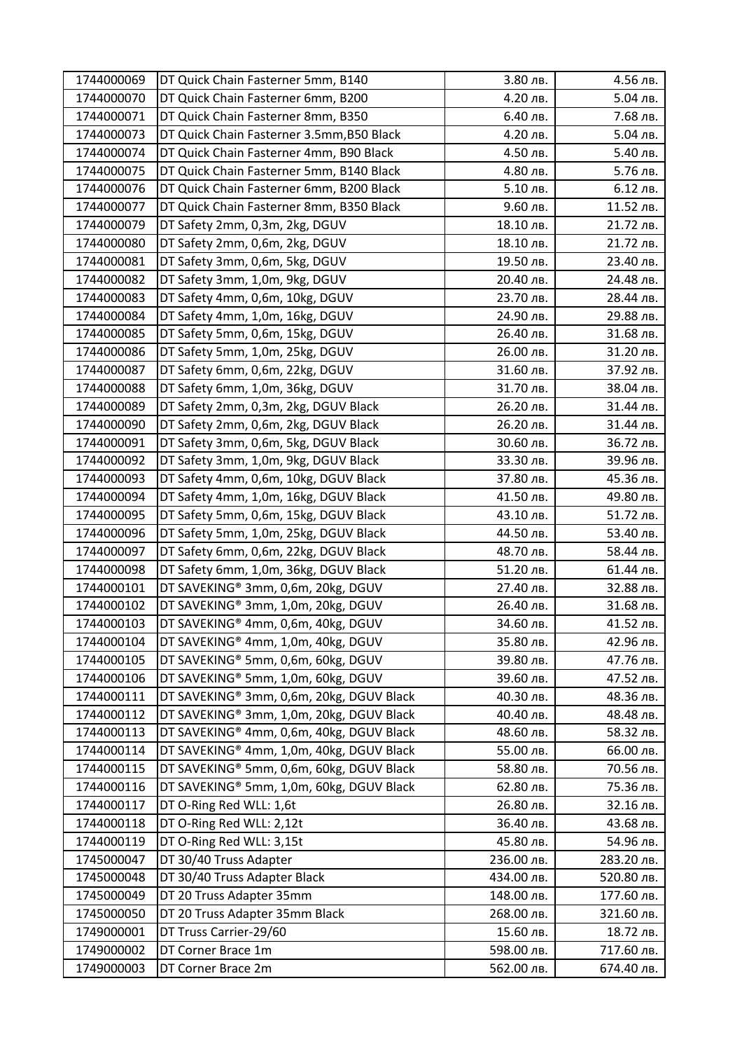| | | | |
|---|---|---|---|
| 1744000069 | DT Quick Chain Fasterner 5mm, B140 | 3.80 лв. | 4.56 лв. |
| 1744000070 | DT Quick Chain Fasterner 6mm, B200 | 4.20 лв. | 5.04 лв. |
| 1744000071 | DT Quick Chain Fasterner 8mm, B350 | 6.40 лв. | 7.68 лв. |
| 1744000073 | DT Quick Chain Fasterner 3.5mm,B50 Black | 4.20 лв. | 5.04 лв. |
| 1744000074 | DT Quick Chain Fasterner 4mm, B90 Black | 4.50 лв. | 5.40 лв. |
| 1744000075 | DT Quick Chain Fasterner 5mm, B140 Black | 4.80 лв. | 5.76 лв. |
| 1744000076 | DT Quick Chain Fasterner 6mm, B200 Black | 5.10 лв. | 6.12 лв. |
| 1744000077 | DT Quick Chain Fasterner 8mm, B350 Black | 9.60 лв. | 11.52 лв. |
| 1744000079 | DT Safety 2mm, 0,3m, 2kg, DGUV | 18.10 лв. | 21.72 лв. |
| 1744000080 | DT Safety 2mm, 0,6m, 2kg, DGUV | 18.10 лв. | 21.72 лв. |
| 1744000081 | DT Safety 3mm, 0,6m, 5kg, DGUV | 19.50 лв. | 23.40 лв. |
| 1744000082 | DT Safety 3mm, 1,0m, 9kg, DGUV | 20.40 лв. | 24.48 лв. |
| 1744000083 | DT Safety 4mm, 0,6m, 10kg, DGUV | 23.70 лв. | 28.44 лв. |
| 1744000084 | DT Safety 4mm, 1,0m, 16kg, DGUV | 24.90 лв. | 29.88 лв. |
| 1744000085 | DT Safety 5mm, 0,6m, 15kg, DGUV | 26.40 лв. | 31.68 лв. |
| 1744000086 | DT Safety 5mm, 1,0m, 25kg, DGUV | 26.00 лв. | 31.20 лв. |
| 1744000087 | DT Safety 6mm, 0,6m, 22kg, DGUV | 31.60 лв. | 37.92 лв. |
| 1744000088 | DT Safety 6mm, 1,0m, 36kg, DGUV | 31.70 лв. | 38.04 лв. |
| 1744000089 | DT Safety 2mm, 0,3m, 2kg, DGUV Black | 26.20 лв. | 31.44 лв. |
| 1744000090 | DT Safety 2mm, 0,6m, 2kg, DGUV Black | 26.20 лв. | 31.44 лв. |
| 1744000091 | DT Safety 3mm, 0,6m, 5kg, DGUV Black | 30.60 лв. | 36.72 лв. |
| 1744000092 | DT Safety 3mm, 1,0m, 9kg, DGUV Black | 33.30 лв. | 39.96 лв. |
| 1744000093 | DT Safety 4mm, 0,6m, 10kg, DGUV Black | 37.80 лв. | 45.36 лв. |
| 1744000094 | DT Safety 4mm, 1,0m, 16kg, DGUV Black | 41.50 лв. | 49.80 лв. |
| 1744000095 | DT Safety 5mm, 0,6m, 15kg, DGUV Black | 43.10 лв. | 51.72 лв. |
| 1744000096 | DT Safety 5mm, 1,0m, 25kg, DGUV Black | 44.50 лв. | 53.40 лв. |
| 1744000097 | DT Safety 6mm, 0,6m, 22kg, DGUV Black | 48.70 лв. | 58.44 лв. |
| 1744000098 | DT Safety 6mm, 1,0m, 36kg, DGUV Black | 51.20 лв. | 61.44 лв. |
| 1744000101 | DT SAVEKING® 3mm, 0,6m, 20kg, DGUV | 27.40 лв. | 32.88 лв. |
| 1744000102 | DT SAVEKING® 3mm, 1,0m, 20kg, DGUV | 26.40 лв. | 31.68 лв. |
| 1744000103 | DT SAVEKING® 4mm, 0,6m, 40kg, DGUV | 34.60 лв. | 41.52 лв. |
| 1744000104 | DT SAVEKING® 4mm, 1,0m, 40kg, DGUV | 35.80 лв. | 42.96 лв. |
| 1744000105 | DT SAVEKING® 5mm, 0,6m, 60kg, DGUV | 39.80 лв. | 47.76 лв. |
| 1744000106 | DT SAVEKING® 5mm, 1,0m, 60kg, DGUV | 39.60 лв. | 47.52 лв. |
| 1744000111 | DT SAVEKING® 3mm, 0,6m, 20kg, DGUV Black | 40.30 лв. | 48.36 лв. |
| 1744000112 | DT SAVEKING® 3mm, 1,0m, 20kg, DGUV Black | 40.40 лв. | 48.48 лв. |
| 1744000113 | DT SAVEKING® 4mm, 0,6m, 40kg, DGUV Black | 48.60 лв. | 58.32 лв. |
| 1744000114 | DT SAVEKING® 4mm, 1,0m, 40kg, DGUV Black | 55.00 лв. | 66.00 лв. |
| 1744000115 | DT SAVEKING® 5mm, 0,6m, 60kg, DGUV Black | 58.80 лв. | 70.56 лв. |
| 1744000116 | DT SAVEKING® 5mm, 1,0m, 60kg, DGUV Black | 62.80 лв. | 75.36 лв. |
| 1744000117 | DT O-Ring Red WLL: 1,6t | 26.80 лв. | 32.16 лв. |
| 1744000118 | DT O-Ring Red WLL: 2,12t | 36.40 лв. | 43.68 лв. |
| 1744000119 | DT O-Ring Red WLL: 3,15t | 45.80 лв. | 54.96 лв. |
| 1745000047 | DT 30/40 Truss Adapter | 236.00 лв. | 283.20 лв. |
| 1745000048 | DT 30/40 Truss Adapter Black | 434.00 лв. | 520.80 лв. |
| 1745000049 | DT 20 Truss Adapter 35mm | 148.00 лв. | 177.60 лв. |
| 1745000050 | DT 20 Truss Adapter 35mm Black | 268.00 лв. | 321.60 лв. |
| 1749000001 | DT Truss Carrier-29/60 | 15.60 лв. | 18.72 лв. |
| 1749000002 | DT Corner Brace 1m | 598.00 лв. | 717.60 лв. |
| 1749000003 | DT Corner Brace 2m | 562.00 лв. | 674.40 лв. |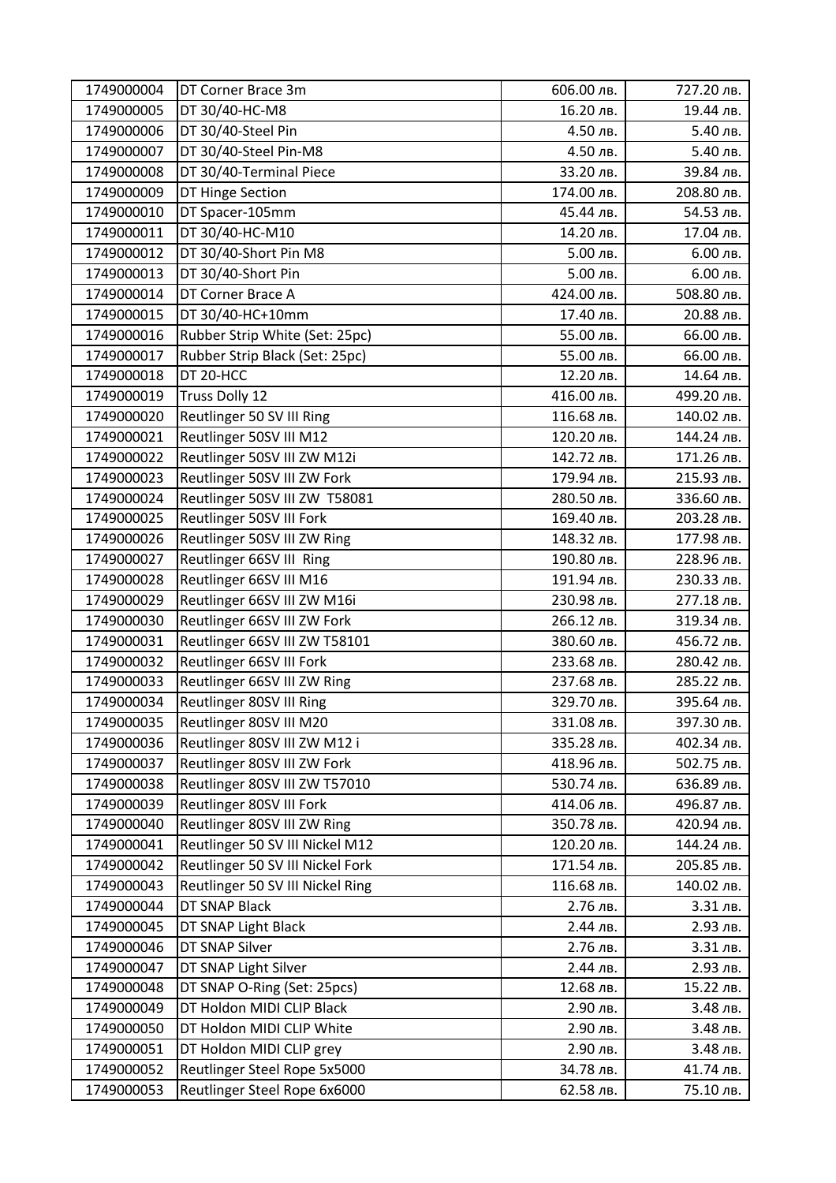| 1749000004 | DT Corner Brace 3m | 606.00 лв. | 727.20 лв. |
|---|---|---|---|
| 1749000005 | DT 30/40-HC-M8 | 16.20 лв. | 19.44 лв. |
| 1749000006 | DT 30/40-Steel Pin | 4.50 лв. | 5.40 лв. |
| 1749000007 | DT 30/40-Steel Pin-M8 | 4.50 лв. | 5.40 лв. |
| 1749000008 | DT 30/40-Terminal Piece | 33.20 лв. | 39.84 лв. |
| 1749000009 | DT Hinge Section | 174.00 лв. | 208.80 лв. |
| 1749000010 | DT Spacer-105mm | 45.44 лв. | 54.53 лв. |
| 1749000011 | DT 30/40-HC-M10 | 14.20 лв. | 17.04 лв. |
| 1749000012 | DT 30/40-Short Pin M8 | 5.00 лв. | 6.00 лв. |
| 1749000013 | DT 30/40-Short Pin | 5.00 лв. | 6.00 лв. |
| 1749000014 | DT Corner Brace A | 424.00 лв. | 508.80 лв. |
| 1749000015 | DT 30/40-HC+10mm | 17.40 лв. | 20.88 лв. |
| 1749000016 | Rubber Strip White (Set: 25pc) | 55.00 лв. | 66.00 лв. |
| 1749000017 | Rubber Strip Black (Set: 25pc) | 55.00 лв. | 66.00 лв. |
| 1749000018 | DT 20-HCC | 12.20 лв. | 14.64 лв. |
| 1749000019 | Truss Dolly 12 | 416.00 лв. | 499.20 лв. |
| 1749000020 | Reutlinger 50 SV III Ring | 116.68 лв. | 140.02 лв. |
| 1749000021 | Reutlinger 50SV III M12 | 120.20 лв. | 144.24 лв. |
| 1749000022 | Reutlinger 50SV III ZW M12i | 142.72 лв. | 171.26 лв. |
| 1749000023 | Reutlinger 50SV III ZW Fork | 179.94 лв. | 215.93 лв. |
| 1749000024 | Reutlinger 50SV III ZW T58081 | 280.50 лв. | 336.60 лв. |
| 1749000025 | Reutlinger 50SV III Fork | 169.40 лв. | 203.28 лв. |
| 1749000026 | Reutlinger 50SV III ZW Ring | 148.32 лв. | 177.98 лв. |
| 1749000027 | Reutlinger 66SV III Ring | 190.80 лв. | 228.96 лв. |
| 1749000028 | Reutlinger 66SV III M16 | 191.94 лв. | 230.33 лв. |
| 1749000029 | Reutlinger 66SV III ZW M16i | 230.98 лв. | 277.18 лв. |
| 1749000030 | Reutlinger 66SV III ZW Fork | 266.12 лв. | 319.34 лв. |
| 1749000031 | Reutlinger 66SV III ZW T58101 | 380.60 лв. | 456.72 лв. |
| 1749000032 | Reutlinger 66SV III Fork | 233.68 лв. | 280.42 лв. |
| 1749000033 | Reutlinger 66SV III ZW Ring | 237.68 лв. | 285.22 лв. |
| 1749000034 | Reutlinger 80SV III Ring | 329.70 лв. | 395.64 лв. |
| 1749000035 | Reutlinger 80SV III M20 | 331.08 лв. | 397.30 лв. |
| 1749000036 | Reutlinger 80SV III ZW M12 i | 335.28 лв. | 402.34 лв. |
| 1749000037 | Reutlinger 80SV III ZW Fork | 418.96 лв. | 502.75 лв. |
| 1749000038 | Reutlinger 80SV III ZW T57010 | 530.74 лв. | 636.89 лв. |
| 1749000039 | Reutlinger 80SV III Fork | 414.06 лв. | 496.87 лв. |
| 1749000040 | Reutlinger 80SV III ZW Ring | 350.78 лв. | 420.94 лв. |
| 1749000041 | Reutlinger 50 SV III Nickel M12 | 120.20 лв. | 144.24 лв. |
| 1749000042 | Reutlinger 50 SV III Nickel Fork | 171.54 лв. | 205.85 лв. |
| 1749000043 | Reutlinger 50 SV III Nickel Ring | 116.68 лв. | 140.02 лв. |
| 1749000044 | DT SNAP Black | 2.76 лв. | 3.31 лв. |
| 1749000045 | DT SNAP Light Black | 2.44 лв. | 2.93 лв. |
| 1749000046 | DT SNAP Silver | 2.76 лв. | 3.31 лв. |
| 1749000047 | DT SNAP Light Silver | 2.44 лв. | 2.93 лв. |
| 1749000048 | DT SNAP O-Ring (Set: 25pcs) | 12.68 лв. | 15.22 лв. |
| 1749000049 | DT Holdon MIDI CLIP Black | 2.90 лв. | 3.48 лв. |
| 1749000050 | DT Holdon MIDI CLIP White | 2.90 лв. | 3.48 лв. |
| 1749000051 | DT Holdon MIDI CLIP grey | 2.90 лв. | 3.48 лв. |
| 1749000052 | Reutlinger Steel Rope 5x5000 | 34.78 лв. | 41.74 лв. |
| 1749000053 | Reutlinger Steel Rope 6x6000 | 62.58 лв. | 75.10 лв. |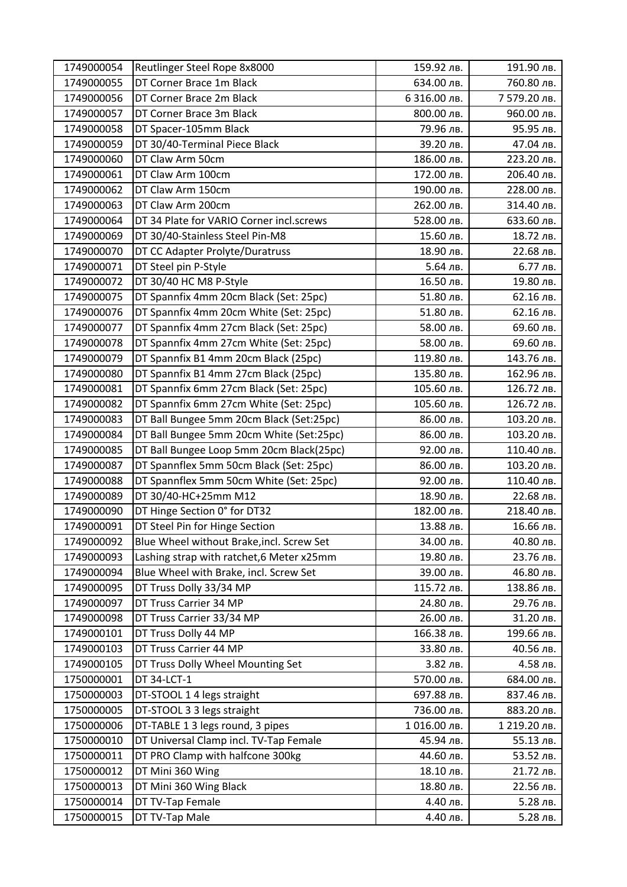| | | | |
|---|---|---|---|
| 1749000054 | Reutlinger Steel Rope 8x8000 | 159.92 лв. | 191.90 лв. |
| 1749000055 | DT Corner Brace 1m Black | 634.00 лв. | 760.80 лв. |
| 1749000056 | DT Corner Brace 2m Black | 6 316.00 лв. | 7 579.20 лв. |
| 1749000057 | DT Corner Brace 3m Black | 800.00 лв. | 960.00 лв. |
| 1749000058 | DT Spacer-105mm Black | 79.96 лв. | 95.95 лв. |
| 1749000059 | DT 30/40-Terminal Piece Black | 39.20 лв. | 47.04 лв. |
| 1749000060 | DT Claw Arm 50cm | 186.00 лв. | 223.20 лв. |
| 1749000061 | DT Claw Arm 100cm | 172.00 лв. | 206.40 лв. |
| 1749000062 | DT Claw Arm 150cm | 190.00 лв. | 228.00 лв. |
| 1749000063 | DT Claw Arm 200cm | 262.00 лв. | 314.40 лв. |
| 1749000064 | DT 34 Plate for VARIO Corner incl.screws | 528.00 лв. | 633.60 лв. |
| 1749000069 | DT 30/40-Stainless Steel Pin-M8 | 15.60 лв. | 18.72 лв. |
| 1749000070 | DT CC Adapter Prolyte/Duratruss | 18.90 лв. | 22.68 лв. |
| 1749000071 | DT Steel pin P-Style | 5.64 лв. | 6.77 лв. |
| 1749000072 | DT 30/40 HC M8 P-Style | 16.50 лв. | 19.80 лв. |
| 1749000075 | DT Spannfix 4mm 20cm Black (Set: 25pc) | 51.80 лв. | 62.16 лв. |
| 1749000076 | DT Spannfix 4mm 20cm White (Set: 25pc) | 51.80 лв. | 62.16 лв. |
| 1749000077 | DT Spannfix 4mm 27cm Black (Set: 25pc) | 58.00 лв. | 69.60 лв. |
| 1749000078 | DT Spannfix 4mm 27cm White (Set: 25pc) | 58.00 лв. | 69.60 лв. |
| 1749000079 | DT Spannfix B1 4mm 20cm Black (25pc) | 119.80 лв. | 143.76 лв. |
| 1749000080 | DT Spannfix B1 4mm 27cm Black (25pc) | 135.80 лв. | 162.96 лв. |
| 1749000081 | DT Spannfix 6mm 27cm Black (Set: 25pc) | 105.60 лв. | 126.72 лв. |
| 1749000082 | DT Spannfix 6mm 27cm White (Set: 25pc) | 105.60 лв. | 126.72 лв. |
| 1749000083 | DT Ball Bungee 5mm 20cm Black (Set:25pc) | 86.00 лв. | 103.20 лв. |
| 1749000084 | DT Ball Bungee 5mm 20cm White (Set:25pc) | 86.00 лв. | 103.20 лв. |
| 1749000085 | DT Ball Bungee Loop 5mm 20cm Black(25pc) | 92.00 лв. | 110.40 лв. |
| 1749000087 | DT Spannflex 5mm 50cm Black (Set: 25pc) | 86.00 лв. | 103.20 лв. |
| 1749000088 | DT Spannflex 5mm 50cm White (Set: 25pc) | 92.00 лв. | 110.40 лв. |
| 1749000089 | DT 30/40-HC+25mm M12 | 18.90 лв. | 22.68 лв. |
| 1749000090 | DT Hinge Section 0° for DT32 | 182.00 лв. | 218.40 лв. |
| 1749000091 | DT Steel Pin for Hinge Section | 13.88 лв. | 16.66 лв. |
| 1749000092 | Blue Wheel without Brake,incl. Screw Set | 34.00 лв. | 40.80 лв. |
| 1749000093 | Lashing strap with ratchet,6 Meter x25mm | 19.80 лв. | 23.76 лв. |
| 1749000094 | Blue Wheel with Brake, incl. Screw Set | 39.00 лв. | 46.80 лв. |
| 1749000095 | DT Truss Dolly 33/34 MP | 115.72 лв. | 138.86 лв. |
| 1749000097 | DT Truss Carrier 34 MP | 24.80 лв. | 29.76 лв. |
| 1749000098 | DT Truss Carrier 33/34 MP | 26.00 лв. | 31.20 лв. |
| 1749000101 | DT Truss Dolly 44 MP | 166.38 лв. | 199.66 лв. |
| 1749000103 | DT Truss Carrier 44 MP | 33.80 лв. | 40.56 лв. |
| 1749000105 | DT Truss Dolly Wheel Mounting Set | 3.82 лв. | 4.58 лв. |
| 1750000001 | DT 34-LCT-1 | 570.00 лв. | 684.00 лв. |
| 1750000003 | DT-STOOL 1 4 legs straight | 697.88 лв. | 837.46 лв. |
| 1750000005 | DT-STOOL 3 3 legs straight | 736.00 лв. | 883.20 лв. |
| 1750000006 | DT-TABLE 1 3 legs round, 3 pipes | 1 016.00 лв. | 1 219.20 лв. |
| 1750000010 | DT Universal Clamp incl. TV-Tap Female | 45.94 лв. | 55.13 лв. |
| 1750000011 | DT PRO Clamp with halfcone 300kg | 44.60 лв. | 53.52 лв. |
| 1750000012 | DT Mini 360 Wing | 18.10 лв. | 21.72 лв. |
| 1750000013 | DT Mini 360 Wing Black | 18.80 лв. | 22.56 лв. |
| 1750000014 | DT TV-Tap Female | 4.40 лв. | 5.28 лв. |
| 1750000015 | DT TV-Tap Male | 4.40 лв. | 5.28 лв. |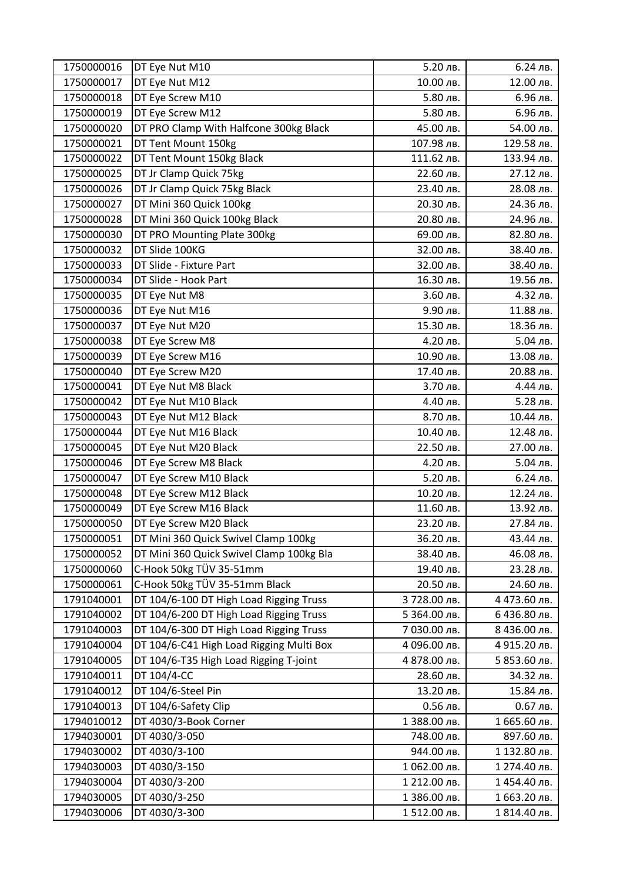| 1750000016 | DT Eye Nut M10 | 5.20 лв. | 6.24 лв. |
|---|---|---|---|
| 1750000017 | DT Eye Nut M12 | 10.00 лв. | 12.00 лв. |
| 1750000018 | DT Eye Screw M10 | 5.80 лв. | 6.96 лв. |
| 1750000019 | DT Eye Screw M12 | 5.80 лв. | 6.96 лв. |
| 1750000020 | DT PRO Clamp With Halfcone 300kg Black | 45.00 лв. | 54.00 лв. |
| 1750000021 | DT Tent Mount 150kg | 107.98 лв. | 129.58 лв. |
| 1750000022 | DT Tent Mount 150kg Black | 111.62 лв. | 133.94 лв. |
| 1750000025 | DT Jr Clamp Quick 75kg | 22.60 лв. | 27.12 лв. |
| 1750000026 | DT Jr Clamp Quick 75kg Black | 23.40 лв. | 28.08 лв. |
| 1750000027 | DT Mini 360 Quick 100kg | 20.30 лв. | 24.36 лв. |
| 1750000028 | DT Mini 360 Quick 100kg Black | 20.80 лв. | 24.96 лв. |
| 1750000030 | DT PRO Mounting Plate 300kg | 69.00 лв. | 82.80 лв. |
| 1750000032 | DT Slide 100KG | 32.00 лв. | 38.40 лв. |
| 1750000033 | DT Slide - Fixture Part | 32.00 лв. | 38.40 лв. |
| 1750000034 | DT Slide - Hook Part | 16.30 лв. | 19.56 лв. |
| 1750000035 | DT Eye Nut M8 | 3.60 лв. | 4.32 лв. |
| 1750000036 | DT Eye Nut M16 | 9.90 лв. | 11.88 лв. |
| 1750000037 | DT Eye Nut M20 | 15.30 лв. | 18.36 лв. |
| 1750000038 | DT Eye Screw M8 | 4.20 лв. | 5.04 лв. |
| 1750000039 | DT Eye Screw M16 | 10.90 лв. | 13.08 лв. |
| 1750000040 | DT Eye Screw M20 | 17.40 лв. | 20.88 лв. |
| 1750000041 | DT Eye Nut M8 Black | 3.70 лв. | 4.44 лв. |
| 1750000042 | DT Eye Nut M10 Black | 4.40 лв. | 5.28 лв. |
| 1750000043 | DT Eye Nut M12 Black | 8.70 лв. | 10.44 лв. |
| 1750000044 | DT Eye Nut M16 Black | 10.40 лв. | 12.48 лв. |
| 1750000045 | DT Eye Nut M20 Black | 22.50 лв. | 27.00 лв. |
| 1750000046 | DT Eye Screw M8 Black | 4.20 лв. | 5.04 лв. |
| 1750000047 | DT Eye Screw M10 Black | 5.20 лв. | 6.24 лв. |
| 1750000048 | DT Eye Screw M12 Black | 10.20 лв. | 12.24 лв. |
| 1750000049 | DT Eye Screw M16 Black | 11.60 лв. | 13.92 лв. |
| 1750000050 | DT Eye Screw M20 Black | 23.20 лв. | 27.84 лв. |
| 1750000051 | DT Mini 360 Quick Swivel Clamp 100kg | 36.20 лв. | 43.44 лв. |
| 1750000052 | DT Mini 360 Quick Swivel Clamp 100kg Bla | 38.40 лв. | 46.08 лв. |
| 1750000060 | C-Hook 50kg TÜV 35-51mm | 19.40 лв. | 23.28 лв. |
| 1750000061 | C-Hook 50kg TÜV 35-51mm Black | 20.50 лв. | 24.60 лв. |
| 1791040001 | DT 104/6-100 DT High Load Rigging Truss | 3 728.00 лв. | 4 473.60 лв. |
| 1791040002 | DT 104/6-200 DT High Load Rigging Truss | 5 364.00 лв. | 6 436.80 лв. |
| 1791040003 | DT 104/6-300 DT High Load Rigging Truss | 7 030.00 лв. | 8 436.00 лв. |
| 1791040004 | DT 104/6-C41 High Load Rigging Multi Box | 4 096.00 лв. | 4 915.20 лв. |
| 1791040005 | DT 104/6-T35 High Load Rigging T-joint | 4 878.00 лв. | 5 853.60 лв. |
| 1791040011 | DT 104/4-CC | 28.60 лв. | 34.32 лв. |
| 1791040012 | DT 104/6-Steel Pin | 13.20 лв. | 15.84 лв. |
| 1791040013 | DT 104/6-Safety Clip | 0.56 лв. | 0.67 лв. |
| 1794010012 | DT 4030/3-Book Corner | 1 388.00 лв. | 1 665.60 лв. |
| 1794030001 | DT 4030/3-050 | 748.00 лв. | 897.60 лв. |
| 1794030002 | DT 4030/3-100 | 944.00 лв. | 1 132.80 лв. |
| 1794030003 | DT 4030/3-150 | 1 062.00 лв. | 1 274.40 лв. |
| 1794030004 | DT 4030/3-200 | 1 212.00 лв. | 1 454.40 лв. |
| 1794030005 | DT 4030/3-250 | 1 386.00 лв. | 1 663.20 лв. |
| 1794030006 | DT 4030/3-300 | 1 512.00 лв. | 1 814.40 лв. |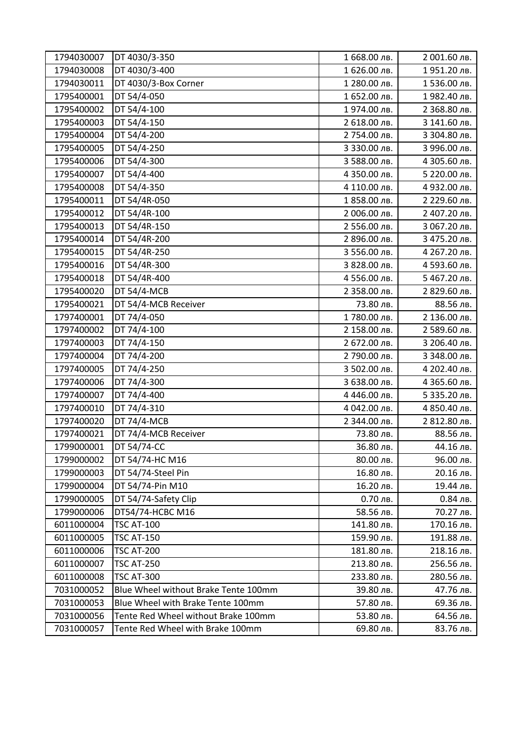| | | | |
|---|---|---|---|
| 1794030007 | DT 4030/3-350 | 1 668.00 лв. | 2 001.60 лв. |
| 1794030008 | DT 4030/3-400 | 1 626.00 лв. | 1 951.20 лв. |
| 1794030011 | DT 4030/3-Box Corner | 1 280.00 лв. | 1 536.00 лв. |
| 1795400001 | DT 54/4-050 | 1 652.00 лв. | 1 982.40 лв. |
| 1795400002 | DT 54/4-100 | 1 974.00 лв. | 2 368.80 лв. |
| 1795400003 | DT 54/4-150 | 2 618.00 лв. | 3 141.60 лв. |
| 1795400004 | DT 54/4-200 | 2 754.00 лв. | 3 304.80 лв. |
| 1795400005 | DT 54/4-250 | 3 330.00 лв. | 3 996.00 лв. |
| 1795400006 | DT 54/4-300 | 3 588.00 лв. | 4 305.60 лв. |
| 1795400007 | DT 54/4-400 | 4 350.00 лв. | 5 220.00 лв. |
| 1795400008 | DT 54/4-350 | 4 110.00 лв. | 4 932.00 лв. |
| 1795400011 | DT 54/4R-050 | 1 858.00 лв. | 2 229.60 лв. |
| 1795400012 | DT 54/4R-100 | 2 006.00 лв. | 2 407.20 лв. |
| 1795400013 | DT 54/4R-150 | 2 556.00 лв. | 3 067.20 лв. |
| 1795400014 | DT 54/4R-200 | 2 896.00 лв. | 3 475.20 лв. |
| 1795400015 | DT 54/4R-250 | 3 556.00 лв. | 4 267.20 лв. |
| 1795400016 | DT 54/4R-300 | 3 828.00 лв. | 4 593.60 лв. |
| 1795400018 | DT 54/4R-400 | 4 556.00 лв. | 5 467.20 лв. |
| 1795400020 | DT 54/4-MCB | 2 358.00 лв. | 2 829.60 лв. |
| 1795400021 | DT 54/4-MCB Receiver | 73.80 лв. | 88.56 лв. |
| 1797400001 | DT 74/4-050 | 1 780.00 лв. | 2 136.00 лв. |
| 1797400002 | DT 74/4-100 | 2 158.00 лв. | 2 589.60 лв. |
| 1797400003 | DT 74/4-150 | 2 672.00 лв. | 3 206.40 лв. |
| 1797400004 | DT 74/4-200 | 2 790.00 лв. | 3 348.00 лв. |
| 1797400005 | DT 74/4-250 | 3 502.00 лв. | 4 202.40 лв. |
| 1797400006 | DT 74/4-300 | 3 638.00 лв. | 4 365.60 лв. |
| 1797400007 | DT 74/4-400 | 4 446.00 лв. | 5 335.20 лв. |
| 1797400010 | DT 74/4-310 | 4 042.00 лв. | 4 850.40 лв. |
| 1797400020 | DT 74/4-MCB | 2 344.00 лв. | 2 812.80 лв. |
| 1797400021 | DT 74/4-MCB Receiver | 73.80 лв. | 88.56 лв. |
| 1799000001 | DT 54/74-CC | 36.80 лв. | 44.16 лв. |
| 1799000002 | DT 54/74-HC M16 | 80.00 лв. | 96.00 лв. |
| 1799000003 | DT 54/74-Steel Pin | 16.80 лв. | 20.16 лв. |
| 1799000004 | DT 54/74-Pin M10 | 16.20 лв. | 19.44 лв. |
| 1799000005 | DT 54/74-Safety Clip | 0.70 лв. | 0.84 лв. |
| 1799000006 | DT54/74-HCBC M16 | 58.56 лв. | 70.27 лв. |
| 6011000004 | TSC AT-100 | 141.80 лв. | 170.16 лв. |
| 6011000005 | TSC AT-150 | 159.90 лв. | 191.88 лв. |
| 6011000006 | TSC AT-200 | 181.80 лв. | 218.16 лв. |
| 6011000007 | TSC AT-250 | 213.80 лв. | 256.56 лв. |
| 6011000008 | TSC AT-300 | 233.80 лв. | 280.56 лв. |
| 7031000052 | Blue Wheel without Brake Tente 100mm | 39.80 лв. | 47.76 лв. |
| 7031000053 | Blue Wheel with Brake Tente 100mm | 57.80 лв. | 69.36 лв. |
| 7031000056 | Tente Red Wheel without Brake 100mm | 53.80 лв. | 64.56 лв. |
| 7031000057 | Tente Red Wheel with Brake 100mm | 69.80 лв. | 83.76 лв. |